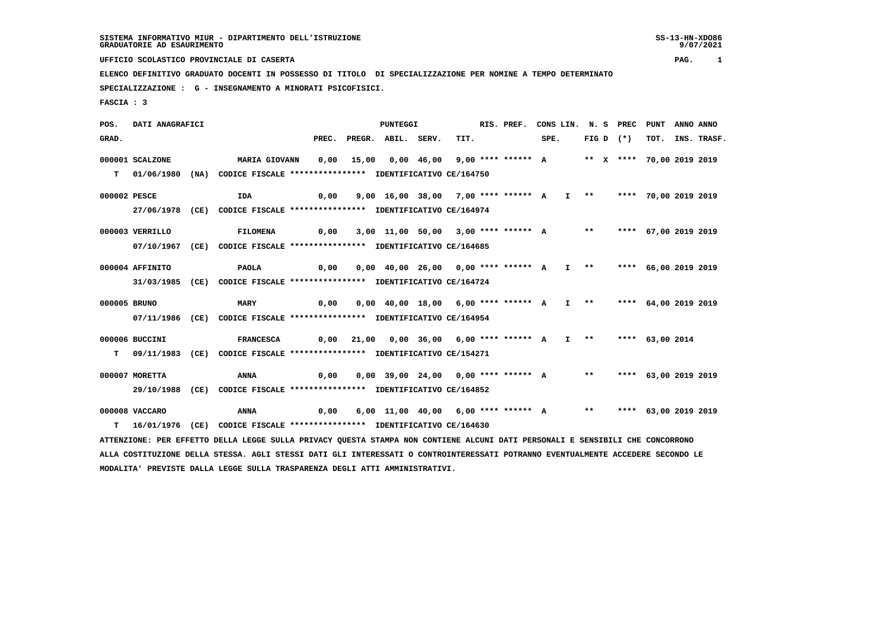SISTEMA INFORMATIVO MIUR - DIPARTIMENTO DELL'ISTRUZIONE
GRADUATORIE AD ESAURIMENTO

UFFICIO SCOLASTICO PROVINCIALE DI CASERTA

ELENCO DEFINITIVO GRADUATO DOCENTI IN POSSESSO DI TITOLO DI SPECIALIZZAZIONE PER NOMINE A TEMPO DETERMINATO

SPECIALIZZAZIONE : G - INSEGNAMENTO A MINORATI PSICOFISICI.

FASCIA : 3

| POS. GRAD. | DATI ANAGRAFICI | | PUNTEGGI PREC. | PREGR. | ABIL. | SERV. | TIT. | RIS. PREF. | CONS LIN. SPE. | N. S FIG D | PREC (*) | PUNT TOT. | ANNO INS. | ANNO TRASF. |
|---|---|---|---|---|---|---|---|---|---|---|---|---|---|---|
| 000001 | SCALZONE | MARIA GIOVANN | 0,00 | 15,00 | 0,00 | 46,00 | 9,00 | **** ****** A | | ** X | **** | 70,00 | 2019 | 2019 |
| T | 01/06/1980 (NA) | CODICE FISCALE **************** IDENTIFICATIVO CE/164750 | | | | | | | | | | | | |
| 000002 | PESCE | IDA | 0,00 | 9,00 | 16,00 | 38,00 | 7,00 | **** ****** A | I | ** | **** | 70,00 | 2019 | 2019 |
| | 27/06/1978 (CE) | CODICE FISCALE **************** IDENTIFICATIVO CE/164974 | | | | | | | | | | | | |
| 000003 | VERRILLO | FILOMENA | 0,00 | 3,00 | 11,00 | 50,00 | 3,00 | **** ****** A | | ** | **** | 67,00 | 2019 | 2019 |
| | 07/10/1967 (CE) | CODICE FISCALE **************** IDENTIFICATIVO CE/164685 | | | | | | | | | | | | |
| 000004 | AFFINITO | PAOLA | 0,00 | 0,00 | 40,00 | 26,00 | 0,00 | **** ****** A | I | ** | **** | 66,00 | 2019 | 2019 |
| | 31/03/1985 (CE) | CODICE FISCALE **************** IDENTIFICATIVO CE/164724 | | | | | | | | | | | | |
| 000005 | BRUNO | MARY | 0,00 | 0,00 | 40,00 | 18,00 | 6,00 | **** ****** A | I | ** | **** | 64,00 | 2019 | 2019 |
| | 07/11/1986 (CE) | CODICE FISCALE **************** IDENTIFICATIVO CE/164954 | | | | | | | | | | | | |
| 000006 | BUCCINI | FRANCESCA | 0,00 | 21,00 | 0,00 | 36,00 | 6,00 | **** ****** A | I | ** | **** | 63,00 | 2014 | |
| T | 09/11/1983 (CE) | CODICE FISCALE **************** IDENTIFICATIVO CE/154271 | | | | | | | | | | | | |
| 000007 | MORETTA | ANNA | 0,00 | 0,00 | 39,00 | 24,00 | 0,00 | **** ****** A | | ** | **** | 63,00 | 2019 | 2019 |
| | 29/10/1988 (CE) | CODICE FISCALE **************** IDENTIFICATIVO CE/164852 | | | | | | | | | | | | |
| 000008 | VACCARO | ANNA | 0,00 | 6,00 | 11,00 | 40,00 | 6,00 | **** ****** A | | ** | **** | 63,00 | 2019 | 2019 |
| T | 16/01/1976 (CE) | CODICE FISCALE **************** IDENTIFICATIVO CE/164630 | | | | | | | | | | | | |

ATTENZIONE: PER EFFETTO DELLA LEGGE SULLA PRIVACY QUESTA STAMPA NON CONTIENE ALCUNI DATI PERSONALI E SENSIBILI CHE CONCORRONO ALLA COSTITUZIONE DELLA STESSA. AGLI STESSI DATI GLI INTERESSATI O CONTROINTERESSATI POTRANNO EVENTUALMENTE ACCEDERE SECONDO LE MODALITA' PREVISTE DALLA LEGGE SULLA TRASPARENZA DEGLI ATTI AMMINISTRATIVI.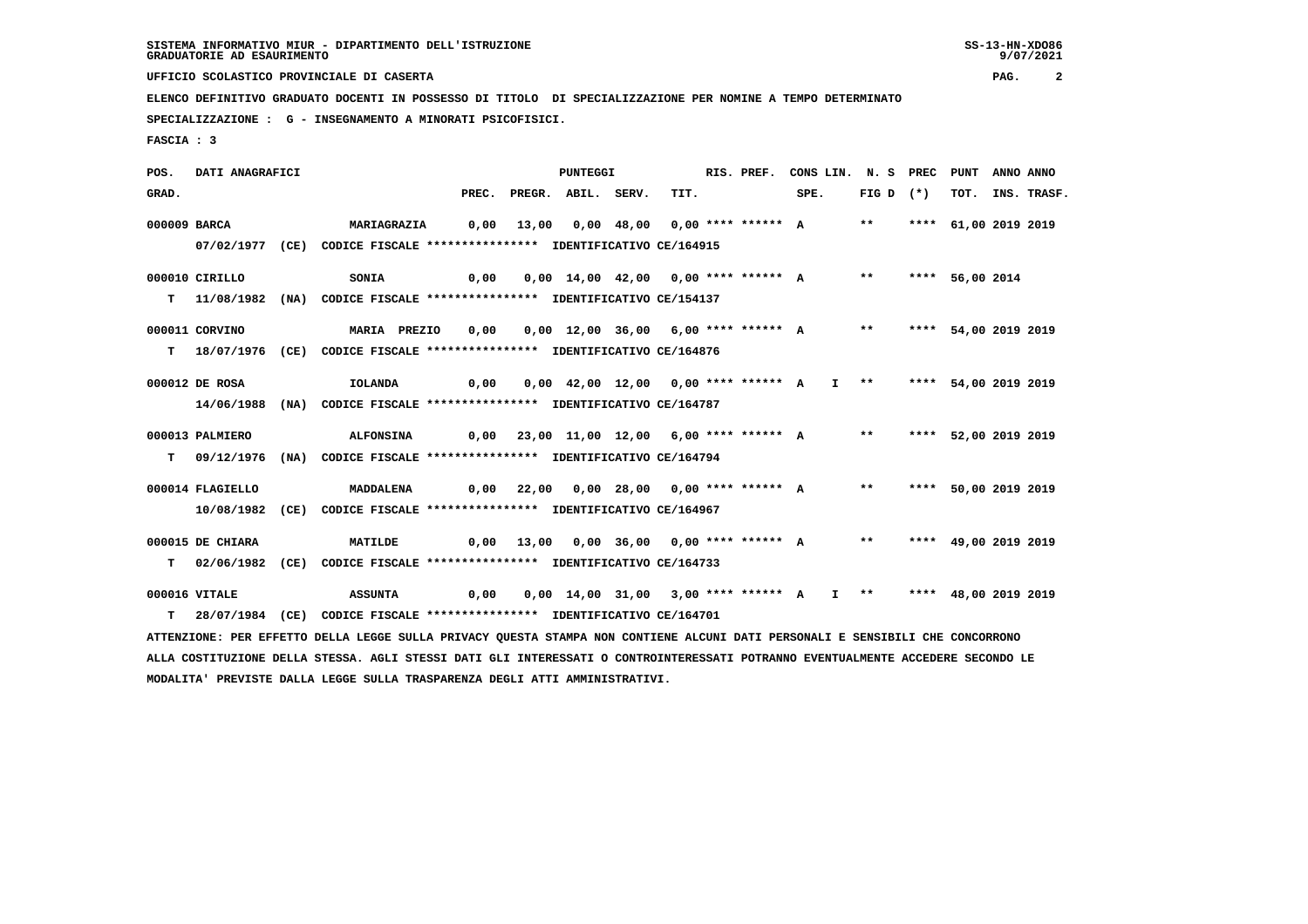SISTEMA INFORMATIVO MIUR - DIPARTIMENTO DELL'ISTRUZIONE
GRADUATORIE AD ESAURIMENTO

UFFICIO SCOLASTICO PROVINCIALE DI CASERTA

ELENCO DEFINITIVO GRADUATO DOCENTI IN POSSESSO DI TITOLO DI SPECIALIZZAZIONE PER NOMINE A TEMPO DETERMINATO

SPECIALIZZAZIONE : G - INSEGNAMENTO A MINORATI PSICOFISICI.

FASCIA : 3

| POS. GRAD. | DATI ANAGRAFICI | | PREC. | PREGR. | ABIL. | SERV. | TIT. | RIS. PREF. | CONS LIN. SPE. | N. S FIG D | PREC (*) | PUNT TOT. | ANNO INS. | ANNO TRASF. |
|---|---|---|---|---|---|---|---|---|---|---|---|---|---|---|
| 000009 | BARCA | MARIAGRAZIA | 0,00 | 13,00 | 0,00 | 48,00 | 0,00 | **** ****** A | | ** | **** | 61,00 | 2019 | 2019 |
| | 07/02/1977 (CE) CODICE FISCALE **************** IDENTIFICATIVO CE/164915 | | | | | | | | | | | | | |
| 000010 | CIRILLO | SONIA | 0,00 | 0,00 | 14,00 | 42,00 | 0,00 | **** ****** A | | ** | **** | 56,00 | 2014 | |
| T | 11/08/1982 (NA) CODICE FISCALE **************** IDENTIFICATIVO CE/154137 | | | | | | | | | | | | | |
| 000011 | CORVINO | MARIA PREZIO | 0,00 | 0,00 | 12,00 | 36,00 | 6,00 | **** ****** A | | ** | **** | 54,00 | 2019 | 2019 |
| T | 18/07/1976 (CE) CODICE FISCALE **************** IDENTIFICATIVO CE/164876 | | | | | | | | | | | | | |
| 000012 | DE ROSA | IOLANDA | 0,00 | 0,00 | 42,00 | 12,00 | 0,00 | **** ****** A | I | ** | **** | 54,00 | 2019 | 2019 |
| | 14/06/1988 (NA) CODICE FISCALE **************** IDENTIFICATIVO CE/164787 | | | | | | | | | | | | | |
| 000013 | PALMIERO | ALFONSINA | 0,00 | 23,00 | 11,00 | 12,00 | 6,00 | **** ****** A | | ** | **** | 52,00 | 2019 | 2019 |
| T | 09/12/1976 (NA) CODICE FISCALE **************** IDENTIFICATIVO CE/164794 | | | | | | | | | | | | | |
| 000014 | FLAGIELLO | MADDALENA | 0,00 | 22,00 | 0,00 | 28,00 | 0,00 | **** ****** A | | ** | **** | 50,00 | 2019 | 2019 |
| | 10/08/1982 (CE) CODICE FISCALE **************** IDENTIFICATIVO CE/164967 | | | | | | | | | | | | | |
| 000015 | DE CHIARA | MATILDE | 0,00 | 13,00 | 0,00 | 36,00 | 0,00 | **** ****** A | | ** | **** | 49,00 | 2019 | 2019 |
| T | 02/06/1982 (CE) CODICE FISCALE **************** IDENTIFICATIVO CE/164733 | | | | | | | | | | | | | |
| 000016 | VITALE | ASSUNTA | 0,00 | 0,00 | 14,00 | 31,00 | 3,00 | **** ****** A | I | ** | **** | 48,00 | 2019 | 2019 |
| T | 28/07/1984 (CE) CODICE FISCALE **************** IDENTIFICATIVO CE/164701 | | | | | | | | | | | | | |

ATTENZIONE: PER EFFETTO DELLA LEGGE SULLA PRIVACY QUESTA STAMPA NON CONTIENE ALCUNI DATI PERSONALI E SENSIBILI CHE CONCORRONO ALLA COSTITUZIONE DELLA STESSA. AGLI STESSI DATI GLI INTERESSATI O CONTROINTERESSATI POTRANNO EVENTUALMENTE ACCEDERE SECONDO LE MODALITA' PREVISTE DALLA LEGGE SULLA TRASPARENZA DEGLI ATTI AMMINISTRATIVI.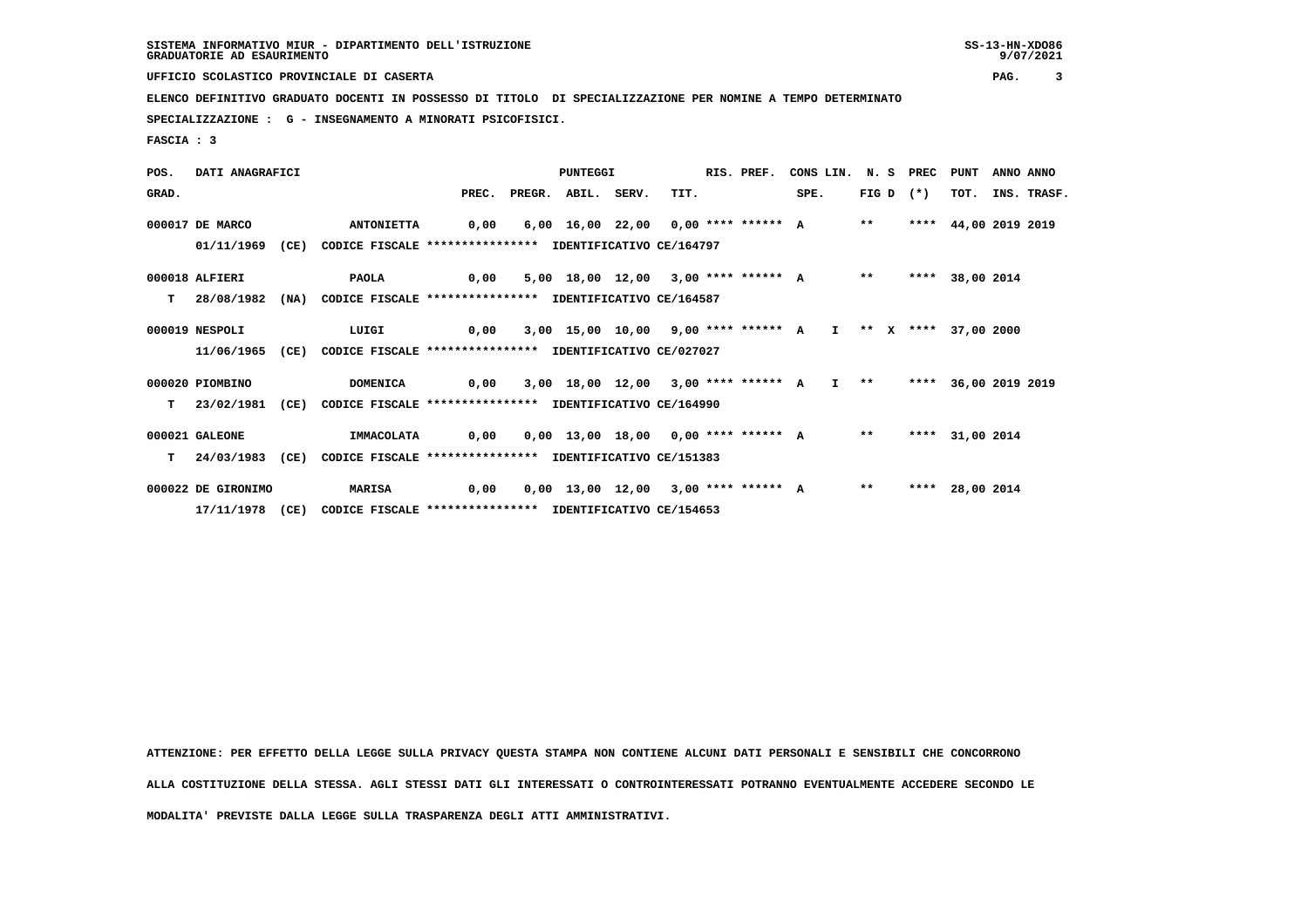SISTEMA INFORMATIVO MIUR - DIPARTIMENTO DELL'ISTRUZIONE
GRADUATORIE AD ESAURIMENTO

UFFICIO SCOLASTICO PROVINCIALE DI CASERTA

ELENCO DEFINITIVO GRADUATO DOCENTI IN POSSESSO DI TITOLO DI SPECIALIZZAZIONE PER NOMINE A TEMPO DETERMINATO

SPECIALIZZAZIONE : G - INSEGNAMENTO A MINORATI PSICOFISICI.

FASCIA : 3

| POS. GRAD. | DATI ANAGRAFICI | | PREC. | PREGR. | ABIL. | SERV. | TIT. | RIS. PREF. | CONS LIN. SPE. | N. S FIG D | PREC (*) | PUNT TOT. | ANNO INS. | ANNO TRASF. |
|---|---|---|---|---|---|---|---|---|---|---|---|---|---|---|
| 000017 | DE MARCO | ANTONIETTA | 0,00 | 6,00 | 16,00 | 22,00 | 0,00 | **** ****** A | | ** | **** | 44,00 | 2019 | 2019 |
| | 01/11/1969 (CE) | CODICE FISCALE **************** IDENTIFICATIVO CE/164797 | | | | | | | | | | | | |
| 000018 | ALFIERI | PAOLA | 0,00 | 5,00 | 18,00 | 12,00 | 3,00 | **** ****** A | | ** | **** | 38,00 | 2014 | |
| T | 28/08/1982 (NA) | CODICE FISCALE **************** IDENTIFICATIVO CE/164587 | | | | | | | | | | | | |
| 000019 | NESPOLI | LUIGI | 0,00 | 3,00 | 15,00 | 10,00 | 9,00 | **** ****** A | I | ** X | **** | 37,00 | 2000 | |
| | 11/06/1965 (CE) | CODICE FISCALE **************** IDENTIFICATIVO CE/027027 | | | | | | | | | | | | |
| 000020 | PIOMBINO | DOMENICA | 0,00 | 3,00 | 18,00 | 12,00 | 3,00 | **** ****** A | I | ** | **** | 36,00 | 2019 | 2019 |
| T | 23/02/1981 (CE) | CODICE FISCALE **************** IDENTIFICATIVO CE/164990 | | | | | | | | | | | | |
| 000021 | GALEONE | IMMACOLATA | 0,00 | 0,00 | 13,00 | 18,00 | 0,00 | **** ****** A | | ** | **** | 31,00 | 2014 | |
| T | 24/03/1983 (CE) | CODICE FISCALE **************** IDENTIFICATIVO CE/151383 | | | | | | | | | | | | |
| 000022 | DE GIRONIMO | MARISA | 0,00 | 0,00 | 13,00 | 12,00 | 3,00 | **** ****** A | | ** | **** | 28,00 | 2014 | |
| | 17/11/1978 (CE) | CODICE FISCALE **************** IDENTIFICATIVO CE/154653 | | | | | | | | | | | | |

ATTENZIONE: PER EFFETTO DELLA LEGGE SULLA PRIVACY QUESTA STAMPA NON CONTIENE ALCUNI DATI PERSONALI E SENSIBILI CHE CONCORRONO ALLA COSTITUZIONE DELLA STESSA. AGLI STESSI DATI GLI INTERESSATI O CONTROINTERESSATI POTRANNO EVENTUALMENTE ACCEDERE SECONDO LE MODALITA' PREVISTE DALLA LEGGE SULLA TRASPARENZA DEGLI ATTI AMMINISTRATIVI.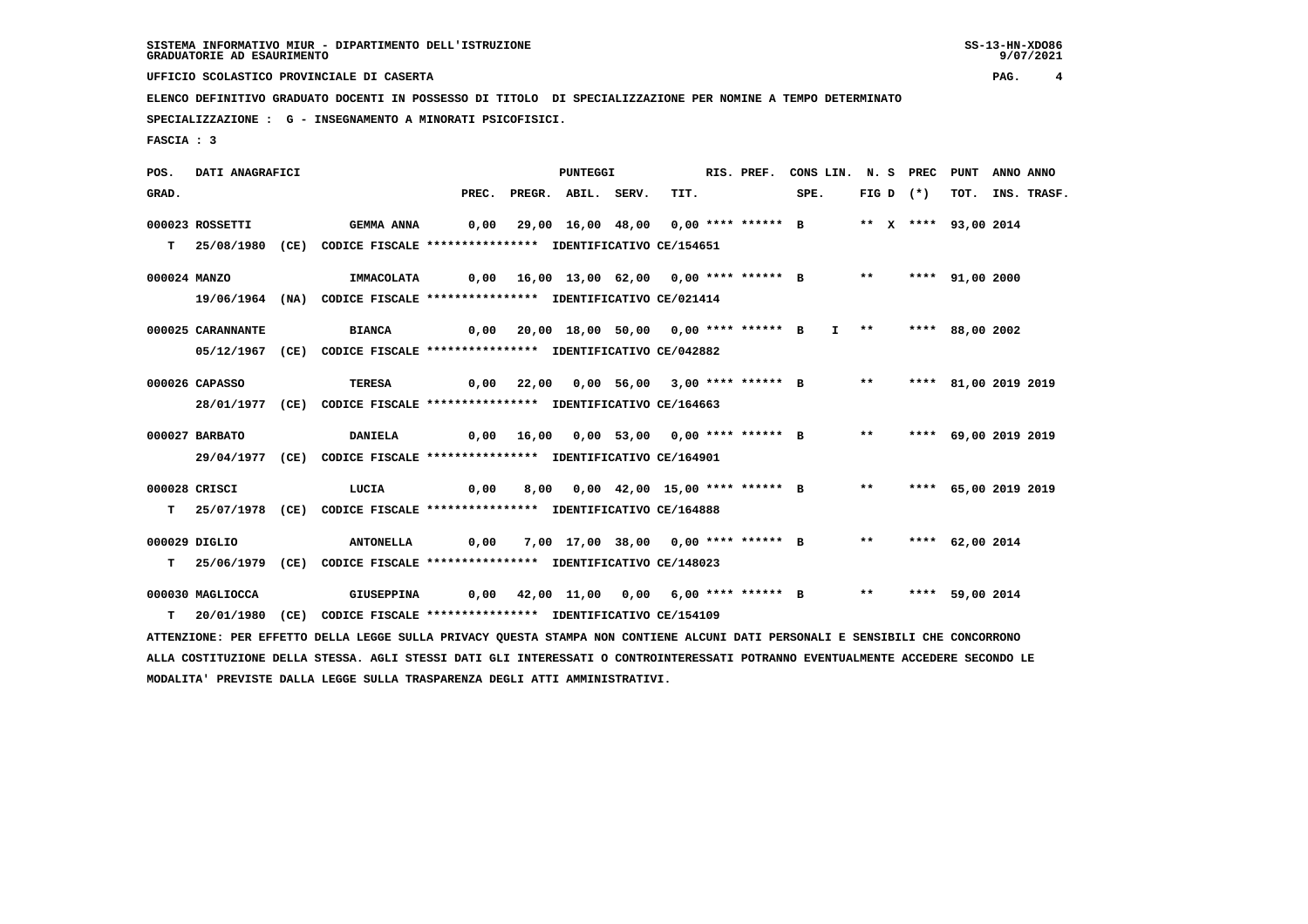SISTEMA INFORMATIVO MIUR - DIPARTIMENTO DELL'ISTRUZIONE
GRADUATORIE AD ESAURIMENTO

UFFICIO SCOLASTICO PROVINCIALE DI CASERTA

ELENCO DEFINITIVO GRADUATO DOCENTI IN POSSESSO DI TITOLO DI SPECIALIZZAZIONE PER NOMINE A TEMPO DETERMINATO

SPECIALIZZAZIONE : G - INSEGNAMENTO A MINORATI PSICOFISICI.

FASCIA : 3

| POS. GRAD. | DATI ANAGRAFICI | | PREC. | PREGR. | ABIL. | SERV. | TIT. | RIS. PREF. | CONS LIN. SPE. | N. S FIG D | PREC (*) | PUNT TOT. | ANNO INS. | ANNO TRASF. |
|---|---|---|---|---|---|---|---|---|---|---|---|---|---|---|
| 000023 | ROSSETTI | GEMMA ANNA | 0,00 | 29,00 | 16,00 | 48,00 | 0,00 | **** ****** | B | ** X | **** | 93,00 | 2014 | |
| T | 25/08/1980 (CE) | CODICE FISCALE **************** IDENTIFICATIVO CE/154651 | | | | | | | | | | | | |
| 000024 | MANZO | IMMACOLATA | 0,00 | 16,00 | 13,00 | 62,00 | 0,00 | **** ****** | B | ** | **** | 91,00 | 2000 | |
| | 19/06/1964 (NA) | CODICE FISCALE **************** IDENTIFICATIVO CE/021414 | | | | | | | | | | | | |
| 000025 | CARANNANTE | BIANCA | 0,00 | 20,00 | 18,00 | 50,00 | 0,00 | **** ****** | B I | ** | **** | 88,00 | 2002 | |
| | 05/12/1967 (CE) | CODICE FISCALE **************** IDENTIFICATIVO CE/042882 | | | | | | | | | | | | |
| 000026 | CAPASSO | TERESA | 0,00 | 22,00 | 0,00 | 56,00 | 3,00 | **** ****** | B | ** | **** | 81,00 | 2019 | 2019 |
| | 28/01/1977 (CE) | CODICE FISCALE **************** IDENTIFICATIVO CE/164663 | | | | | | | | | | | | |
| 000027 | BARBATO | DANIELA | 0,00 | 16,00 | 0,00 | 53,00 | 0,00 | **** ****** | B | ** | **** | 69,00 | 2019 | 2019 |
| | 29/04/1977 (CE) | CODICE FISCALE **************** IDENTIFICATIVO CE/164901 | | | | | | | | | | | | |
| 000028 | CRISCI | LUCIA | 0,00 | 8,00 | 0,00 | 42,00 | 15,00 | **** ****** | B | ** | **** | 65,00 | 2019 | 2019 |
| T | 25/07/1978 (CE) | CODICE FISCALE **************** IDENTIFICATIVO CE/164888 | | | | | | | | | | | | |
| 000029 | DIGLIO | ANTONELLA | 0,00 | 7,00 | 17,00 | 38,00 | 0,00 | **** ****** | B | ** | **** | 62,00 | 2014 | |
| T | 25/06/1979 (CE) | CODICE FISCALE **************** IDENTIFICATIVO CE/148023 | | | | | | | | | | | | |
| 000030 | MAGLIOCCA | GIUSEPPINA | 0,00 | 42,00 | 11,00 | 0,00 | 6,00 | **** ****** | B | ** | **** | 59,00 | 2014 | |
| T | 20/01/1980 (CE) | CODICE FISCALE **************** IDENTIFICATIVO CE/154109 | | | | | | | | | | | | |

ATTENZIONE: PER EFFETTO DELLA LEGGE SULLA PRIVACY QUESTA STAMPA NON CONTIENE ALCUNI DATI PERSONALI E SENSIBILI CHE CONCORRONO ALLA COSTITUZIONE DELLA STESSA. AGLI STESSI DATI GLI INTERESSATI O CONTROINTERESSATI POTRANNO EVENTUALMENTE ACCEDERE SECONDO LE MODALITA' PREVISTE DALLA LEGGE SULLA TRASPARENZA DEGLI ATTI AMMINISTRATIVI.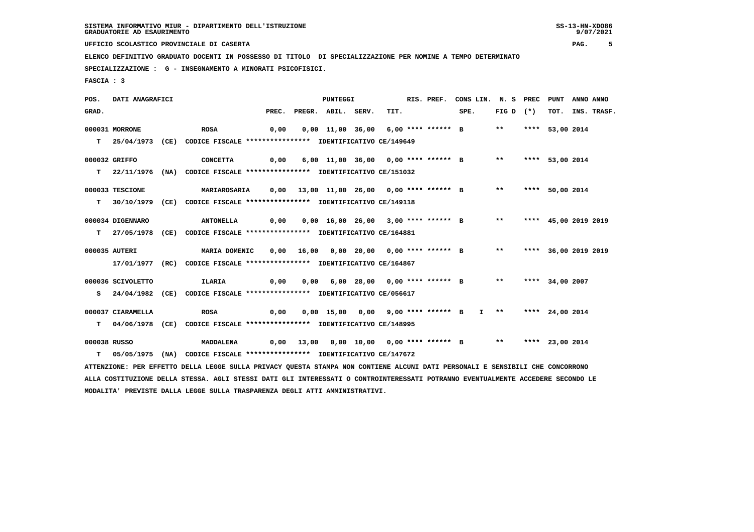SISTEMA INFORMATIVO MIUR - DIPARTIMENTO DELL'ISTRUZIONE
GRADUATORIE AD ESAURIMENTO

UFFICIO SCOLASTICO PROVINCIALE DI CASERTA

ELENCO DEFINITIVO GRADUATO DOCENTI IN POSSESSO DI TITOLO DI SPECIALIZZAZIONE PER NOMINE A TEMPO DETERMINATO

SPECIALIZZAZIONE : G - INSEGNAMENTO A MINORATI PSICOFISICI.

FASCIA : 3

| POS. GRAD. | DATI ANAGRAFICI | | PREC. | PREGR. | ABIL. | SERV. | TIT. | RIS. PREF. | SPE. | CONS LIN. | N. S FIG D | PREC (*) | PUNT TOT. | ANNO INS. | ANNO TRASF. |
|---|---|---|---|---|---|---|---|---|---|---|---|---|---|---|---|
| 000031 | MORRONE | ROSA | 0,00 | 0,00 | 11,00 | 36,00 | 6,00 | **** ****** | B | | ** | **** | 53,00 | 2014 | |
| T | 25/04/1973 (CE) | CODICE FISCALE **************** IDENTIFICATIVO CE/149649 | | | | | | | | | | | | | |
| 000032 | GRIFFO | CONCETTA | 0,00 | 6,00 | 11,00 | 36,00 | 0,00 | **** ****** | B | | ** | **** | 53,00 | 2014 | |
| T | 22/11/1976 (NA) | CODICE FISCALE **************** IDENTIFICATIVO CE/151032 | | | | | | | | | | | | | |
| 000033 | TESCIONE | MARIAROSARIA | 0,00 | 13,00 | 11,00 | 26,00 | 0,00 | **** ****** | B | | ** | **** | 50,00 | 2014 | |
| T | 30/10/1979 (CE) | CODICE FISCALE **************** IDENTIFICATIVO CE/149118 | | | | | | | | | | | | | |
| 000034 | DIGENNARO | ANTONELLA | 0,00 | 0,00 | 16,00 | 26,00 | 3,00 | **** ****** | B | | ** | **** | 45,00 | 2019 | 2019 |
| T | 27/05/1978 (CE) | CODICE FISCALE **************** IDENTIFICATIVO CE/164881 | | | | | | | | | | | | | |
| 000035 | AUTERI | MARIA DOMENIC | 0,00 | 16,00 | 0,00 | 20,00 | 0,00 | **** ****** | B | | ** | **** | 36,00 | 2019 | 2019 |
| | 17/01/1977 (RC) | CODICE FISCALE **************** IDENTIFICATIVO CE/164867 | | | | | | | | | | | | | |
| 000036 | SCIVOLETTO | ILARIA | 0,00 | 0,00 | 6,00 | 28,00 | 0,00 | **** ****** | B | | ** | **** | 34,00 | 2007 | |
| S | 24/04/1982 (CE) | CODICE FISCALE **************** IDENTIFICATIVO CE/056617 | | | | | | | | | | | | | |
| 000037 | CIARAMELLA | ROSA | 0,00 | 0,00 | 15,00 | 0,00 | 9,00 | **** ****** | B | I | ** | **** | 24,00 | 2014 | |
| T | 04/06/1978 (CE) | CODICE FISCALE **************** IDENTIFICATIVO CE/148995 | | | | | | | | | | | | | |
| 000038 | RUSSO | MADDALENA | 0,00 | 13,00 | 0,00 | 10,00 | 0,00 | **** ****** | B | | ** | **** | 23,00 | 2014 | |
| T | 05/05/1975 (NA) | CODICE FISCALE **************** IDENTIFICATIVO CE/147672 | | | | | | | | | | | | | |

ATTENZIONE: PER EFFETTO DELLA LEGGE SULLA PRIVACY QUESTA STAMPA NON CONTIENE ALCUNI DATI PERSONALI E SENSIBILI CHE CONCORRONO ALLA COSTITUZIONE DELLA STESSA. AGLI STESSI DATI GLI INTERESSATI O CONTROINTERESSATI POTRANNO EVENTUALMENTE ACCEDERE SECONDO LE MODALITA' PREVISTE DALLA LEGGE SULLA TRASPARENZA DEGLI ATTI AMMINISTRATIVI.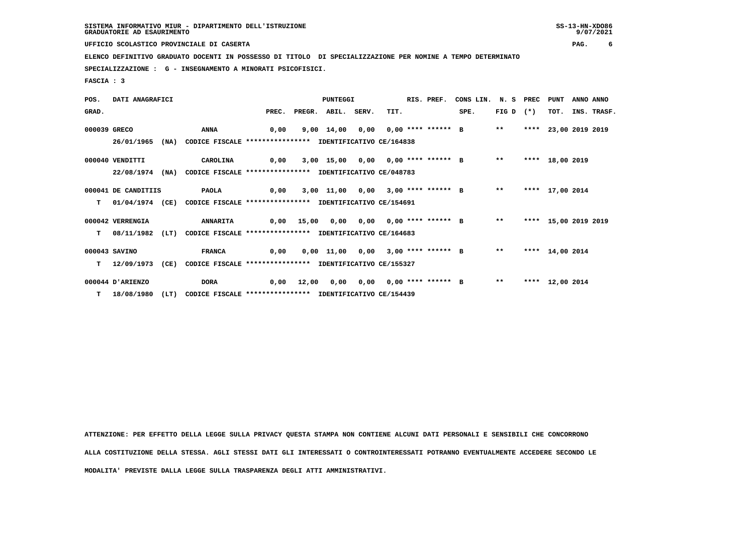SISTEMA INFORMATIVO MIUR - DIPARTIMENTO DELL'ISTRUZIONE
GRADUATORIE AD ESAURIMENTO

UFFICIO SCOLASTICO PROVINCIALE DI CASERTA

ELENCO DEFINITIVO GRADUATO DOCENTI IN POSSESSO DI TITOLO DI SPECIALIZZAZIONE PER NOMINE A TEMPO DETERMINATO

SPECIALIZZAZIONE : G - INSEGNAMENTO A MINORATI PSICOFISICI.

FASCIA : 3

| POS. GRAD. | DATI ANAGRAFICI | | PREC. | PREGR. | ABIL. | SERV. | TIT. | RIS. PREF. | CONS LIN. SPE. | N. S FIG D | PREC (*) | PUNT TOT. | ANNO INS. | ANNO TRASF. |
|---|---|---|---|---|---|---|---|---|---|---|---|---|---|---|
| 000039 | GRECO | ANNA | 0,00 | 9,00 | 14,00 | 0,00 | 0,00 | **** ****** | B | ** | **** | 23,00 | 2019 | 2019 |
| | 26/01/1965 (NA) | CODICE FISCALE **************** IDENTIFICATIVO CE/164838 | | | | | | | | | | | | |
| 000040 | VENDITTI | CAROLINA | 0,00 | 3,00 | 15,00 | 0,00 | 0,00 | **** ****** | B | ** | **** | 18,00 | 2019 | |
| | 22/08/1974 (NA) | CODICE FISCALE **************** IDENTIFICATIVO CE/048783 | | | | | | | | | | | | |
| 000041 | DE CANDITIIS | PAOLA | 0,00 | 3,00 | 11,00 | 0,00 | 3,00 | **** ****** | B | ** | **** | 17,00 | 2014 | |
| T | 01/04/1974 (CE) | CODICE FISCALE **************** IDENTIFICATIVO CE/154691 | | | | | | | | | | | | |
| 000042 | VERRENGIA | ANNARITA | 0,00 | 15,00 | 0,00 | 0,00 | 0,00 | **** ****** | B | ** | **** | 15,00 | 2019 | 2019 |
| T | 08/11/1982 (LT) | CODICE FISCALE **************** IDENTIFICATIVO CE/164683 | | | | | | | | | | | | |
| 000043 | SAVINO | FRANCA | 0,00 | 0,00 | 11,00 | 0,00 | 3,00 | **** ****** | B | ** | **** | 14,00 | 2014 | |
| T | 12/09/1973 (CE) | CODICE FISCALE **************** IDENTIFICATIVO CE/155327 | | | | | | | | | | | | |
| 000044 | D'ARIENZO | DORA | 0,00 | 12,00 | 0,00 | 0,00 | 0,00 | **** ****** | B | ** | **** | 12,00 | 2014 | |
| T | 18/08/1980 (LT) | CODICE FISCALE **************** IDENTIFICATIVO CE/154439 | | | | | | | | | | | | |

ATTENZIONE: PER EFFETTO DELLA LEGGE SULLA PRIVACY QUESTA STAMPA NON CONTIENE ALCUNI DATI PERSONALI E SENSIBILI CHE CONCORRONO ALLA COSTITUZIONE DELLA STESSA. AGLI STESSI DATI GLI INTERESSATI O CONTROINTERESSATI POTRANNO EVENTUALMENTE ACCEDERE SECONDO LE MODALITA' PREVISTE DALLA LEGGE SULLA TRASPARENZA DEGLI ATTI AMMINISTRATIVI.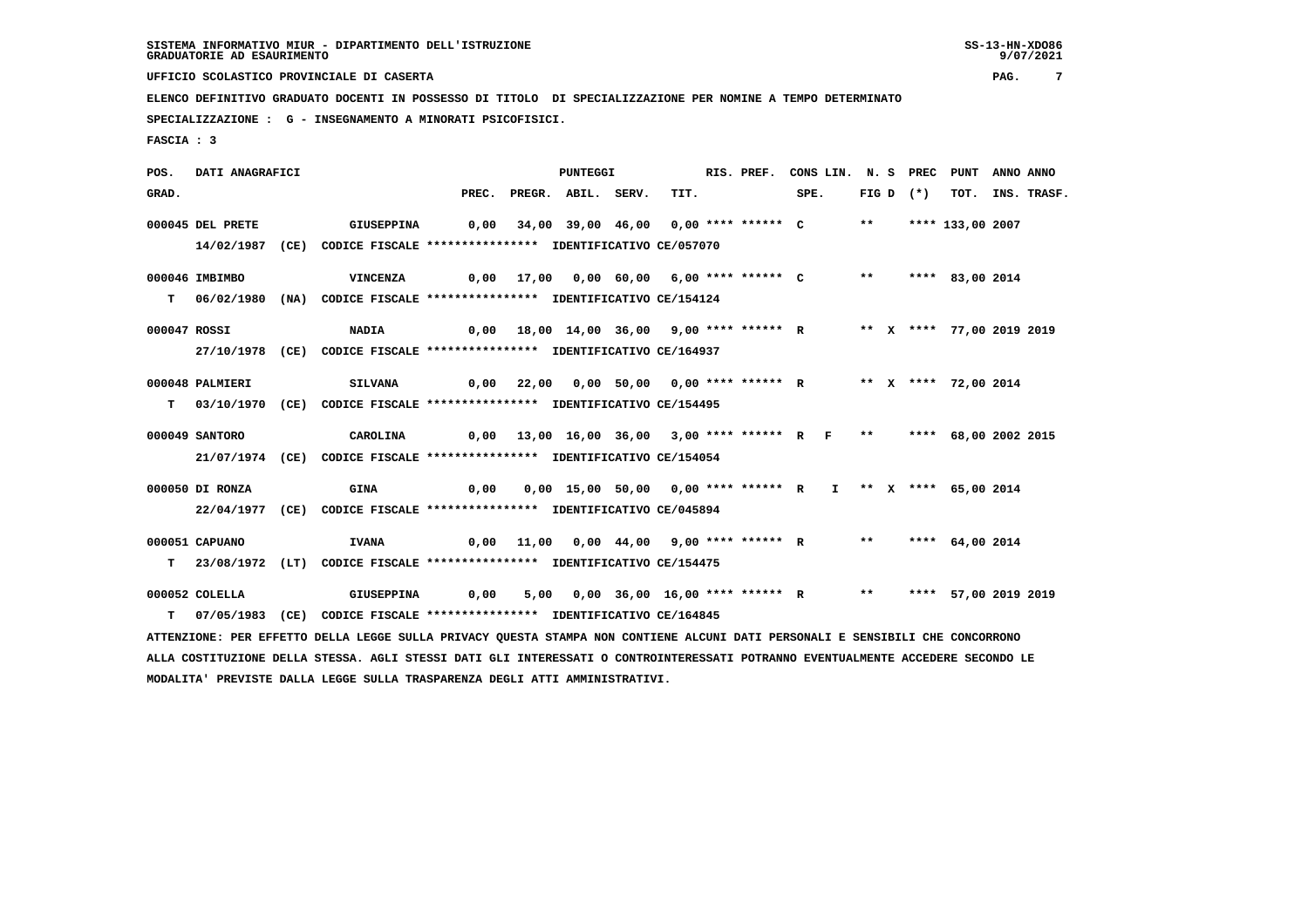SISTEMA INFORMATIVO MIUR - DIPARTIMENTO DELL'ISTRUZIONE
GRADUATORIE AD ESAURIMENTO

UFFICIO SCOLASTICO PROVINCIALE DI CASERTA

ELENCO DEFINITIVO GRADUATO DOCENTI IN POSSESSO DI TITOLO DI SPECIALIZZAZIONE PER NOMINE A TEMPO DETERMINATO

SPECIALIZZAZIONE : G - INSEGNAMENTO A MINORATI PSICOFISICI.

FASCIA : 3

| POS. GRAD. | DATI ANAGRAFICI | | PREC. | PREGR. | ABIL. | SERV. | TIT. | RIS. PREF. | CONS LIN. SPE. | N. S FIG D | PREC (*) | PUNT TOT. | ANNO INS. | ANNO TRASF. |
|---|---|---|---|---|---|---|---|---|---|---|---|---|---|---|
| 000045 | DEL PRETE | GIUSEPPINA | 0,00 | 34,00 | 39,00 | 46,00 | 0,00 | **** ****** C | | ** | **** | 133,00 | 2007 | |
| | 14/02/1987 (CE) CODICE FISCALE **************** IDENTIFICATIVO CE/057070 | | | | | | | | | | | | | |
| 000046 | IMBIMBO | VINCENZA | 0,00 | 17,00 | 0,00 | 60,00 | 6,00 | **** ****** C | | ** | **** | 83,00 | 2014 | |
| T | 06/02/1980 (NA) CODICE FISCALE **************** IDENTIFICATIVO CE/154124 | | | | | | | | | | | | | |
| 000047 | ROSSI | NADIA | 0,00 | 18,00 | 14,00 | 36,00 | 9,00 | **** ****** R | | ** X | **** | 77,00 | 2019 | 2019 |
| | 27/10/1978 (CE) CODICE FISCALE **************** IDENTIFICATIVO CE/164937 | | | | | | | | | | | | | |
| 000048 | PALMIERI | SILVANA | 0,00 | 22,00 | 0,00 | 50,00 | 0,00 | **** ****** R | | ** X | **** | 72,00 | 2014 | |
| T | 03/10/1970 (CE) CODICE FISCALE **************** IDENTIFICATIVO CE/154495 | | | | | | | | | | | | | |
| 000049 | SANTORO | CAROLINA | 0,00 | 13,00 | 16,00 | 36,00 | 3,00 | **** ****** R | F | ** | **** | 68,00 | 2002 | 2015 |
| | 21/07/1974 (CE) CODICE FISCALE **************** IDENTIFICATIVO CE/154054 | | | | | | | | | | | | | |
| 000050 | DI RONZA | GINA | 0,00 | 0,00 | 15,00 | 50,00 | 0,00 | **** ****** R | I | ** X | **** | 65,00 | 2014 | |
| | 22/04/1977 (CE) CODICE FISCALE **************** IDENTIFICATIVO CE/045894 | | | | | | | | | | | | | |
| 000051 | CAPUANO | IVANA | 0,00 | 11,00 | 0,00 | 44,00 | 9,00 | **** ****** R | | ** | **** | 64,00 | 2014 | |
| T | 23/08/1972 (LT) CODICE FISCALE **************** IDENTIFICATIVO CE/154475 | | | | | | | | | | | | | |
| 000052 | COLELLA | GIUSEPPINA | 0,00 | 5,00 | 0,00 | 36,00 | 16,00 | **** ****** R | | ** | **** | 57,00 | 2019 | 2019 |
| T | 07/05/1983 (CE) CODICE FISCALE **************** IDENTIFICATIVO CE/164845 | | | | | | | | | | | | | |

ATTENZIONE: PER EFFETTO DELLA LEGGE SULLA PRIVACY QUESTA STAMPA NON CONTIENE ALCUNI DATI PERSONALI E SENSIBILI CHE CONCORRONO ALLA COSTITUZIONE DELLA STESSA. AGLI STESSI DATI GLI INTERESSATI O CONTROINTERESSATI POTRANNO EVENTUALMENTE ACCEDERE SECONDO LE MODALITA' PREVISTE DALLA LEGGE SULLA TRASPARENZA DEGLI ATTI AMMINISTRATIVI.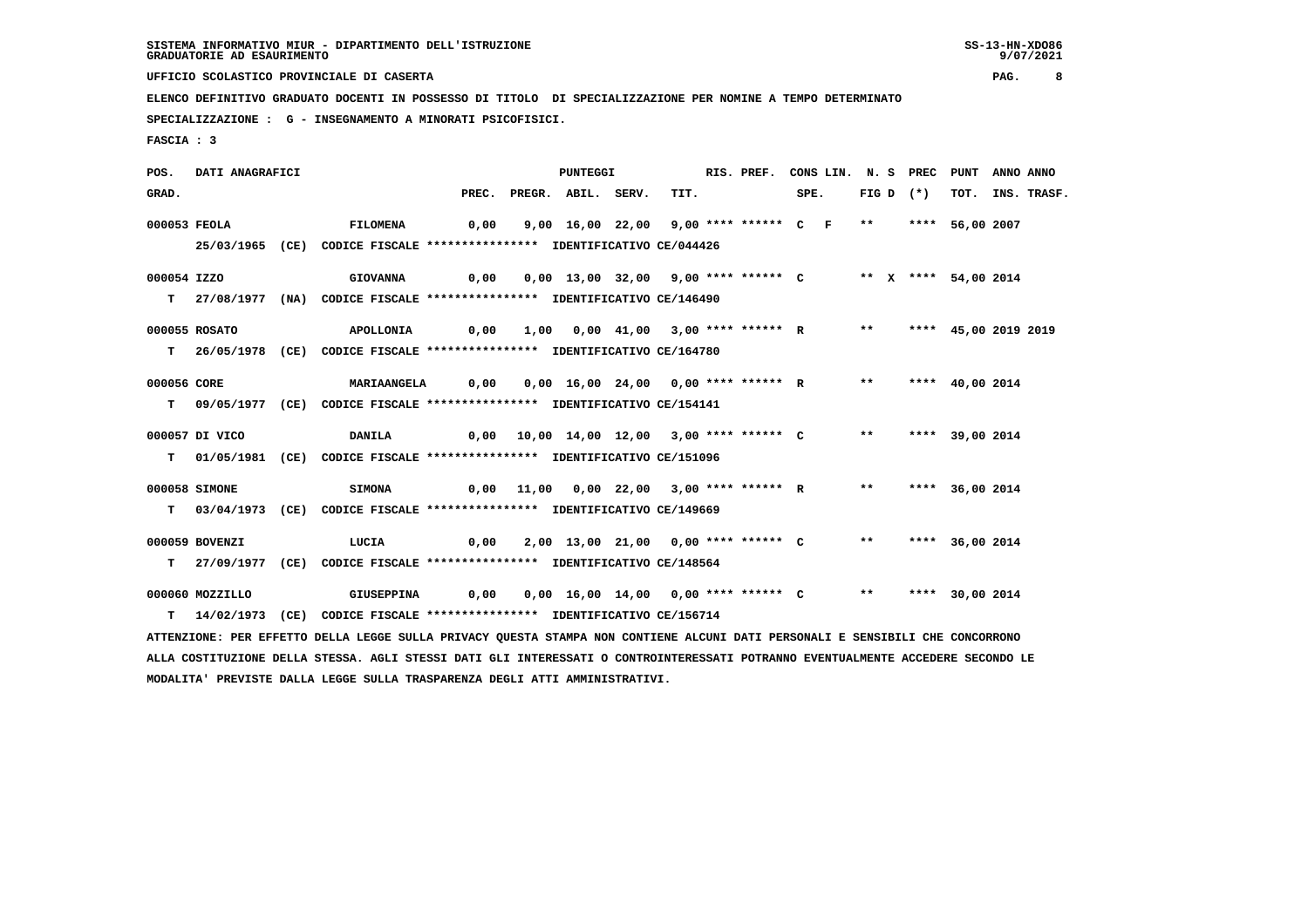SISTEMA INFORMATIVO MIUR - DIPARTIMENTO DELL'ISTRUZIONE
GRADUATORIE AD ESAURIMENTO

UFFICIO SCOLASTICO PROVINCIALE DI CASERTA

ELENCO DEFINITIVO GRADUATO DOCENTI IN POSSESSO DI TITOLO DI SPECIALIZZAZIONE PER NOMINE A TEMPO DETERMINATO

SPECIALIZZAZIONE : G - INSEGNAMENTO A MINORATI PSICOFISICI.

FASCIA : 3

| POS. GRAD. | DATI ANAGRAFICI | | PREC. | PREGR. | ABIL. | SERV. | TIT. | RIS. PREF. | CONS LIN. SPE. | N. S FIG D | PREC (*) | PUNT TOT. | ANNO INS. | ANNO TRASF. |
|---|---|---|---|---|---|---|---|---|---|---|---|---|---|---|
| 000053 | FEOLA | FILOMENA | 0,00 | 9,00 | 16,00 | 22,00 | 9,00 | **** ****** | C F | ** | **** | 56,00 | 2007 | |
| | 25/03/1965 (CE) CODICE FISCALE **************** IDENTIFICATIVO CE/044426 | | | | | | | | | | | | | |
| 000054 | IZZO | GIOVANNA | 0,00 | 0,00 | 13,00 | 32,00 | 9,00 | **** ****** | C | ** X | **** | 54,00 | 2014 | |
| T | 27/08/1977 (NA) CODICE FISCALE **************** IDENTIFICATIVO CE/146490 | | | | | | | | | | | | | |
| 000055 | ROSATO | APOLLONIA | 0,00 | 1,00 | 0,00 | 41,00 | 3,00 | **** ****** | R | ** | **** | 45,00 | 2019 | 2019 |
| T | 26/05/1978 (CE) CODICE FISCALE **************** IDENTIFICATIVO CE/164780 | | | | | | | | | | | | | |
| 000056 | CORE | MARIAANGELA | 0,00 | 0,00 | 16,00 | 24,00 | 0,00 | **** ****** | R | ** | **** | 40,00 | 2014 | |
| T | 09/05/1977 (CE) CODICE FISCALE **************** IDENTIFICATIVO CE/154141 | | | | | | | | | | | | | |
| 000057 | DI VICO | DANILA | 0,00 | 10,00 | 14,00 | 12,00 | 3,00 | **** ****** | C | ** | **** | 39,00 | 2014 | |
| T | 01/05/1981 (CE) CODICE FISCALE **************** IDENTIFICATIVO CE/151096 | | | | | | | | | | | | | |
| 000058 | SIMONE | SIMONA | 0,00 | 11,00 | 0,00 | 22,00 | 3,00 | **** ****** | R | ** | **** | 36,00 | 2014 | |
| T | 03/04/1973 (CE) CODICE FISCALE **************** IDENTIFICATIVO CE/149669 | | | | | | | | | | | | | |
| 000059 | BOVENZI | LUCIA | 0,00 | 2,00 | 13,00 | 21,00 | 0,00 | **** ****** | C | ** | **** | 36,00 | 2014 | |
| T | 27/09/1977 (CE) CODICE FISCALE **************** IDENTIFICATIVO CE/148564 | | | | | | | | | | | | | |
| 000060 | MOZZILLO | GIUSEPPINA | 0,00 | 0,00 | 16,00 | 14,00 | 0,00 | **** ****** | C | ** | **** | 30,00 | 2014 | |
| T | 14/02/1973 (CE) CODICE FISCALE **************** IDENTIFICATIVO CE/156714 | | | | | | | | | | | | | |

ATTENZIONE: PER EFFETTO DELLA LEGGE SULLA PRIVACY QUESTA STAMPA NON CONTIENE ALCUNI DATI PERSONALI E SENSIBILI CHE CONCORRONO ALLA COSTITUZIONE DELLA STESSA. AGLI STESSI DATI GLI INTERESSATI O CONTROINTERESSATI POTRANNO EVENTUALMENTE ACCEDERE SECONDO LE MODALITA' PREVISTE DALLA LEGGE SULLA TRASPARENZA DEGLI ATTI AMMINISTRATIVI.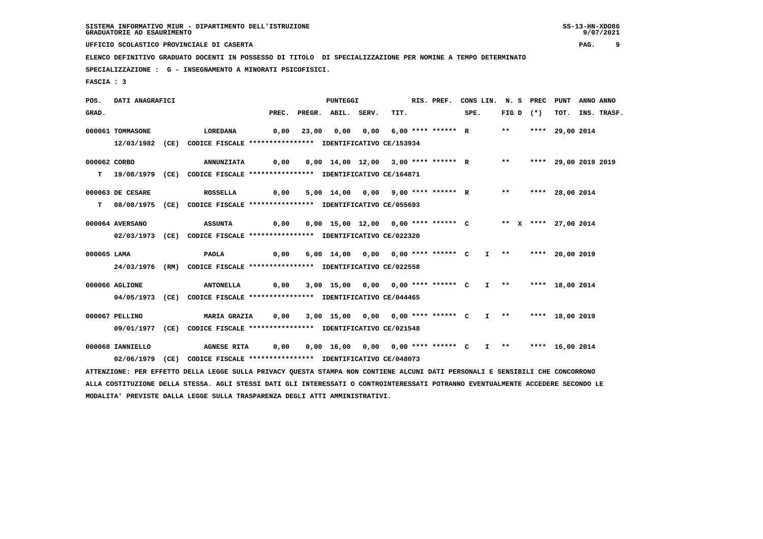SISTEMA INFORMATIVO MIUR - DIPARTIMENTO DELL'ISTRUZIONE
GRADUATORIE AD ESAURIMENTO

UFFICIO SCOLASTICO PROVINCIALE DI CASERTA

ELENCO DEFINITIVO GRADUATO DOCENTI IN POSSESSO DI TITOLO DI SPECIALIZZAZIONE PER NOMINE A TEMPO DETERMINATO

SPECIALIZZAZIONE : G - INSEGNAMENTO A MINORATI PSICOFISICI.

FASCIA : 3

| POS. GRAD. | DATI ANAGRAFICI | | PREC. | PREGR. | ABIL. | SERV. | TIT. | RIS. PREF. | CONS LIN. SPE. | N. S FIG D | PREC (*) | PUNT TOT. | ANNO INS. | ANNO TRASF. |
|---|---|---|---|---|---|---|---|---|---|---|---|---|---|---|
| 000061 | TOMMASONE | LOREDANA | 0,00 | 23,00 | 0,00 | 0,00 | 6,00 | **** ****** R | | ** | **** | 29,00 | 2014 | |
| | 12/03/1982 (CE) CODICE FISCALE **************** IDENTIFICATIVO CE/153934 | | | | | | | | | | | | | |
| 000062 | CORBO | ANNUNZIATA | 0,00 | 0,00 | 14,00 | 12,00 | 3,00 | **** ****** R | | ** | **** | 29,00 | 2019 | 2019 |
| T | 19/08/1979 (CE) CODICE FISCALE **************** IDENTIFICATIVO CE/164871 | | | | | | | | | | | | | |
| 000063 | DE CESARE | ROSSELLA | 0,00 | 5,00 | 14,00 | 0,00 | 9,00 | **** ****** R | | ** | **** | 28,00 | 2014 | |
| T | 08/08/1975 (CE) CODICE FISCALE **************** IDENTIFICATIVO CE/055693 | | | | | | | | | | | | | |
| 000064 | AVERSANO | ASSUNTA | 0,00 | 0,00 | 15,00 | 12,00 | 0,00 | **** ****** C | | ** X | **** | 27,00 | 2014 | |
| | 02/03/1973 (CE) CODICE FISCALE **************** IDENTIFICATIVO CE/022320 | | | | | | | | | | | | | |
| 000065 | LAMA | PAOLA | 0,00 | 6,00 | 14,00 | 0,00 | 0,00 | **** ****** C | I | ** | **** | 20,00 | 2019 | |
| | 24/03/1976 (RM) CODICE FISCALE **************** IDENTIFICATIVO CE/022558 | | | | | | | | | | | | | |
| 000066 | AGLIONE | ANTONELLA | 0,00 | 3,00 | 15,00 | 0,00 | 0,00 | **** ****** C | I | ** | **** | 18,00 | 2014 | |
| | 04/05/1973 (CE) CODICE FISCALE **************** IDENTIFICATIVO CE/044465 | | | | | | | | | | | | | |
| 000067 | PELLINO | MARIA GRAZIA | 0,00 | 3,00 | 15,00 | 0,00 | 0,00 | **** ****** C | I | ** | **** | 18,00 | 2019 | |
| | 09/01/1977 (CE) CODICE FISCALE **************** IDENTIFICATIVO CE/021548 | | | | | | | | | | | | | |
| 000068 | IANNIELLO | AGNESE RITA | 0,00 | 0,00 | 16,00 | 0,00 | 0,00 | **** ****** C | I | ** | **** | 16,00 | 2014 | |
| | 02/06/1979 (CE) CODICE FISCALE **************** IDENTIFICATIVO CE/048073 | | | | | | | | | | | | | |

ATTENZIONE: PER EFFETTO DELLA LEGGE SULLA PRIVACY QUESTA STAMPA NON CONTIENE ALCUNI DATI PERSONALI E SENSIBILI CHE CONCORRONO ALLA COSTITUZIONE DELLA STESSA. AGLI STESSI DATI GLI INTERESSATI O CONTROINTERESSATI POTRANNO EVENTUALMENTE ACCEDERE SECONDO LE MODALITA' PREVISTE DALLA LEGGE SULLA TRASPARENZA DEGLI ATTI AMMINISTRATIVI.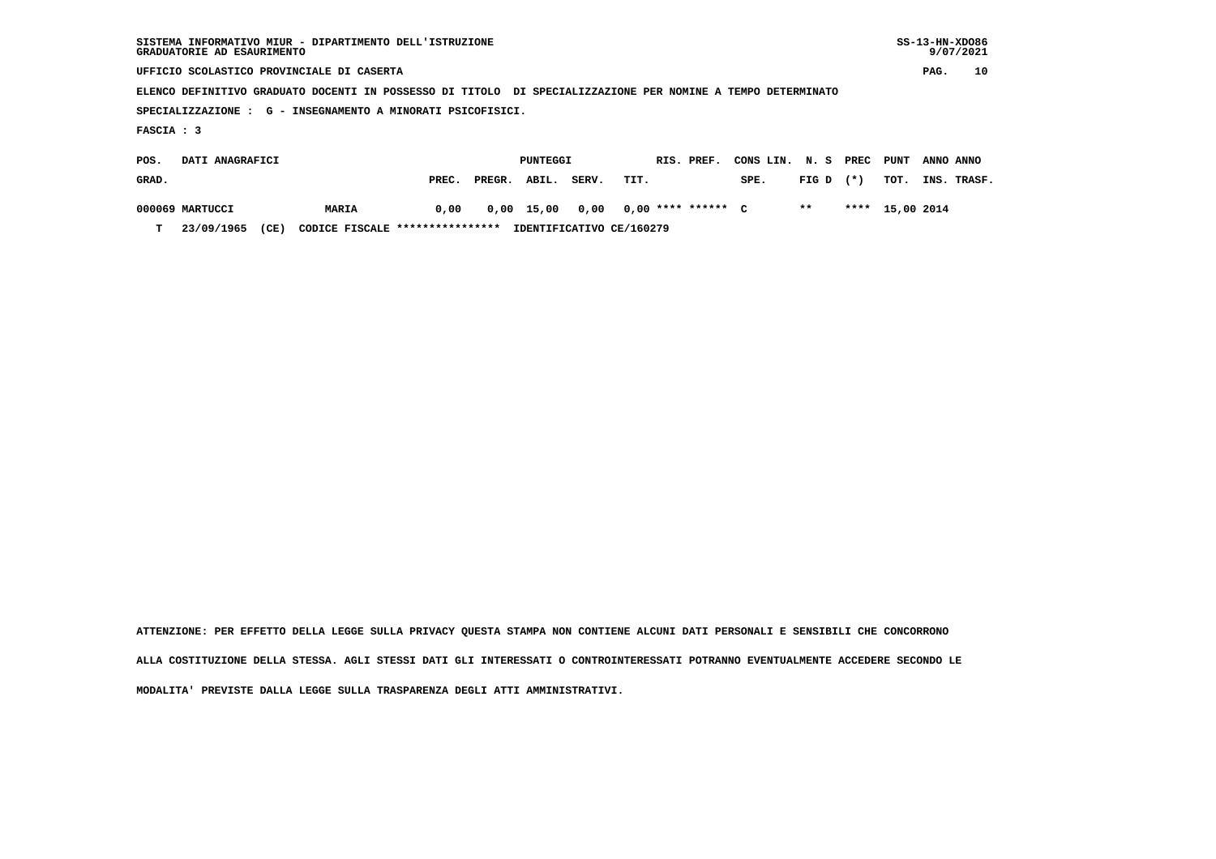SISTEMA INFORMATIVO MIUR - DIPARTIMENTO DELL'ISTRUZIONE
GRADUATORIE AD ESAURIMENTO

UFFICIO SCOLASTICO PROVINCIALE DI CASERTA

ELENCO DEFINITIVO GRADUATO DOCENTI IN POSSESSO DI TITOLO DI SPECIALIZZAZIONE PER NOMINE A TEMPO DETERMINATO

SPECIALIZZAZIONE : G - INSEGNAMENTO A MINORATI PSICOFISICI.

FASCIA : 3

| POS. GRAD. | DATI ANAGRAFICI | | PUNTEGGI PREC. | PREGR. | ABIL. | SERV. | TIT. | RIS. | PREF. | CONS LIN. SPE. | N. S FIG D | PREC (*) | PUNT TOT. | ANNO INS. | ANNO TRASF. |
|---|---|---|---|---|---|---|---|---|---|---|---|---|---|---|---|
| 000069 | MARTUCCI | MARIA | 0,00 | 0,00 | 15,00 | 0,00 | 0,00 | **** | ****** | C | ** | **** | 15,00 | 2014 | |
| T | 23/09/1965 (CE) | CODICE FISCALE **************** IDENTIFICATIVO CE/160279 | | | | | | | | | | | | | |

ATTENZIONE: PER EFFETTO DELLA LEGGE SULLA PRIVACY QUESTA STAMPA NON CONTIENE ALCUNI DATI PERSONALI E SENSIBILI CHE CONCORRONO ALLA COSTITUZIONE DELLA STESSA. AGLI STESSI DATI GLI INTERESSATI O CONTROINTERESSATI POTRANNO EVENTUALMENTE ACCEDERE SECONDO LE MODALITA' PREVISTE DALLA LEGGE SULLA TRASPARENZA DEGLI ATTI AMMINISTRATIVI.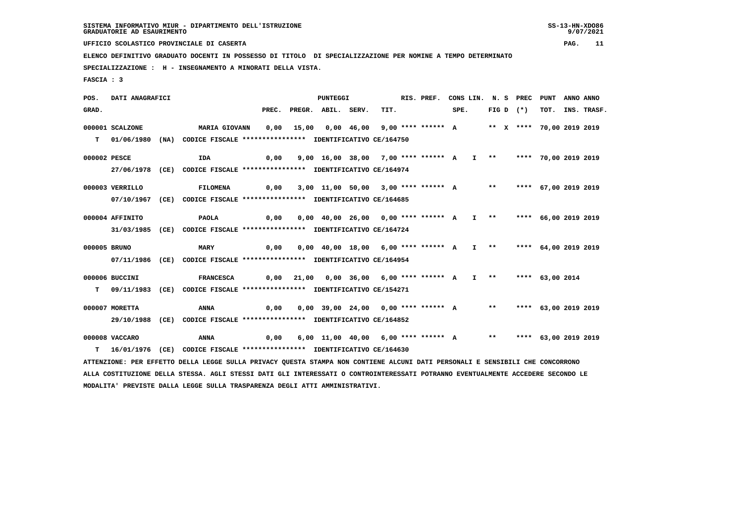SISTEMA INFORMATIVO MIUR - DIPARTIMENTO DELL'ISTRUZIONE
GRADUATORIE AD ESAURIMENTO

UFFICIO SCOLASTICO PROVINCIALE DI CASERTA

ELENCO DEFINITIVO GRADUATO DOCENTI IN POSSESSO DI TITOLO DI SPECIALIZZAZIONE PER NOMINE A TEMPO DETERMINATO

SPECIALIZZAZIONE : H - INSEGNAMENTO A MINORATI DELLA VISTA.

FASCIA : 3

| POS. GRAD. | DATI ANAGRAFICI | | PREC. | PREGR. | ABIL. | SERV. | TIT. | RIS. PREF. | CONS LIN. SPE. | | N. S FIG D | PREC (*) | PUNT TOT. | ANNO INS. | ANNO TRASF. |
|---|---|---|---|---|---|---|---|---|---|---|---|---|---|---|---|
| 000001 | SCALZONE | MARIA GIOVANN | 0,00 | 15,00 | 0,00 | 46,00 | 9,00 | **** ****** | A | | ** X | **** | 70,00 | 2019 | 2019 |
| T | 01/06/1980 (NA) | CODICE FISCALE **************** IDENTIFICATIVO CE/164750 | | | | | | | | | | | | | |
| 000002 | PESCE | IDA | 0,00 | 9,00 | 16,00 | 38,00 | 7,00 | **** ****** | A | I | ** | **** | 70,00 | 2019 | 2019 |
| | 27/06/1978 (CE) | CODICE FISCALE **************** IDENTIFICATIVO CE/164974 | | | | | | | | | | | | | |
| 000003 | VERRILLO | FILOMENA | 0,00 | 3,00 | 11,00 | 50,00 | 3,00 | **** ****** | A | | ** | **** | 67,00 | 2019 | 2019 |
| | 07/10/1967 (CE) | CODICE FISCALE **************** IDENTIFICATIVO CE/164685 | | | | | | | | | | | | | |
| 000004 | AFFINITO | PAOLA | 0,00 | 0,00 | 40,00 | 26,00 | 0,00 | **** ****** | A | I | ** | **** | 66,00 | 2019 | 2019 |
| | 31/03/1985 (CE) | CODICE FISCALE **************** IDENTIFICATIVO CE/164724 | | | | | | | | | | | | | |
| 000005 | BRUNO | MARY | 0,00 | 0,00 | 40,00 | 18,00 | 6,00 | **** ****** | A | I | ** | **** | 64,00 | 2019 | 2019 |
| | 07/11/1986 (CE) | CODICE FISCALE **************** IDENTIFICATIVO CE/164954 | | | | | | | | | | | | | |
| 000006 | BUCCINI | FRANCESCA | 0,00 | 21,00 | 0,00 | 36,00 | 6,00 | **** ****** | A | I | ** | **** | 63,00 | 2014 | |
| T | 09/11/1983 (CE) | CODICE FISCALE **************** IDENTIFICATIVO CE/154271 | | | | | | | | | | | | | |
| 000007 | MORETTA | ANNA | 0,00 | 0,00 | 39,00 | 24,00 | 0,00 | **** ****** | A | | ** | **** | 63,00 | 2019 | 2019 |
| | 29/10/1988 (CE) | CODICE FISCALE **************** IDENTIFICATIVO CE/164852 | | | | | | | | | | | | | |
| 000008 | VACCARO | ANNA | 0,00 | 6,00 | 11,00 | 40,00 | 6,00 | **** ****** | A | | ** | **** | 63,00 | 2019 | 2019 |
| T | 16/01/1976 (CE) | CODICE FISCALE **************** IDENTIFICATIVO CE/164630 | | | | | | | | | | | | | |

ATTENZIONE: PER EFFETTO DELLA LEGGE SULLA PRIVACY QUESTA STAMPA NON CONTIENE ALCUNI DATI PERSONALI E SENSIBILI CHE CONCORRONO ALLA COSTITUZIONE DELLA STESSA. AGLI STESSI DATI GLI INTERESSATI O CONTROINTERESSATI POTRANNO EVENTUALMENTE ACCEDERE SECONDO LE MODALITA' PREVISTE DALLA LEGGE SULLA TRASPARENZA DEGLI ATTI AMMINISTRATIVI.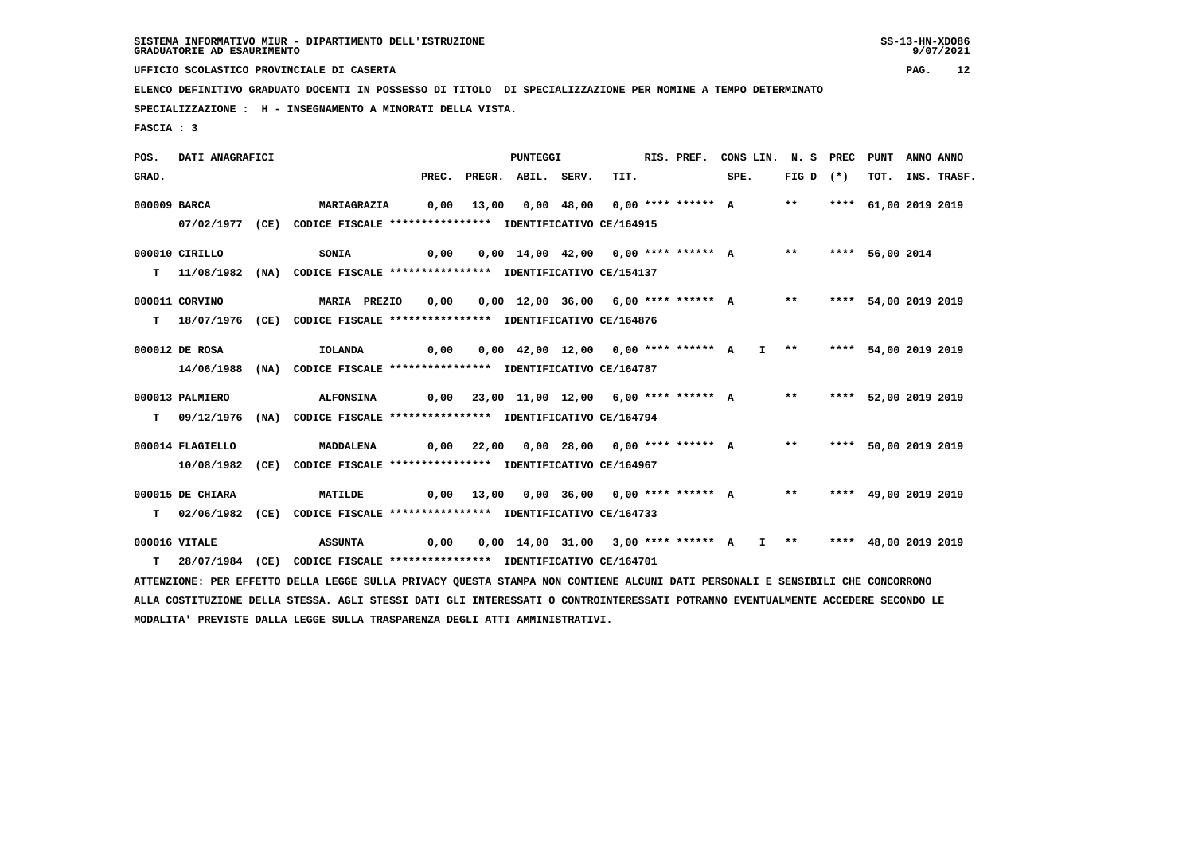SISTEMA INFORMATIVO MIUR - DIPARTIMENTO DELL'ISTRUZIONE
GRADUATORIE AD ESAURIMENTO

UFFICIO SCOLASTICO PROVINCIALE DI CASERTA

ELENCO DEFINITIVO GRADUATO DOCENTI IN POSSESSO DI TITOLO DI SPECIALIZZAZIONE PER NOMINE A TEMPO DETERMINATO

SPECIALIZZAZIONE : H - INSEGNAMENTO A MINORATI DELLA VISTA.

FASCIA : 3

| POS. GRAD. | DATI ANAGRAFICI | | PREC. | PREGR. | ABIL. | SERV. | TIT. | RIS. PREF. | CONS LIN. SPE. | N. S FIG D | PREC (*) | PUNT TOT. | ANNO INS. | ANNO TRASF. |
|---|---|---|---|---|---|---|---|---|---|---|---|---|---|---|
| 000009 | BARCA | MARIAGRAZIA | 0,00 | 13,00 | 0,00 | 48,00 | 0,00 | **** ****** A | | ** | **** | 61,00 | 2019 | 2019 |
| | 07/02/1977 (CE) | CODICE FISCALE **************** IDENTIFICATIVO CE/164915 | | | | | | | | | | | | |
| 000010 | CIRILLO | SONIA | 0,00 | 0,00 | 14,00 | 42,00 | 0,00 | **** ****** A | | ** | **** | 56,00 | 2014 | |
| T | 11/08/1982 (NA) | CODICE FISCALE **************** IDENTIFICATIVO CE/154137 | | | | | | | | | | | | |
| 000011 | CORVINO | MARIA PREZIO | 0,00 | 0,00 | 12,00 | 36,00 | 6,00 | **** ****** A | | ** | **** | 54,00 | 2019 | 2019 |
| T | 18/07/1976 (CE) | CODICE FISCALE **************** IDENTIFICATIVO CE/164876 | | | | | | | | | | | | |
| 000012 | DE ROSA | IOLANDA | 0,00 | 0,00 | 42,00 | 12,00 | 0,00 | **** ****** A | I | ** | **** | 54,00 | 2019 | 2019 |
| | 14/06/1988 (NA) | CODICE FISCALE **************** IDENTIFICATIVO CE/164787 | | | | | | | | | | | | |
| 000013 | PALMIERO | ALFONSINA | 0,00 | 23,00 | 11,00 | 12,00 | 6,00 | **** ****** A | | ** | **** | 52,00 | 2019 | 2019 |
| T | 09/12/1976 (NA) | CODICE FISCALE **************** IDENTIFICATIVO CE/164794 | | | | | | | | | | | | |
| 000014 | FLAGIELLO | MADDALENA | 0,00 | 22,00 | 0,00 | 28,00 | 0,00 | **** ****** A | | ** | **** | 50,00 | 2019 | 2019 |
| | 10/08/1982 (CE) | CODICE FISCALE **************** IDENTIFICATIVO CE/164967 | | | | | | | | | | | | |
| 000015 | DE CHIARA | MATILDE | 0,00 | 13,00 | 0,00 | 36,00 | 0,00 | **** ****** A | | ** | **** | 49,00 | 2019 | 2019 |
| T | 02/06/1982 (CE) | CODICE FISCALE **************** IDENTIFICATIVO CE/164733 | | | | | | | | | | | | |
| 000016 | VITALE | ASSUNTA | 0,00 | 0,00 | 14,00 | 31,00 | 3,00 | **** ****** A | I | ** | **** | 48,00 | 2019 | 2019 |
| T | 28/07/1984 (CE) | CODICE FISCALE **************** IDENTIFICATIVO CE/164701 | | | | | | | | | | | | |

ATTENZIONE: PER EFFETTO DELLA LEGGE SULLA PRIVACY QUESTA STAMPA NON CONTIENE ALCUNI DATI PERSONALI E SENSIBILI CHE CONCORRONO ALLA COSTITUZIONE DELLA STESSA. AGLI STESSI DATI GLI INTERESSATI O CONTROINTERESSATI POTRANNO EVENTUALMENTE ACCEDERE SECONDO LE MODALITA' PREVISTE DALLA LEGGE SULLA TRASPARENZA DEGLI ATTI AMMINISTRATIVI.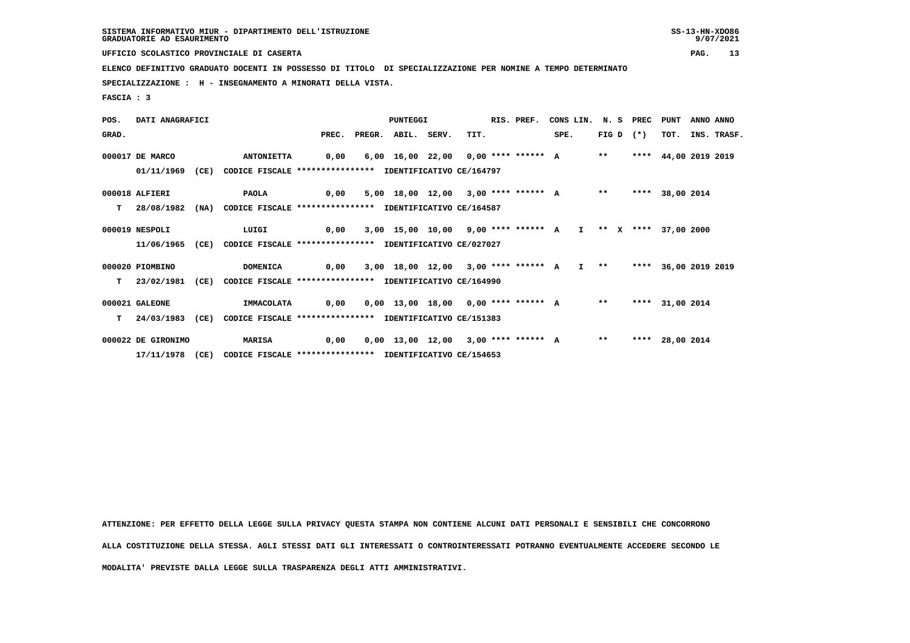SISTEMA INFORMATIVO MIUR - DIPARTIMENTO DELL'ISTRUZIONE
GRADUATORIE AD ESAURIMENTO

UFFICIO SCOLASTICO PROVINCIALE DI CASERTA

ELENCO DEFINITIVO GRADUATO DOCENTI IN POSSESSO DI TITOLO DI SPECIALIZZAZIONE PER NOMINE A TEMPO DETERMINATO

SPECIALIZZAZIONE : H - INSEGNAMENTO A MINORATI DELLA VISTA.

FASCIA : 3

| POS. GRAD. | DATI ANAGRAFICI | | PREC. | PREGR. | ABIL. | SERV. | TIT. | RIS. PREF. | CONS LIN. SPE. | N. S FIG D | PREC (*) | PUNT TOT. | ANNO INS. | ANNO TRASF. |
|---|---|---|---|---|---|---|---|---|---|---|---|---|---|---|
| 000017 | DE MARCO 01/11/1969 (CE) CODICE FISCALE **************** IDENTIFICATIVO CE/164797 | ANTONIETTA | 0,00 | 6,00 | 16,00 | 22,00 | 0,00 | **** ****** A | | ** | **** | 44,00 | 2019 | 2019 |
| 000018 | ALFIERI T 28/08/1982 (NA) CODICE FISCALE **************** IDENTIFICATIVO CE/164587 | PAOLA | 0,00 | 5,00 | 18,00 | 12,00 | 3,00 | **** ****** A | | ** | **** | 38,00 | 2014 | |
| 000019 | NESPOLI 11/06/1965 (CE) CODICE FISCALE **************** IDENTIFICATIVO CE/027027 | LUIGI | 0,00 | 3,00 | 15,00 | 10,00 | 9,00 | **** ****** A | I | ** X | **** | 37,00 | 2000 | |
| 000020 | PIOMBINO T 23/02/1981 (CE) CODICE FISCALE **************** IDENTIFICATIVO CE/164990 | DOMENICA | 0,00 | 3,00 | 18,00 | 12,00 | 3,00 | **** ****** A | I | ** | **** | 36,00 | 2019 | 2019 |
| 000021 | GALEONE T 24/03/1983 (CE) CODICE FISCALE **************** IDENTIFICATIVO CE/151383 | IMMACOLATA | 0,00 | 0,00 | 13,00 | 18,00 | 0,00 | **** ****** A | | ** | **** | 31,00 | 2014 | |
| 000022 | DE GIRONIMO 17/11/1978 (CE) CODICE FISCALE **************** IDENTIFICATIVO CE/154653 | MARISA | 0,00 | 0,00 | 13,00 | 12,00 | 3,00 | **** ****** A | | ** | **** | 28,00 | 2014 | |

ATTENZIONE: PER EFFETTO DELLA LEGGE SULLA PRIVACY QUESTA STAMPA NON CONTIENE ALCUNI DATI PERSONALI E SENSIBILI CHE CONCORRONO ALLA COSTITUZIONE DELLA STESSA. AGLI STESSI DATI GLI INTERESSATI O CONTROINTERESSATI POTRANNO EVENTUALMENTE ACCEDERE SECONDO LE MODALITA' PREVISTE DALLA LEGGE SULLA TRASPARENZA DEGLI ATTI AMMINISTRATIVI.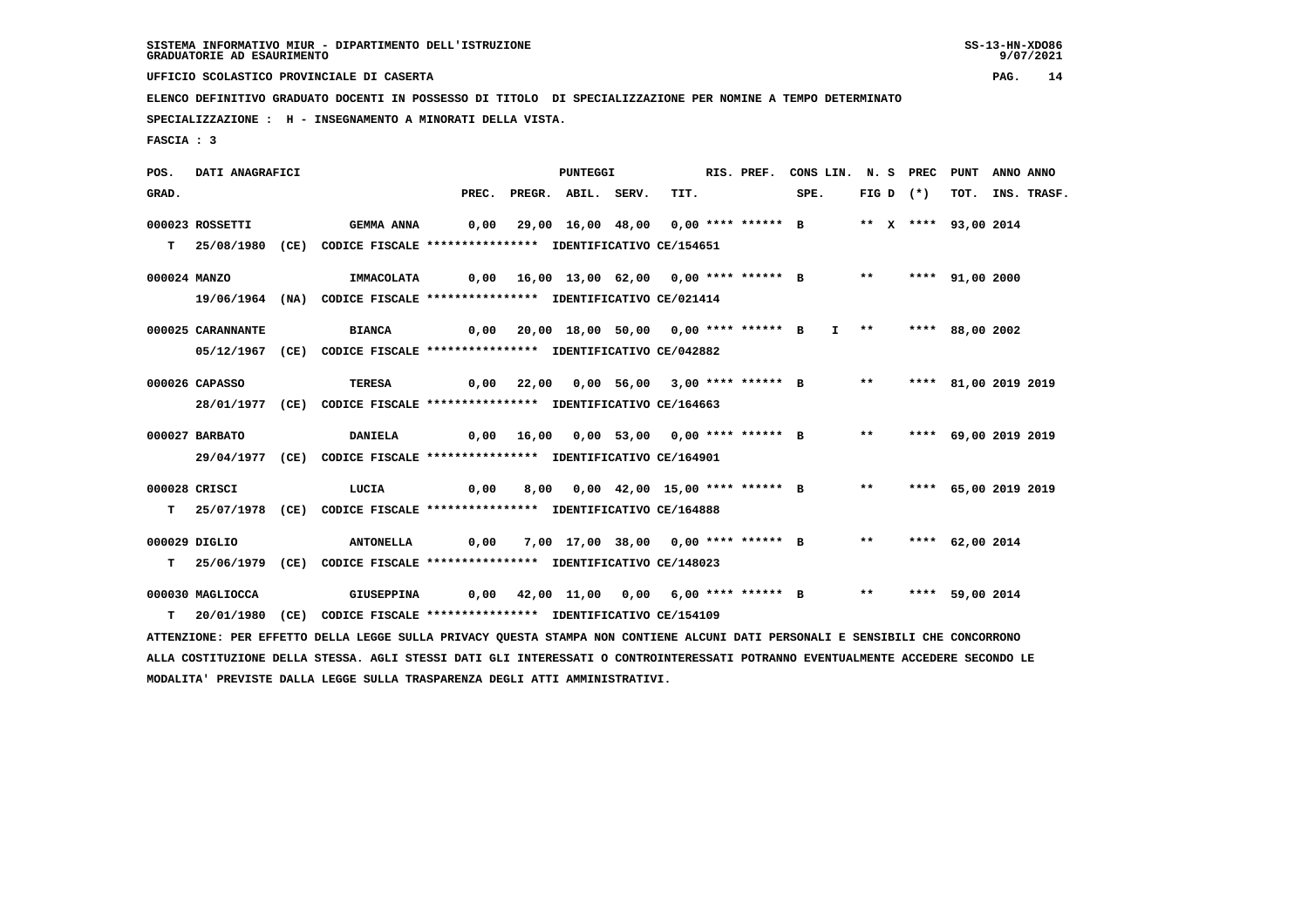SISTEMA INFORMATIVO MIUR - DIPARTIMENTO DELL'ISTRUZIONE
GRADUATORIE AD ESAURIMENTO

UFFICIO SCOLASTICO PROVINCIALE DI CASERTA

ELENCO DEFINITIVO GRADUATO DOCENTI IN POSSESSO DI TITOLO DI SPECIALIZZAZIONE PER NOMINE A TEMPO DETERMINATO

SPECIALIZZAZIONE : H - INSEGNAMENTO A MINORATI DELLA VISTA.

FASCIA : 3

| POS. GRAD. | DATI ANAGRAFICI | | PREC. | PREGR. | ABIL. | SERV. | TIT. | RIS. PREF. | CONS LIN. SPE. | N. S FIG D | PREC (*) | PUNT TOT. | ANNO INS. | ANNO TRASF. |
|---|---|---|---|---|---|---|---|---|---|---|---|---|---|---|
| 000023 | ROSSETTI | GEMMA ANNA | 0,00 | 29,00 | 16,00 | 48,00 | 0,00 | **** ****** B | | ** X | **** | 93,00 | 2014 | |
| T | 25/08/1980 (CE) | CODICE FISCALE **************** IDENTIFICATIVO CE/154651 | | | | | | | | | | | | |
| 000024 | MANZO | IMMACOLATA | 0,00 | 16,00 | 13,00 | 62,00 | 0,00 | **** ****** B | | ** | **** | 91,00 | 2000 | |
| | 19/06/1964 (NA) | CODICE FISCALE **************** IDENTIFICATIVO CE/021414 | | | | | | | | | | | | |
| 000025 | CARANNANTE | BIANCA | 0,00 | 20,00 | 18,00 | 50,00 | 0,00 | **** ****** B | I | ** | **** | 88,00 | 2002 | |
| | 05/12/1967 (CE) | CODICE FISCALE **************** IDENTIFICATIVO CE/042882 | | | | | | | | | | | | |
| 000026 | CAPASSO | TERESA | 0,00 | 22,00 | 0,00 | 56,00 | 3,00 | **** ****** B | | ** | **** | 81,00 | 2019 | 2019 |
| | 28/01/1977 (CE) | CODICE FISCALE **************** IDENTIFICATIVO CE/164663 | | | | | | | | | | | | |
| 000027 | BARBATO | DANIELA | 0,00 | 16,00 | 0,00 | 53,00 | 0,00 | **** ****** B | | ** | **** | 69,00 | 2019 | 2019 |
| | 29/04/1977 (CE) | CODICE FISCALE **************** IDENTIFICATIVO CE/164901 | | | | | | | | | | | | |
| 000028 | CRISCI | LUCIA | 0,00 | 8,00 | 0,00 | 42,00 | 15,00 | **** ****** B | | ** | **** | 65,00 | 2019 | 2019 |
| T | 25/07/1978 (CE) | CODICE FISCALE **************** IDENTIFICATIVO CE/164888 | | | | | | | | | | | | |
| 000029 | DIGLIO | ANTONELLA | 0,00 | 7,00 | 17,00 | 38,00 | 0,00 | **** ****** B | | ** | **** | 62,00 | 2014 | |
| T | 25/06/1979 (CE) | CODICE FISCALE **************** IDENTIFICATIVO CE/148023 | | | | | | | | | | | | |
| 000030 | MAGLIOCCA | GIUSEPPINA | 0,00 | 42,00 | 11,00 | 0,00 | 6,00 | **** ****** B | | ** | **** | 59,00 | 2014 | |
| T | 20/01/1980 (CE) | CODICE FISCALE **************** IDENTIFICATIVO CE/154109 | | | | | | | | | | | | |

ATTENZIONE: PER EFFETTO DELLA LEGGE SULLA PRIVACY QUESTA STAMPA NON CONTIENE ALCUNI DATI PERSONALI E SENSIBILI CHE CONCORRONO ALLA COSTITUZIONE DELLA STESSA. AGLI STESSI DATI GLI INTERESSATI O CONTROINTERESSATI POTRANNO EVENTUALMENTE ACCEDERE SECONDO LE MODALITA' PREVISTE DALLA LEGGE SULLA TRASPARENZA DEGLI ATTI AMMINISTRATIVI.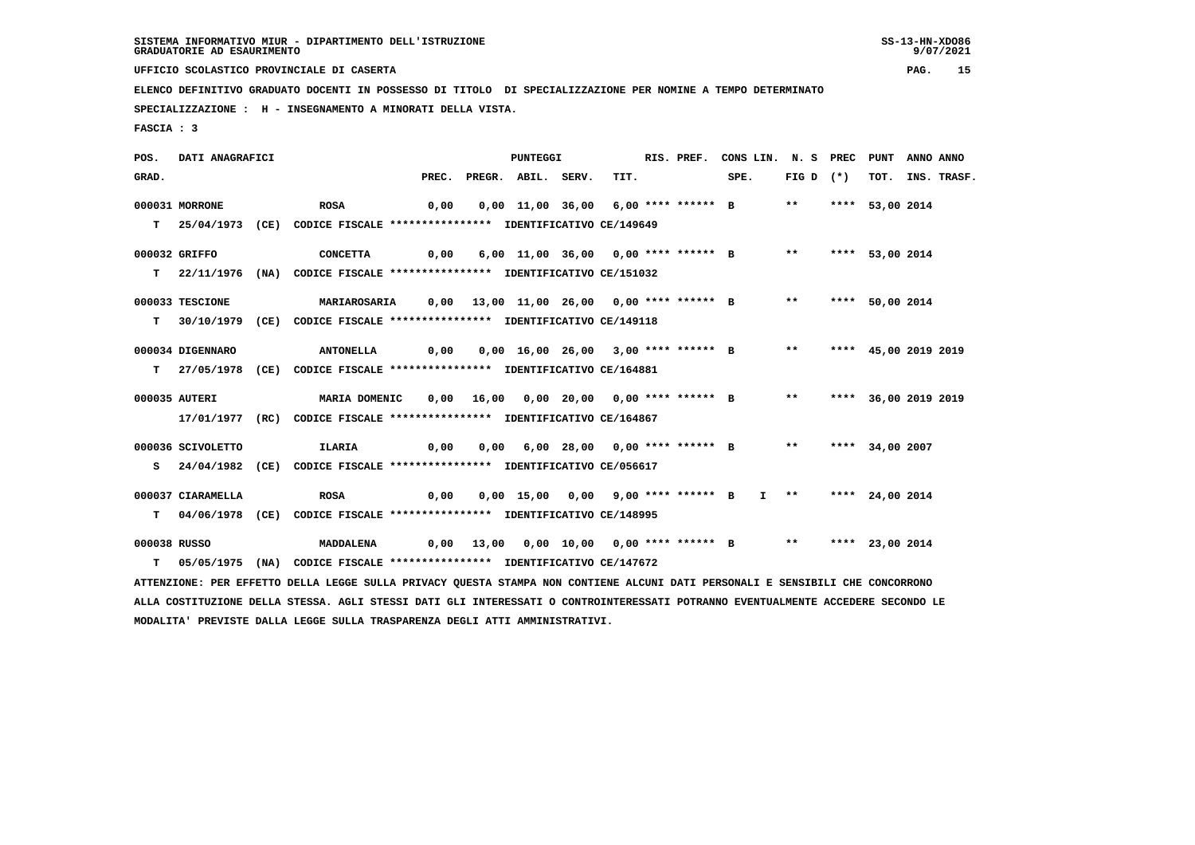SISTEMA INFORMATIVO MIUR - DIPARTIMENTO DELL'ISTRUZIONE
GRADUATORIE AD ESAURIMENTO

UFFICIO SCOLASTICO PROVINCIALE DI CASERTA

ELENCO DEFINITIVO GRADUATO DOCENTI IN POSSESSO DI TITOLO DI SPECIALIZZAZIONE PER NOMINE A TEMPO DETERMINATO

SPECIALIZZAZIONE : H - INSEGNAMENTO A MINORATI DELLA VISTA.

FASCIA : 3

| POS. GRAD. | DATI ANAGRAFICI | | PREC. | PREGR. | ABIL. | SERV. | TIT. | RIS. PREF. | CONS LIN. SPE. | N. S FIG D | PREC (*) | PUNT TOT. | ANNO INS. | ANNO TRASF. |
|---|---|---|---|---|---|---|---|---|---|---|---|---|---|---|
| 000031 | MORRONE | ROSA | 0,00 | 0,00 | 11,00 | 36,00 | 6,00 | **** ****** B | | ** | **** | 53,00 | 2014 | |
| T | 25/04/1973 (CE) | CODICE FISCALE **************** IDENTIFICATIVO CE/149649 | | | | | | | | | | | | |
| 000032 | GRIFFO | CONCETTA | 0,00 | 6,00 | 11,00 | 36,00 | 0,00 | **** ****** B | | ** | **** | 53,00 | 2014 | |
| T | 22/11/1976 (NA) | CODICE FISCALE **************** IDENTIFICATIVO CE/151032 | | | | | | | | | | | | |
| 000033 | TESCIONE | MARIAROSARIA | 0,00 | 13,00 | 11,00 | 26,00 | 0,00 | **** ****** B | | ** | **** | 50,00 | 2014 | |
| T | 30/10/1979 (CE) | CODICE FISCALE **************** IDENTIFICATIVO CE/149118 | | | | | | | | | | | | |
| 000034 | DIGENNARO | ANTONELLA | 0,00 | 0,00 | 16,00 | 26,00 | 3,00 | **** ****** B | | ** | **** | 45,00 | 2019 | 2019 |
| T | 27/05/1978 (CE) | CODICE FISCALE **************** IDENTIFICATIVO CE/164881 | | | | | | | | | | | | |
| 000035 | AUTERI | MARIA DOMENIC | 0,00 | 16,00 | 0,00 | 20,00 | 0,00 | **** ****** B | | ** | **** | 36,00 | 2019 | 2019 |
| | 17/01/1977 (RC) | CODICE FISCALE **************** IDENTIFICATIVO CE/164867 | | | | | | | | | | | | |
| 000036 | SCIVOLETTO | ILARIA | 0,00 | 0,00 | 6,00 | 28,00 | 0,00 | **** ****** B | | ** | **** | 34,00 | 2007 | |
| S | 24/04/1982 (CE) | CODICE FISCALE **************** IDENTIFICATIVO CE/056617 | | | | | | | | | | | | |
| 000037 | CIARAMELLA | ROSA | 0,00 | 0,00 | 15,00 | 0,00 | 9,00 | **** ****** B | I | ** | **** | 24,00 | 2014 | |
| T | 04/06/1978 (CE) | CODICE FISCALE **************** IDENTIFICATIVO CE/148995 | | | | | | | | | | | | |
| 000038 | RUSSO | MADDALENA | 0,00 | 13,00 | 0,00 | 10,00 | 0,00 | **** ****** B | | ** | **** | 23,00 | 2014 | |
| T | 05/05/1975 (NA) | CODICE FISCALE **************** IDENTIFICATIVO CE/147672 | | | | | | | | | | | | |

ATTENZIONE: PER EFFETTO DELLA LEGGE SULLA PRIVACY QUESTA STAMPA NON CONTIENE ALCUNI DATI PERSONALI E SENSIBILI CHE CONCORRONO ALLA COSTITUZIONE DELLA STESSA. AGLI STESSI DATI GLI INTERESSATI O CONTROINTERESSATI POTRANNO EVENTUALMENTE ACCEDERE SECONDO LE MODALITA' PREVISTE DALLA LEGGE SULLA TRASPARENZA DEGLI ATTI AMMINISTRATIVI.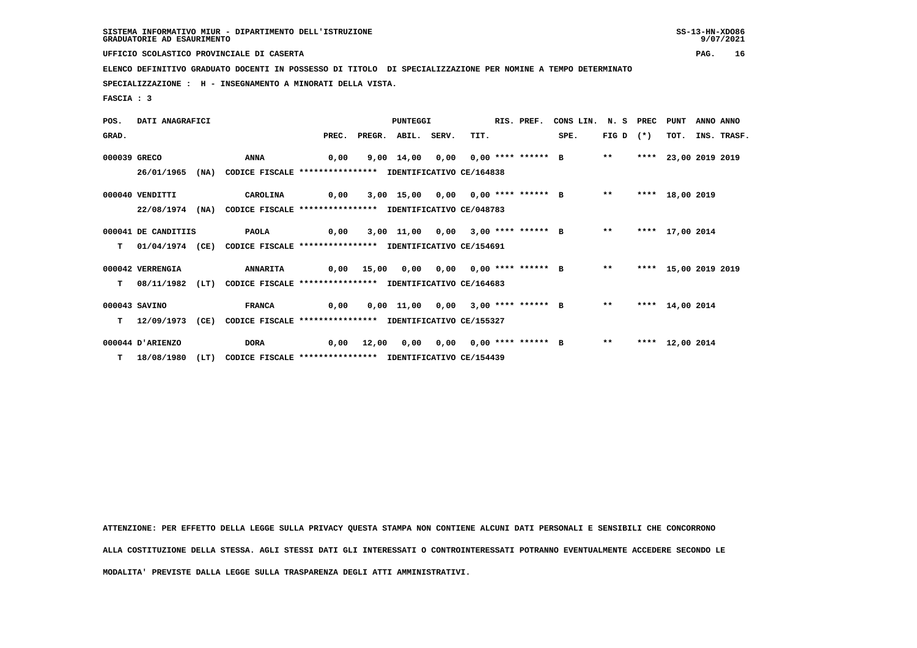SISTEMA INFORMATIVO MIUR - DIPARTIMENTO DELL'ISTRUZIONE
GRADUATORIE AD ESAURIMENTO

UFFICIO SCOLASTICO PROVINCIALE DI CASERTA

ELENCO DEFINITIVO GRADUATO DOCENTI IN POSSESSO DI TITOLO DI SPECIALIZZAZIONE PER NOMINE A TEMPO DETERMINATO

SPECIALIZZAZIONE : H - INSEGNAMENTO A MINORATI DELLA VISTA.

FASCIA : 3

| POS. GRAD. | DATI ANAGRAFICI | | PUNTEGGI PREC. | PREGR. | ABIL. | SERV. | TIT. | RIS. PREF. | CONS LIN. SPE. | N. S FIG D | PREC (*) | PUNT TOT. | ANNO INS. | ANNO TRASF. |
|---|---|---|---|---|---|---|---|---|---|---|---|---|---|---|
| 000039 | GRECO | ANNA | 0,00 | 9,00 | 14,00 | 0,00 | 0,00 | **** ****** | B | ** | **** | 23,00 | 2019 | 2019 |
| | 26/01/1965 (NA) | CODICE FISCALE **************** IDENTIFICATIVO CE/164838 | | | | | | | | | | | | |
| 000040 | VENDITTI | CAROLINA | 0,00 | 3,00 | 15,00 | 0,00 | 0,00 | **** ****** | B | ** | **** | 18,00 | 2019 | |
| | 22/08/1974 (NA) | CODICE FISCALE **************** IDENTIFICATIVO CE/048783 | | | | | | | | | | | | |
| 000041 | DE CANDITIIS | PAOLA | 0,00 | 3,00 | 11,00 | 0,00 | 3,00 | **** ****** | B | ** | **** | 17,00 | 2014 | |
| T | 01/04/1974 (CE) | CODICE FISCALE **************** IDENTIFICATIVO CE/154691 | | | | | | | | | | | | |
| 000042 | VERRENGIA | ANNARITA | 0,00 | 15,00 | 0,00 | 0,00 | 0,00 | **** ****** | B | ** | **** | 15,00 | 2019 | 2019 |
| T | 08/11/1982 (LT) | CODICE FISCALE **************** IDENTIFICATIVO CE/164683 | | | | | | | | | | | | |
| 000043 | SAVINO | FRANCA | 0,00 | 0,00 | 11,00 | 0,00 | 3,00 | **** ****** | B | ** | **** | 14,00 | 2014 | |
| T | 12/09/1973 (CE) | CODICE FISCALE **************** IDENTIFICATIVO CE/155327 | | | | | | | | | | | | |
| 000044 | D'ARIENZO | DORA | 0,00 | 12,00 | 0,00 | 0,00 | 0,00 | **** ****** | B | ** | **** | 12,00 | 2014 | |
| T | 18/08/1980 (LT) | CODICE FISCALE **************** IDENTIFICATIVO CE/154439 | | | | | | | | | | | | |

ATTENZIONE: PER EFFETTO DELLA LEGGE SULLA PRIVACY QUESTA STAMPA NON CONTIENE ALCUNI DATI PERSONALI E SENSIBILI CHE CONCORRONO ALLA COSTITUZIONE DELLA STESSA. AGLI STESSI DATI GLI INTERESSATI O CONTROINTERESSATI POTRANNO EVENTUALMENTE ACCEDERE SECONDO LE MODALITA' PREVISTE DALLA LEGGE SULLA TRASPARENZA DEGLI ATTI AMMINISTRATIVI.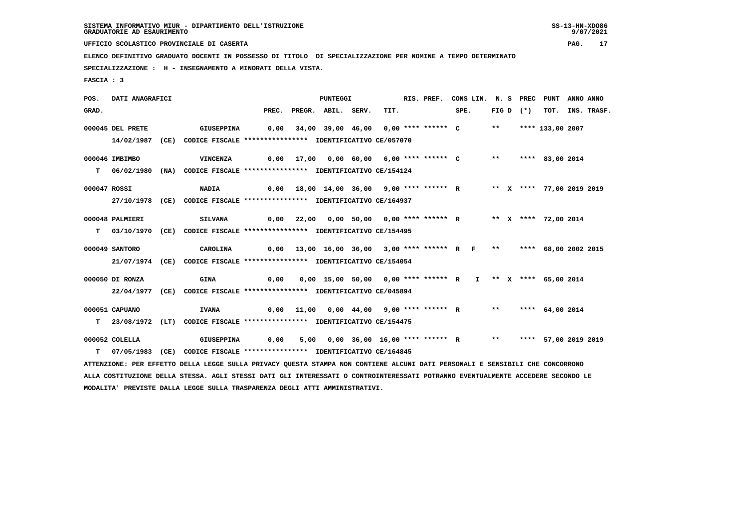SISTEMA INFORMATIVO MIUR - DIPARTIMENTO DELL'ISTRUZIONE
GRADUATORIE AD ESAURIMENTO

UFFICIO SCOLASTICO PROVINCIALE DI CASERTA

ELENCO DEFINITIVO GRADUATO DOCENTI IN POSSESSO DI TITOLO DI SPECIALIZZAZIONE PER NOMINE A TEMPO DETERMINATO

SPECIALIZZAZIONE : H - INSEGNAMENTO A MINORATI DELLA VISTA.

FASCIA : 3

| POS. GRAD. | DATI ANAGRAFICI | | PREC. | PREGR. | ABIL. | SERV. | TIT. | RIS. PREF. | CONS LIN. SPE. | N. S FIG D | PREC (*) | PUNT TOT. | ANNO INS. | ANNO TRASF. |
|---|---|---|---|---|---|---|---|---|---|---|---|---|---|---|
| 000045 | DEL PRETE | GIUSEPPINA | 0,00 | 34,00 | 39,00 | 46,00 | 0,00 | **** ****** C | | ** | **** | 133,00 | 2007 | |
| | 14/02/1987 (CE) CODICE FISCALE **************** IDENTIFICATIVO CE/057070 | | | | | | | | | | | | | |
| 000046 | IMBIMBO | VINCENZA | 0,00 | 17,00 | 0,00 | 60,00 | 6,00 | **** ****** C | | ** | **** | 83,00 | 2014 | |
| T | 06/02/1980 (NA) CODICE FISCALE **************** IDENTIFICATIVO CE/154124 | | | | | | | | | | | | | |
| 000047 | ROSSI | NADIA | 0,00 | 18,00 | 14,00 | 36,00 | 9,00 | **** ****** R | | ** X | **** | 77,00 | 2019 | 2019 |
| | 27/10/1978 (CE) CODICE FISCALE **************** IDENTIFICATIVO CE/164937 | | | | | | | | | | | | | |
| 000048 | PALMIERI | SILVANA | 0,00 | 22,00 | 0,00 | 50,00 | 0,00 | **** ****** R | | ** X | **** | 72,00 | 2014 | |
| T | 03/10/1970 (CE) CODICE FISCALE **************** IDENTIFICATIVO CE/154495 | | | | | | | | | | | | | |
| 000049 | SANTORO | CAROLINA | 0,00 | 13,00 | 16,00 | 36,00 | 3,00 | **** ****** R | F | ** | **** | 68,00 | 2002 | 2015 |
| | 21/07/1974 (CE) CODICE FISCALE **************** IDENTIFICATIVO CE/154054 | | | | | | | | | | | | | |
| 000050 | DI RONZA | GINA | 0,00 | 0,00 | 15,00 | 50,00 | 0,00 | **** ****** R | I | ** X | **** | 65,00 | 2014 | |
| | 22/04/1977 (CE) CODICE FISCALE **************** IDENTIFICATIVO CE/045894 | | | | | | | | | | | | | |
| 000051 | CAPUANO | IVANA | 0,00 | 11,00 | 0,00 | 44,00 | 9,00 | **** ****** R | | ** | **** | 64,00 | 2014 | |
| T | 23/08/1972 (LT) CODICE FISCALE **************** IDENTIFICATIVO CE/154475 | | | | | | | | | | | | | |
| 000052 | COLELLA | GIUSEPPINA | 0,00 | 5,00 | 0,00 | 36,00 | 16,00 | **** ****** R | | ** | **** | 57,00 | 2019 | 2019 |
| T | 07/05/1983 (CE) CODICE FISCALE **************** IDENTIFICATIVO CE/164845 | | | | | | | | | | | | | |

ATTENZIONE: PER EFFETTO DELLA LEGGE SULLA PRIVACY QUESTA STAMPA NON CONTIENE ALCUNI DATI PERSONALI E SENSIBILI CHE CONCORRONO ALLA COSTITUZIONE DELLA STESSA. AGLI STESSI DATI GLI INTERESSATI O CONTROINTERESSATI POTRANNO EVENTUALMENTE ACCEDERE SECONDO LE MODALITA' PREVISTE DALLA LEGGE SULLA TRASPARENZA DEGLI ATTI AMMINISTRATIVI.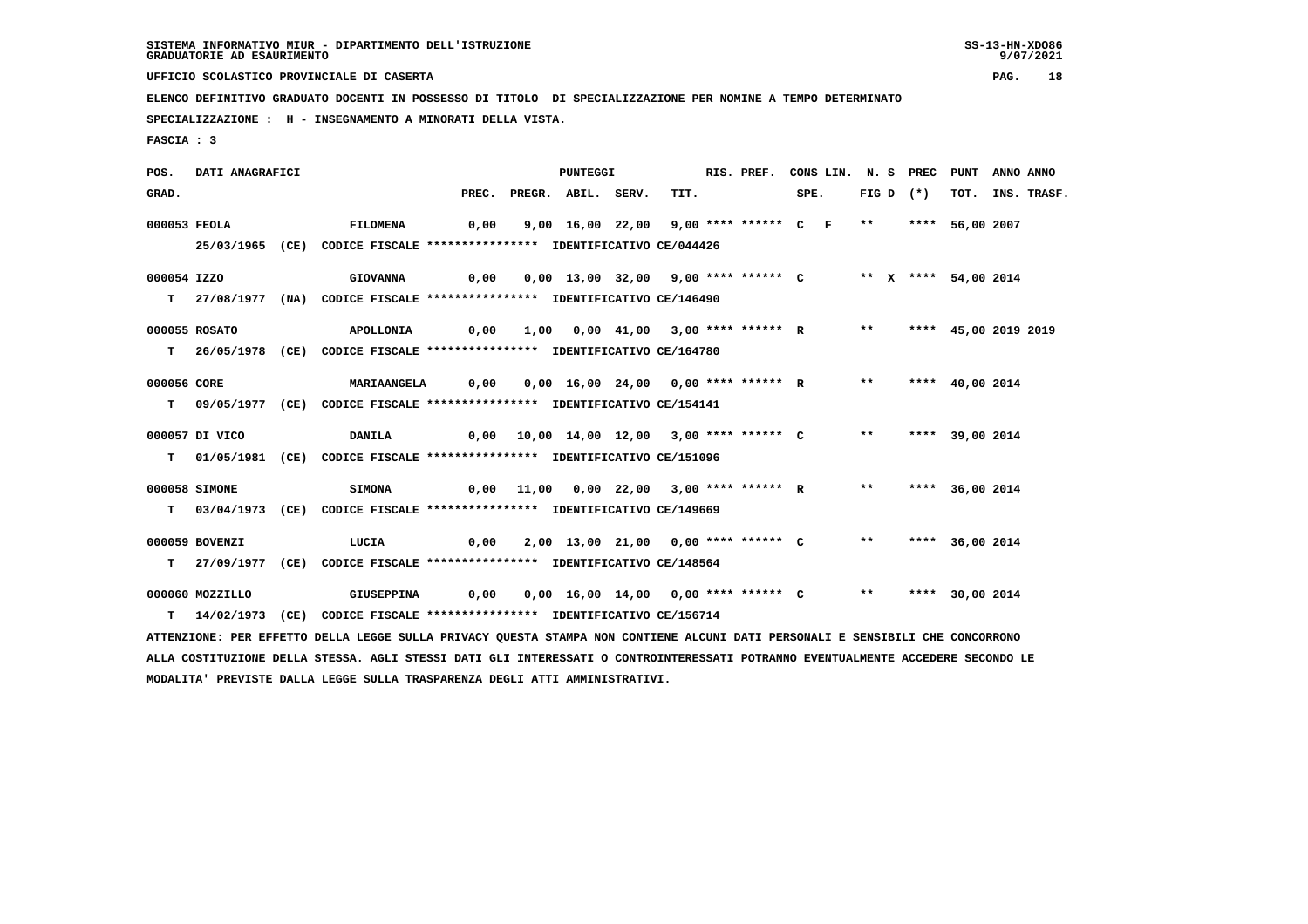SISTEMA INFORMATIVO MIUR - DIPARTIMENTO DELL'ISTRUZIONE
GRADUATORIE AD ESAURIMENTO

UFFICIO SCOLASTICO PROVINCIALE DI CASERTA

ELENCO DEFINITIVO GRADUATO DOCENTI IN POSSESSO DI TITOLO DI SPECIALIZZAZIONE PER NOMINE A TEMPO DETERMINATO

SPECIALIZZAZIONE : H - INSEGNAMENTO A MINORATI DELLA VISTA.

FASCIA : 3

| POS. GRAD. | DATI ANAGRAFICI | | PREC. | PREGR. | ABIL. | SERV. | TIT. | RIS. PREF. | CONS LIN. SPE. | N. S FIG D | PREC (*) | PUNT TOT. | ANNO INS. | ANNO TRASF. |
|---|---|---|---|---|---|---|---|---|---|---|---|---|---|---|
| 000053 | FEOLA | FILOMENA | 0,00 | 9,00 | 16,00 | 22,00 | 9,00 | **** ****** | C F | ** | **** | 56,00 | 2007 | |
| | 25/03/1965 (CE) CODICE FISCALE **************** IDENTIFICATIVO CE/044426 | | | | | | | | | | | | | |
| 000054 | IZZO | GIOVANNA | 0,00 | 0,00 | 13,00 | 32,00 | 9,00 | **** ****** | C | ** X | **** | 54,00 | 2014 | |
| T | 27/08/1977 (NA) CODICE FISCALE **************** IDENTIFICATIVO CE/146490 | | | | | | | | | | | | | |
| 000055 | ROSATO | APOLLONIA | 0,00 | 1,00 | 0,00 | 41,00 | 3,00 | **** ****** | R | ** | **** | 45,00 | 2019 | 2019 |
| T | 26/05/1978 (CE) CODICE FISCALE **************** IDENTIFICATIVO CE/164780 | | | | | | | | | | | | | |
| 000056 | CORE | MARIAANGELA | 0,00 | 0,00 | 16,00 | 24,00 | 0,00 | **** ****** | R | ** | **** | 40,00 | 2014 | |
| T | 09/05/1977 (CE) CODICE FISCALE **************** IDENTIFICATIVO CE/154141 | | | | | | | | | | | | | |
| 000057 | DI VICO | DANILA | 0,00 | 10,00 | 14,00 | 12,00 | 3,00 | **** ****** | C | ** | **** | 39,00 | 2014 | |
| T | 01/05/1981 (CE) CODICE FISCALE **************** IDENTIFICATIVO CE/151096 | | | | | | | | | | | | | |
| 000058 | SIMONE | SIMONA | 0,00 | 11,00 | 0,00 | 22,00 | 3,00 | **** ****** | R | ** | **** | 36,00 | 2014 | |
| T | 03/04/1973 (CE) CODICE FISCALE **************** IDENTIFICATIVO CE/149669 | | | | | | | | | | | | | |
| 000059 | BOVENZI | LUCIA | 0,00 | 2,00 | 13,00 | 21,00 | 0,00 | **** ****** | C | ** | **** | 36,00 | 2014 | |
| T | 27/09/1977 (CE) CODICE FISCALE **************** IDENTIFICATIVO CE/148564 | | | | | | | | | | | | | |
| 000060 | MOZZILLO | GIUSEPPINA | 0,00 | 0,00 | 16,00 | 14,00 | 0,00 | **** ****** | C | ** | **** | 30,00 | 2014 | |
| T | 14/02/1973 (CE) CODICE FISCALE **************** IDENTIFICATIVO CE/156714 | | | | | | | | | | | | | |

ATTENZIONE: PER EFFETTO DELLA LEGGE SULLA PRIVACY QUESTA STAMPA NON CONTIENE ALCUNI DATI PERSONALI E SENSIBILI CHE CONCORRONO ALLA COSTITUZIONE DELLA STESSA. AGLI STESSI DATI GLI INTERESSATI O CONTROINTERESSATI POTRANNO EVENTUALMENTE ACCEDERE SECONDO LE MODALITA' PREVISTE DALLA LEGGE SULLA TRASPARENZA DEGLI ATTI AMMINISTRATIVI.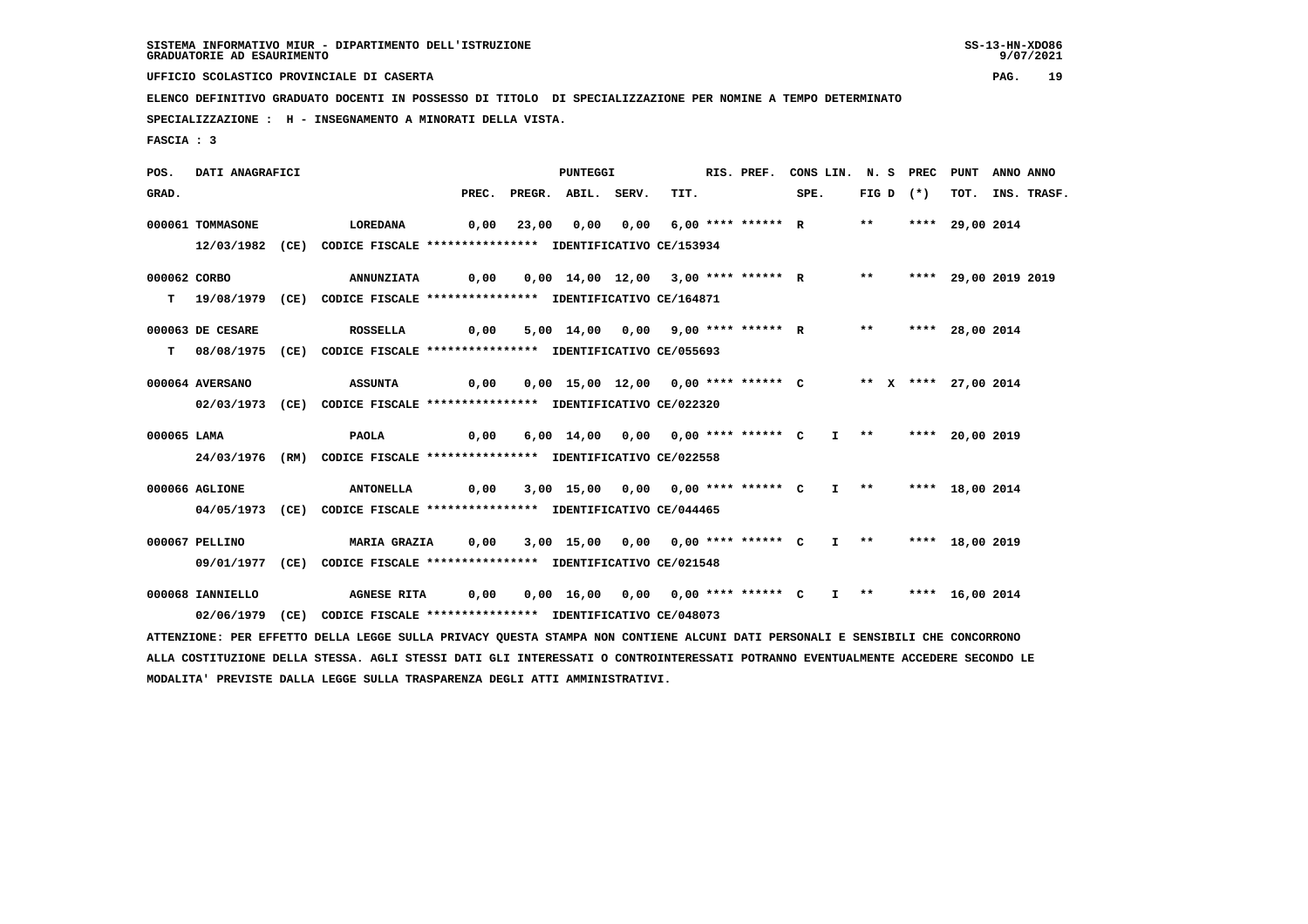SISTEMA INFORMATIVO MIUR - DIPARTIMENTO DELL'ISTRUZIONE
GRADUATORIE AD ESAURIMENTO

UFFICIO SCOLASTICO PROVINCIALE DI CASERTA

ELENCO DEFINITIVO GRADUATO DOCENTI IN POSSESSO DI TITOLO DI SPECIALIZZAZIONE PER NOMINE A TEMPO DETERMINATO

SPECIALIZZAZIONE : H - INSEGNAMENTO A MINORATI DELLA VISTA.

FASCIA : 3

| POS. GRAD. | DATI ANAGRAFICI | | PREC. | PREGR. | ABIL. | SERV. | TIT. | RIS. PREF. | CONS LIN. SPE. | N. S FIG D | PREC (*) | PUNT TOT. | ANNO INS. | ANNO TRASF. |
|---|---|---|---|---|---|---|---|---|---|---|---|---|---|---|
| 000061 | TOMMASONE | LOREDANA | 0,00 | 23,00 | 0,00 | 0,00 | 6,00 | **** ****** R | | ** | **** | 29,00 | 2014 | |
| | 12/03/1982 (CE) CODICE FISCALE **************** IDENTIFICATIVO CE/153934 | | | | | | | | | | | | | |
| 000062 | CORBO | ANNUNZIATA | 0,00 | 0,00 | 14,00 | 12,00 | 3,00 | **** ****** R | | ** | **** | 29,00 | 2019 | 2019 |
| T | 19/08/1979 (CE) CODICE FISCALE **************** IDENTIFICATIVO CE/164871 | | | | | | | | | | | | | |
| 000063 | DE CESARE | ROSSELLA | 0,00 | 5,00 | 14,00 | 0,00 | 9,00 | **** ****** R | | ** | **** | 28,00 | 2014 | |
| T | 08/08/1975 (CE) CODICE FISCALE **************** IDENTIFICATIVO CE/055693 | | | | | | | | | | | | | |
| 000064 | AVERSANO | ASSUNTA | 0,00 | 0,00 | 15,00 | 12,00 | 0,00 | **** ****** C | | ** X | **** | 27,00 | 2014 | |
| | 02/03/1973 (CE) CODICE FISCALE **************** IDENTIFICATIVO CE/022320 | | | | | | | | | | | | | |
| 000065 | LAMA | PAOLA | 0,00 | 6,00 | 14,00 | 0,00 | 0,00 | **** ****** C | I | ** | **** | 20,00 | 2019 | |
| | 24/03/1976 (RM) CODICE FISCALE **************** IDENTIFICATIVO CE/022558 | | | | | | | | | | | | | |
| 000066 | AGLIONE | ANTONELLA | 0,00 | 3,00 | 15,00 | 0,00 | 0,00 | **** ****** C | I | ** | **** | 18,00 | 2014 | |
| | 04/05/1973 (CE) CODICE FISCALE **************** IDENTIFICATIVO CE/044465 | | | | | | | | | | | | | |
| 000067 | PELLINO | MARIA GRAZIA | 0,00 | 3,00 | 15,00 | 0,00 | 0,00 | **** ****** C | I | ** | **** | 18,00 | 2019 | |
| | 09/01/1977 (CE) CODICE FISCALE **************** IDENTIFICATIVO CE/021548 | | | | | | | | | | | | | |
| 000068 | IANNIELLO | AGNESE RITA | 0,00 | 0,00 | 16,00 | 0,00 | 0,00 | **** ****** C | I | ** | **** | 16,00 | 2014 | |
| | 02/06/1979 (CE) CODICE FISCALE **************** IDENTIFICATIVO CE/048073 | | | | | | | | | | | | | |

ATTENZIONE: PER EFFETTO DELLA LEGGE SULLA PRIVACY QUESTA STAMPA NON CONTIENE ALCUNI DATI PERSONALI E SENSIBILI CHE CONCORRONO ALLA COSTITUZIONE DELLA STESSA. AGLI STESSI DATI GLI INTERESSATI O CONTROINTERESSATI POTRANNO EVENTUALMENTE ACCEDERE SECONDO LE MODALITA' PREVISTE DALLA LEGGE SULLA TRASPARENZA DEGLI ATTI AMMINISTRATIVI.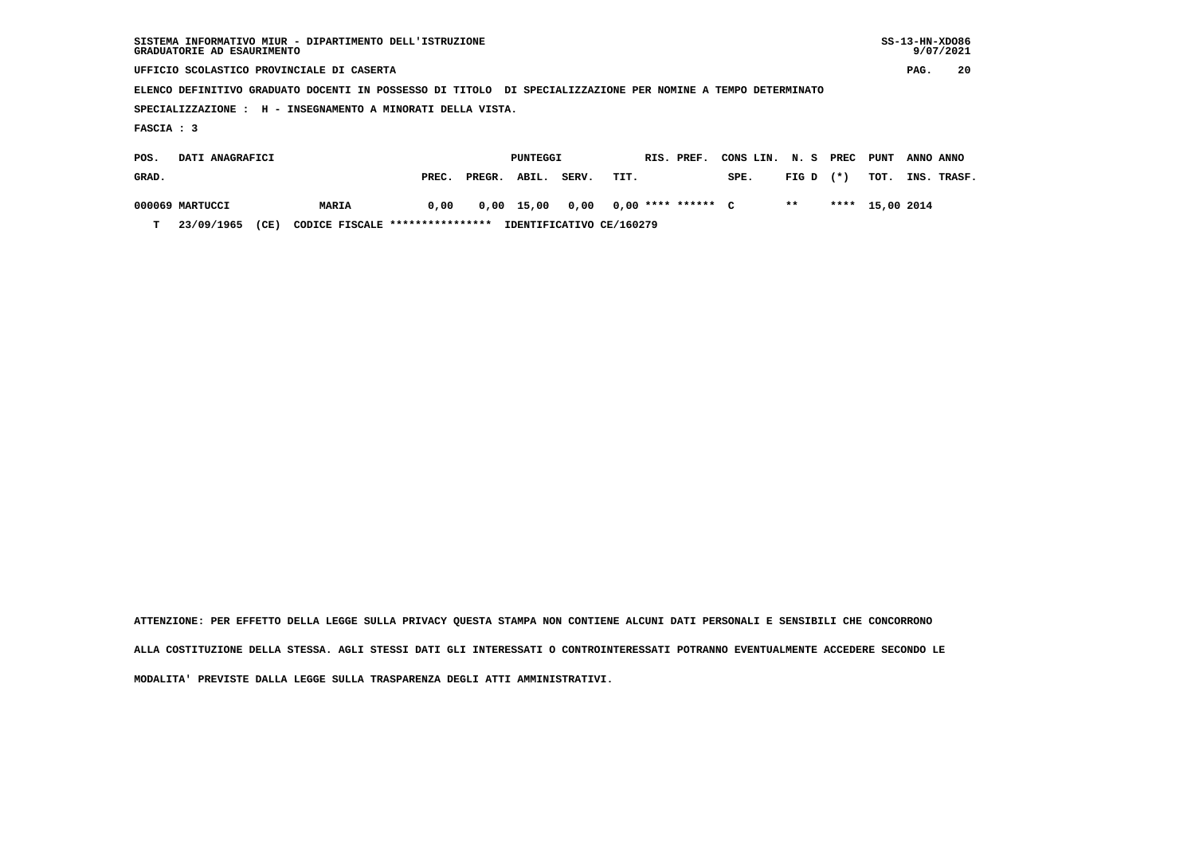SISTEMA INFORMATIVO MIUR - DIPARTIMENTO DELL'ISTRUZIONE
GRADUATORIE AD ESAURIMENTO

UFFICIO SCOLASTICO PROVINCIALE DI CASERTA

ELENCO DEFINITIVO GRADUATO DOCENTI IN POSSESSO DI TITOLO DI SPECIALIZZAZIONE PER NOMINE A TEMPO DETERMINATO

SPECIALIZZAZIONE : H - INSEGNAMENTO A MINORATI DELLA VISTA.

FASCIA : 3

| POS. GRAD. | DATI ANAGRAFICI | | PUNTEGGI PREC. | PREGR. | ABIL. | SERV. | TIT. | RIS. PREF. | | CONS LIN. SPE. | N. S FIG D | PREC (*) | PUNT TOT. | ANNO INS. | ANNO TRASF. |
|---|---|---|---|---|---|---|---|---|---|---|---|---|---|---|---|
| 000069 | MARTUCCI | MARIA | 0,00 | 0,00 | 15,00 | 0,00 | 0,00 | **** | ****** | C | ** | **** | 15,00 | 2014 | |
| T | 23/09/1965 (CE) | CODICE FISCALE **************** | IDENTIFICATIVO CE/160279 | | | | | | | | | | | | |

ATTENZIONE: PER EFFETTO DELLA LEGGE SULLA PRIVACY QUESTA STAMPA NON CONTIENE ALCUNI DATI PERSONALI E SENSIBILI CHE CONCORRONO ALLA COSTITUZIONE DELLA STESSA. AGLI STESSI DATI GLI INTERESSATI O CONTROINTERESSATI POTRANNO EVENTUALMENTE ACCEDERE SECONDO LE MODALITA' PREVISTE DALLA LEGGE SULLA TRASPARENZA DEGLI ATTI AMMINISTRATIVI.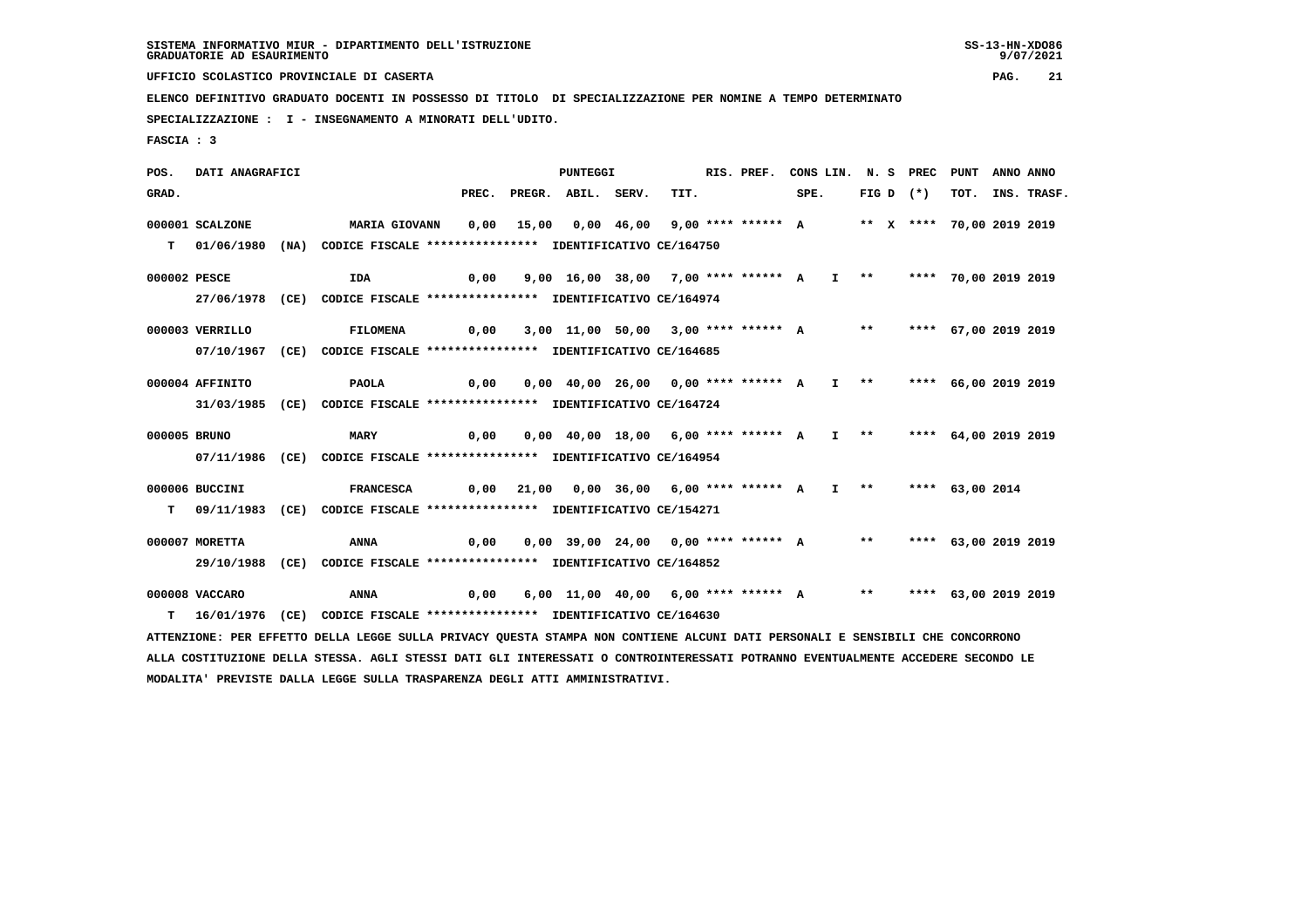SISTEMA INFORMATIVO MIUR - DIPARTIMENTO DELL'ISTRUZIONE
GRADUATORIE AD ESAURIMENTO

UFFICIO SCOLASTICO PROVINCIALE DI CASERTA

ELENCO DEFINITIVO GRADUATO DOCENTI IN POSSESSO DI TITOLO DI SPECIALIZZAZIONE PER NOMINE A TEMPO DETERMINATO

SPECIALIZZAZIONE : I - INSEGNAMENTO A MINORATI DELL'UDITO.

FASCIA : 3

| POS. GRAD. | DATI ANAGRAFICI | | PREC. | PREGR. | ABIL. | SERV. | TIT. | RIS. PREF. | CONS LIN. SPE. | N. S FIG D | PREC (*) | PUNT TOT. | ANNO INS. | ANNO TRASF. |
|---|---|---|---|---|---|---|---|---|---|---|---|---|---|---|
| 000001 | SCALZONE | MARIA GIOVANN | 0,00 | 15,00 | 0,00 | 46,00 | 9,00 | **** ****** A | | ** X | **** | 70,00 | 2019 | 2019 |
| T | 01/06/1980 (NA) CODICE FISCALE **************** IDENTIFICATIVO CE/164750 | | | | | | | | | | | | | |
| 000002 | PESCE | IDA | 0,00 | 9,00 | 16,00 | 38,00 | 7,00 | **** ****** A | I | ** | **** | 70,00 | 2019 | 2019 |
| | 27/06/1978 (CE) CODICE FISCALE **************** IDENTIFICATIVO CE/164974 | | | | | | | | | | | | | |
| 000003 | VERRILLO | FILOMENA | 0,00 | 3,00 | 11,00 | 50,00 | 3,00 | **** ****** A | | ** | **** | 67,00 | 2019 | 2019 |
| | 07/10/1967 (CE) CODICE FISCALE **************** IDENTIFICATIVO CE/164685 | | | | | | | | | | | | | |
| 000004 | AFFINITO | PAOLA | 0,00 | 0,00 | 40,00 | 26,00 | 0,00 | **** ****** A | I | ** | **** | 66,00 | 2019 | 2019 |
| | 31/03/1985 (CE) CODICE FISCALE **************** IDENTIFICATIVO CE/164724 | | | | | | | | | | | | | |
| 000005 | BRUNO | MARY | 0,00 | 0,00 | 40,00 | 18,00 | 6,00 | **** ****** A | I | ** | **** | 64,00 | 2019 | 2019 |
| | 07/11/1986 (CE) CODICE FISCALE **************** IDENTIFICATIVO CE/164954 | | | | | | | | | | | | | |
| 000006 | BUCCINI | FRANCESCA | 0,00 | 21,00 | 0,00 | 36,00 | 6,00 | **** ****** A | I | ** | **** | 63,00 | 2014 | |
| T | 09/11/1983 (CE) CODICE FISCALE **************** IDENTIFICATIVO CE/154271 | | | | | | | | | | | | | |
| 000007 | MORETTA | ANNA | 0,00 | 0,00 | 39,00 | 24,00 | 0,00 | **** ****** A | | ** | **** | 63,00 | 2019 | 2019 |
| | 29/10/1988 (CE) CODICE FISCALE **************** IDENTIFICATIVO CE/164852 | | | | | | | | | | | | | |
| 000008 | VACCARO | ANNA | 0,00 | 6,00 | 11,00 | 40,00 | 6,00 | **** ****** A | | ** | **** | 63,00 | 2019 | 2019 |
| T | 16/01/1976 (CE) CODICE FISCALE **************** IDENTIFICATIVO CE/164630 | | | | | | | | | | | | | |

ATTENZIONE: PER EFFETTO DELLA LEGGE SULLA PRIVACY QUESTA STAMPA NON CONTIENE ALCUNI DATI PERSONALI E SENSIBILI CHE CONCORRONO ALLA COSTITUZIONE DELLA STESSA. AGLI STESSI DATI GLI INTERESSATI O CONTROINTERESSATI POTRANNO EVENTUALMENTE ACCEDERE SECONDO LE MODALITA' PREVISTE DALLA LEGGE SULLA TRASPARENZA DEGLI ATTI AMMINISTRATIVI.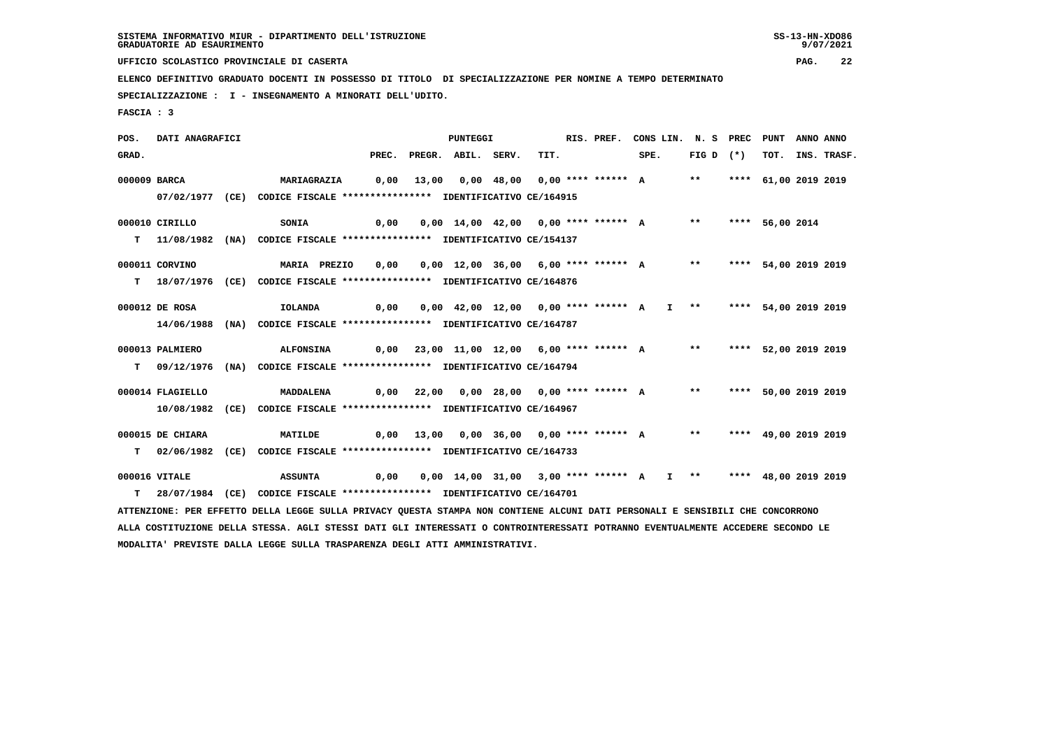SISTEMA INFORMATIVO MIUR - DIPARTIMENTO DELL'ISTRUZIONE
GRADUATORIE AD ESAURIMENTO

UFFICIO SCOLASTICO PROVINCIALE DI CASERTA

ELENCO DEFINITIVO GRADUATO DOCENTI IN POSSESSO DI TITOLO DI SPECIALIZZAZIONE PER NOMINE A TEMPO DETERMINATO

SPECIALIZZAZIONE : I - INSEGNAMENTO A MINORATI DELL'UDITO.

FASCIA : 3

| POS. GRAD. | DATI ANAGRAFICI | | PREC. | PREGR. | ABIL. | SERV. | TIT. | RIS. PREF. | CONS LIN. SPE. | N. S FIG D | PREC (*) | PUNT TOT. | ANNO INS. | ANNO TRASF. |
|---|---|---|---|---|---|---|---|---|---|---|---|---|---|---|
| 000009 | BARCA | MARIAGRAZIA | 0,00 | 13,00 | 0,00 | 48,00 | 0,00 | **** ****** A | | ** | **** | 61,00 | 2019 | 2019 |
| | 07/02/1977 (CE) | CODICE FISCALE **************** IDENTIFICATIVO CE/164915 | | | | | | | | | | | | |
| 000010 | CIRILLO | SONIA | 0,00 | 0,00 | 14,00 | 42,00 | 0,00 | **** ****** A | | ** | **** | 56,00 | 2014 | |
| T | 11/08/1982 (NA) | CODICE FISCALE **************** IDENTIFICATIVO CE/154137 | | | | | | | | | | | | |
| 000011 | CORVINO | MARIA PREZIO | 0,00 | 0,00 | 12,00 | 36,00 | 6,00 | **** ****** A | | ** | **** | 54,00 | 2019 | 2019 |
| T | 18/07/1976 (CE) | CODICE FISCALE **************** IDENTIFICATIVO CE/164876 | | | | | | | | | | | | |
| 000012 | DE ROSA | IOLANDA | 0,00 | 0,00 | 42,00 | 12,00 | 0,00 | **** ****** A | I | ** | **** | 54,00 | 2019 | 2019 |
| | 14/06/1988 (NA) | CODICE FISCALE **************** IDENTIFICATIVO CE/164787 | | | | | | | | | | | | |
| 000013 | PALMIERO | ALFONSINA | 0,00 | 23,00 | 11,00 | 12,00 | 6,00 | **** ****** A | | ** | **** | 52,00 | 2019 | 2019 |
| T | 09/12/1976 (NA) | CODICE FISCALE **************** IDENTIFICATIVO CE/164794 | | | | | | | | | | | | |
| 000014 | FLAGIELLO | MADDALENA | 0,00 | 22,00 | 0,00 | 28,00 | 0,00 | **** ****** A | | ** | **** | 50,00 | 2019 | 2019 |
| | 10/08/1982 (CE) | CODICE FISCALE **************** IDENTIFICATIVO CE/164967 | | | | | | | | | | | | |
| 000015 | DE CHIARA | MATILDE | 0,00 | 13,00 | 0,00 | 36,00 | 0,00 | **** ****** A | | ** | **** | 49,00 | 2019 | 2019 |
| T | 02/06/1982 (CE) | CODICE FISCALE **************** IDENTIFICATIVO CE/164733 | | | | | | | | | | | | |
| 000016 | VITALE | ASSUNTA | 0,00 | 0,00 | 14,00 | 31,00 | 3,00 | **** ****** A | I | ** | **** | 48,00 | 2019 | 2019 |
| T | 28/07/1984 (CE) | CODICE FISCALE **************** IDENTIFICATIVO CE/164701 | | | | | | | | | | | | |

ATTENZIONE: PER EFFETTO DELLA LEGGE SULLA PRIVACY QUESTA STAMPA NON CONTIENE ALCUNI DATI PERSONALI E SENSIBILI CHE CONCORRONO ALLA COSTITUZIONE DELLA STESSA. AGLI STESSI DATI GLI INTERESSATI O CONTROINTERESSATI POTRANNO EVENTUALMENTE ACCEDERE SECONDO LE MODALITA' PREVISTE DALLA LEGGE SULLA TRASPARENZA DEGLI ATTI AMMINISTRATIVI.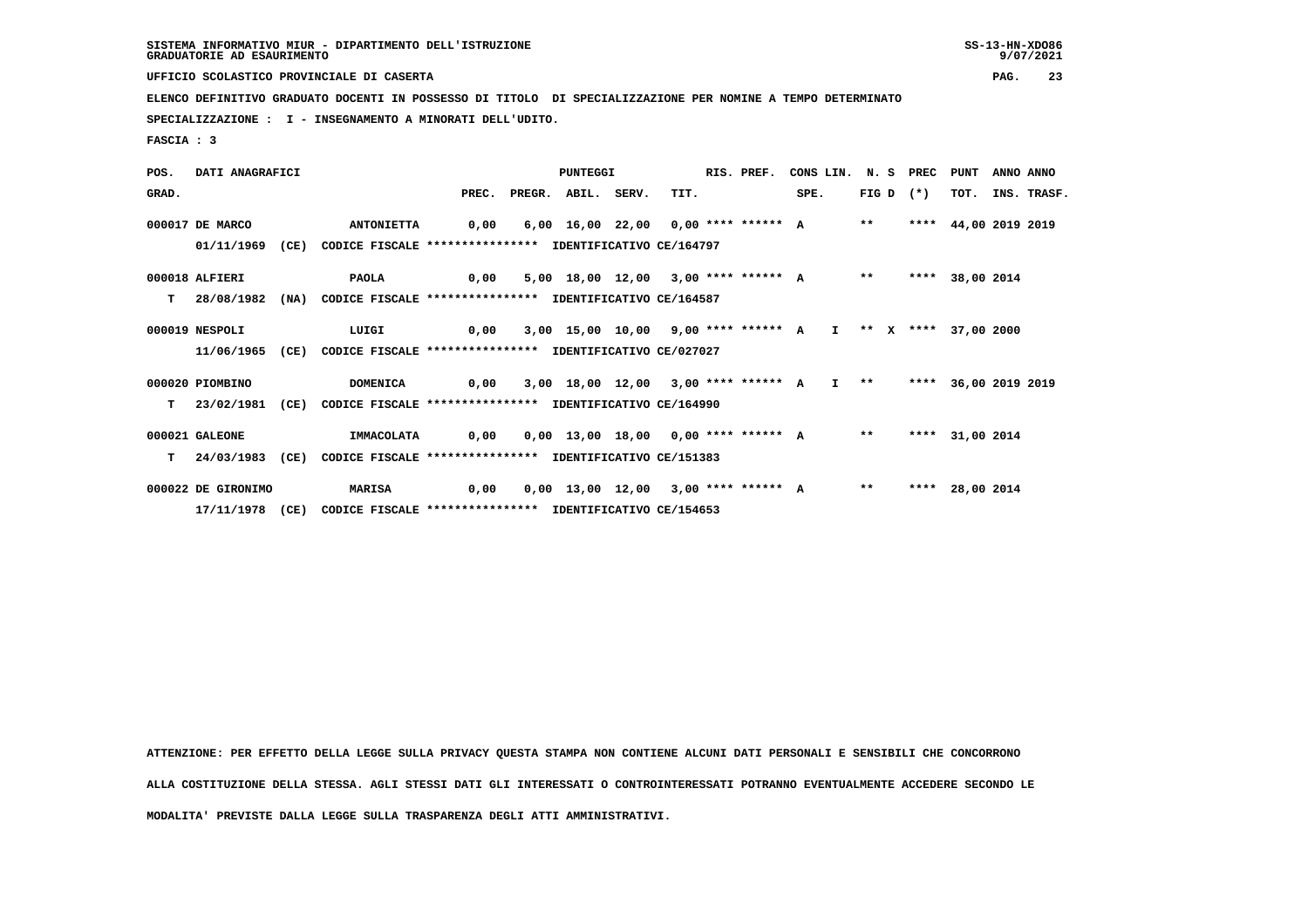SISTEMA INFORMATIVO MIUR - DIPARTIMENTO DELL'ISTRUZIONE
GRADUATORIE AD ESAURIMENTO

UFFICIO SCOLASTICO PROVINCIALE DI CASERTA

ELENCO DEFINITIVO GRADUATO DOCENTI IN POSSESSO DI TITOLO DI SPECIALIZZAZIONE PER NOMINE A TEMPO DETERMINATO

SPECIALIZZAZIONE : I - INSEGNAMENTO A MINORATI DELL'UDITO.

FASCIA : 3

| POS. GRAD. | DATI ANAGRAFICI | | | PREC. | PREGR. | ABIL. | SERV. | TIT. | RIS. PREF. | CONS LIN. SPE. | N. S FIG D | PREC (*) | PUNT TOT. | ANNO INS. | ANNO TRASF. |
|---|---|---|---|---|---|---|---|---|---|---|---|---|---|---|---|
| 000017 | DE MARCO | ANTONIETTA | | 0,00 | 6,00 | 16,00 | 22,00 | 0,00 | **** ****** A | | ** | **** | 44,00 | 2019 | 2019 |
| | 01/11/1969 (CE) | CODICE FISCALE **************** | IDENTIFICATIVO CE/164797 | | | | | | | | | | | | |
| 000018 | ALFIERI | PAOLA | | 0,00 | 5,00 | 18,00 | 12,00 | 3,00 | **** ****** A | | ** | **** | 38,00 | 2014 | |
| T | 28/08/1982 (NA) | CODICE FISCALE **************** | IDENTIFICATIVO CE/164587 | | | | | | | | | | | | |
| 000019 | NESPOLI | LUIGI | | 0,00 | 3,00 | 15,00 | 10,00 | 9,00 | **** ****** A | I | ** X | **** | 37,00 | 2000 | |
| | 11/06/1965 (CE) | CODICE FISCALE **************** | IDENTIFICATIVO CE/027027 | | | | | | | | | | | | |
| 000020 | PIOMBINO | DOMENICA | | 0,00 | 3,00 | 18,00 | 12,00 | 3,00 | **** ****** A | I | ** | **** | 36,00 | 2019 | 2019 |
| T | 23/02/1981 (CE) | CODICE FISCALE **************** | IDENTIFICATIVO CE/164990 | | | | | | | | | | | | |
| 000021 | GALEONE | IMMACOLATA | | 0,00 | 0,00 | 13,00 | 18,00 | 0,00 | **** ****** A | | ** | **** | 31,00 | 2014 | |
| T | 24/03/1983 (CE) | CODICE FISCALE **************** | IDENTIFICATIVO CE/151383 | | | | | | | | | | | | |
| 000022 | DE GIRONIMO | MARISA | | 0,00 | 0,00 | 13,00 | 12,00 | 3,00 | **** ****** A | | ** | **** | 28,00 | 2014 | |
| | 17/11/1978 (CE) | CODICE FISCALE **************** | IDENTIFICATIVO CE/154653 | | | | | | | | | | | | |

ATTENZIONE: PER EFFETTO DELLA LEGGE SULLA PRIVACY QUESTA STAMPA NON CONTIENE ALCUNI DATI PERSONALI E SENSIBILI CHE CONCORRONO ALLA COSTITUZIONE DELLA STESSA. AGLI STESSI DATI GLI INTERESSATI O CONTROINTERESSATI POTRANNO EVENTUALMENTE ACCEDERE SECONDO LE MODALITA' PREVISTE DALLA LEGGE SULLA TRASPARENZA DEGLI ATTI AMMINISTRATIVI.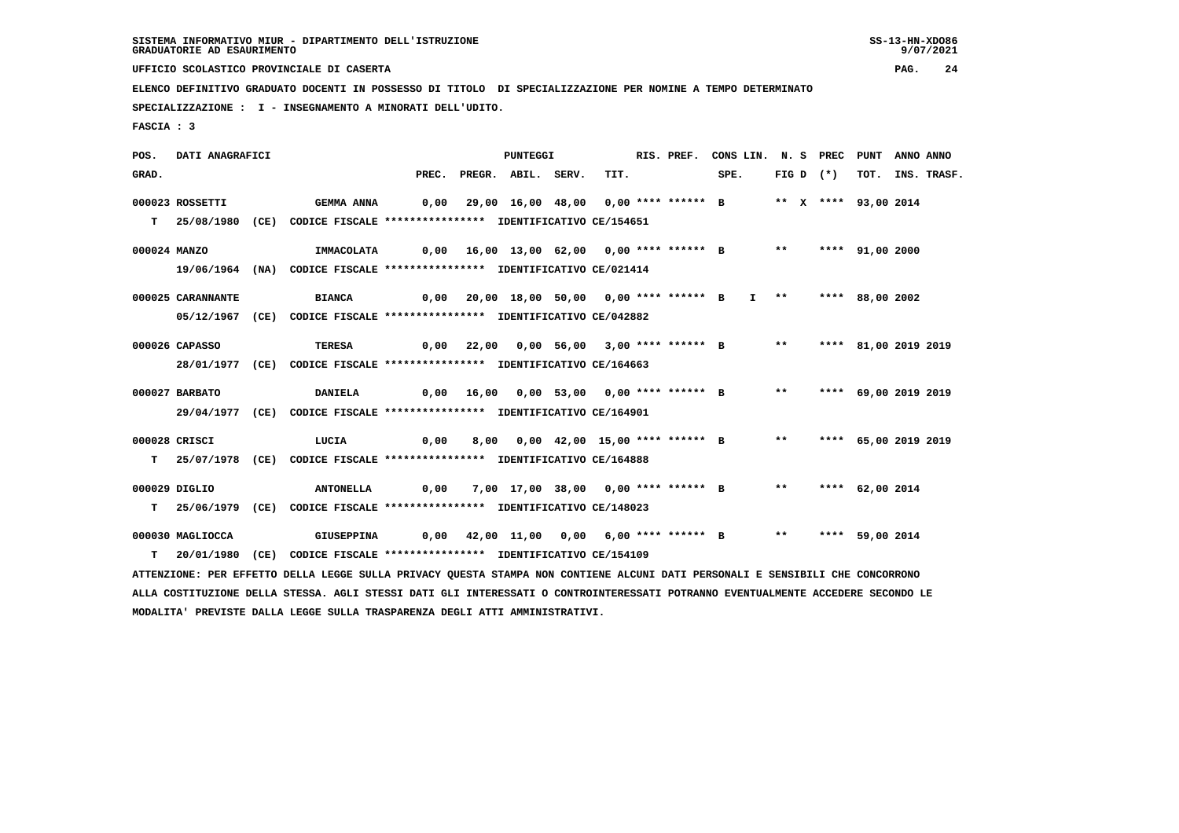SISTEMA INFORMATIVO MIUR - DIPARTIMENTO DELL'ISTRUZIONE
GRADUATORIE AD ESAURIMENTO

UFFICIO SCOLASTICO PROVINCIALE DI CASERTA

ELENCO DEFINITIVO GRADUATO DOCENTI IN POSSESSO DI TITOLO DI SPECIALIZZAZIONE PER NOMINE A TEMPO DETERMINATO

SPECIALIZZAZIONE : I - INSEGNAMENTO A MINORATI DELL'UDITO.

FASCIA : 3

| POS. GRAD. | DATI ANAGRAFICI | | PREC. | PREGR. | ABIL. | SERV. | TIT. | RIS. PREF. | SPE. | CONS LIN. | N. S FIG D | PREC (*) | PUNT TOT. | ANNO INS. | ANNO TRASF. |
|---|---|---|---|---|---|---|---|---|---|---|---|---|---|---|---|
| 000023 | ROSSETTI | GEMMA ANNA | 0,00 | 29,00 | 16,00 | 48,00 | 0,00 | **** ****** | B | | ** X | **** | 93,00 | 2014 | |
| T | 25/08/1980 (CE) | CODICE FISCALE **************** IDENTIFICATIVO CE/154651 | | | | | | | | | | | | | |
| 000024 | MANZO | IMMACOLATA | 0,00 | 16,00 | 13,00 | 62,00 | 0,00 | **** ****** | B | | ** | **** | 91,00 | 2000 | |
| | 19/06/1964 (NA) | CODICE FISCALE **************** IDENTIFICATIVO CE/021414 | | | | | | | | | | | | | |
| 000025 | CARANNANTE | BIANCA | 0,00 | 20,00 | 18,00 | 50,00 | 0,00 | **** ****** | B | I | ** | **** | 88,00 | 2002 | |
| | 05/12/1967 (CE) | CODICE FISCALE **************** IDENTIFICATIVO CE/042882 | | | | | | | | | | | | | |
| 000026 | CAPASSO | TERESA | 0,00 | 22,00 | 0,00 | 56,00 | 3,00 | **** ****** | B | | ** | **** | 81,00 | 2019 | 2019 |
| | 28/01/1977 (CE) | CODICE FISCALE **************** IDENTIFICATIVO CE/164663 | | | | | | | | | | | | | |
| 000027 | BARBATO | DANIELA | 0,00 | 16,00 | 0,00 | 53,00 | 0,00 | **** ****** | B | | ** | **** | 69,00 | 2019 | 2019 |
| | 29/04/1977 (CE) | CODICE FISCALE **************** IDENTIFICATIVO CE/164901 | | | | | | | | | | | | | |
| 000028 | CRISCI | LUCIA | 0,00 | 8,00 | 0,00 | 42,00 | 15,00 | **** ****** | B | | ** | **** | 65,00 | 2019 | 2019 |
| T | 25/07/1978 (CE) | CODICE FISCALE **************** IDENTIFICATIVO CE/164888 | | | | | | | | | | | | | |
| 000029 | DIGLIO | ANTONELLA | 0,00 | 7,00 | 17,00 | 38,00 | 0,00 | **** ****** | B | | ** | **** | 62,00 | 2014 | |
| T | 25/06/1979 (CE) | CODICE FISCALE **************** IDENTIFICATIVO CE/148023 | | | | | | | | | | | | | |
| 000030 | MAGLIOCCA | GIUSEPPINA | 0,00 | 42,00 | 11,00 | 0,00 | 6,00 | **** ****** | B | | ** | **** | 59,00 | 2014 | |
| T | 20/01/1980 (CE) | CODICE FISCALE **************** IDENTIFICATIVO CE/154109 | | | | | | | | | | | | | |

ATTENZIONE: PER EFFETTO DELLA LEGGE SULLA PRIVACY QUESTA STAMPA NON CONTIENE ALCUNI DATI PERSONALI E SENSIBILI CHE CONCORRONO ALLA COSTITUZIONE DELLA STESSA. AGLI STESSI DATI GLI INTERESSATI O CONTROINTERESSATI POTRANNO EVENTUALMENTE ACCEDERE SECONDO LE MODALITA' PREVISTE DALLA LEGGE SULLA TRASPARENZA DEGLI ATTI AMMINISTRATIVI.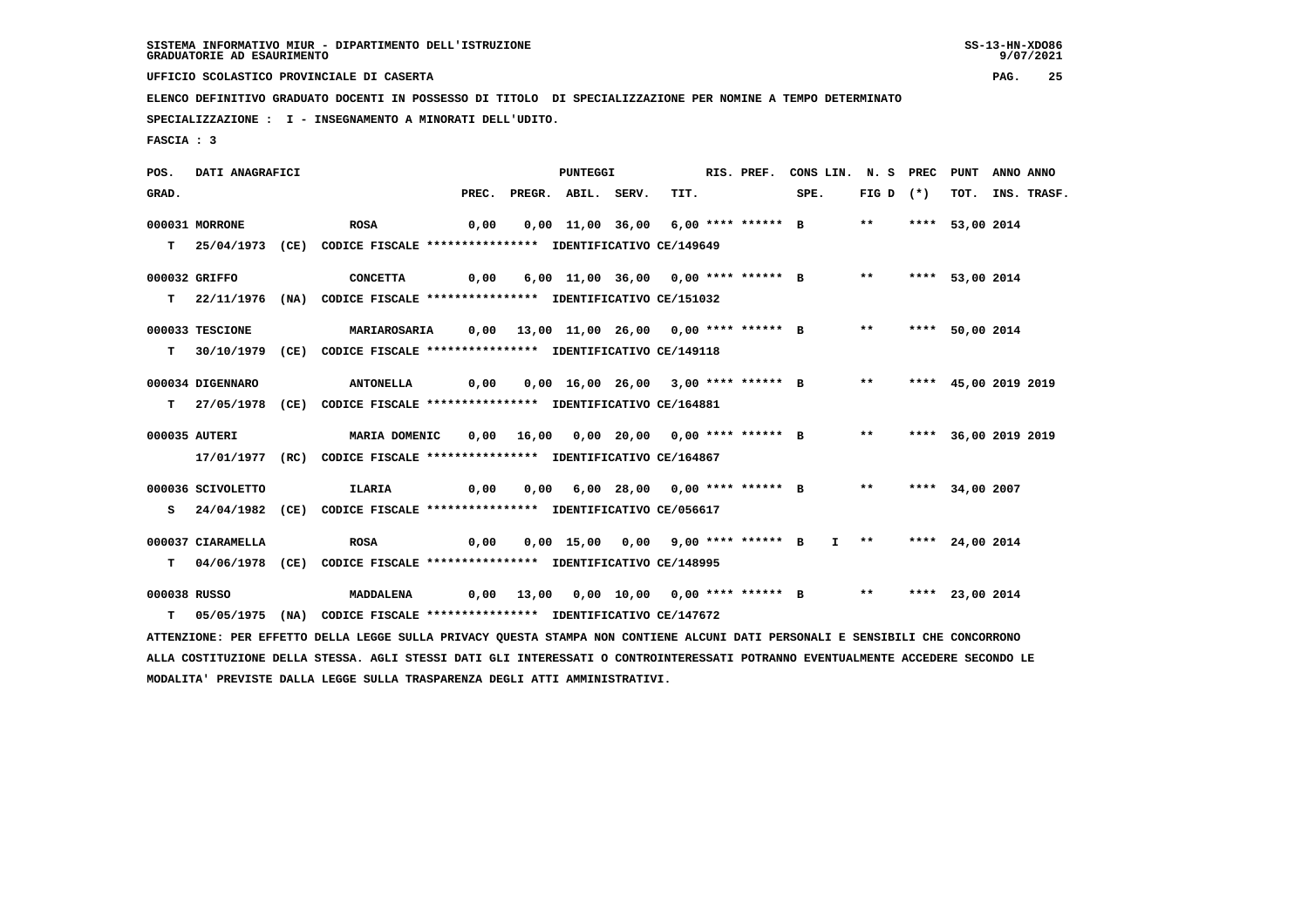SISTEMA INFORMATIVO MIUR - DIPARTIMENTO DELL'ISTRUZIONE
GRADUATORIE AD ESAURIMENTO

UFFICIO SCOLASTICO PROVINCIALE DI CASERTA

ELENCO DEFINITIVO GRADUATO DOCENTI IN POSSESSO DI TITOLO DI SPECIALIZZAZIONE PER NOMINE A TEMPO DETERMINATO

SPECIALIZZAZIONE : I - INSEGNAMENTO A MINORATI DELL'UDITO.

FASCIA : 3

| POS. GRAD. | DATI ANAGRAFICI | | PREC. | PREGR. | ABIL. | SERV. | TIT. | RIS. PREF. | CONS LIN. SPE. | N. S FIG D | PREC (*) | PUNT TOT. | ANNO INS. | ANNO TRASF. |
|---|---|---|---|---|---|---|---|---|---|---|---|---|---|---|
| 000031 | MORRONE | ROSA | 0,00 | 0,00 | 11,00 | 36,00 | 6,00 | **** ****** B | | ** | **** | 53,00 | 2014 | |
| T | 25/04/1973 (CE) | CODICE FISCALE **************** IDENTIFICATIVO CE/149649 | | | | | | | | | | | | |
| 000032 | GRIFFO | CONCETTA | 0,00 | 6,00 | 11,00 | 36,00 | 0,00 | **** ****** B | | ** | **** | 53,00 | 2014 | |
| T | 22/11/1976 (NA) | CODICE FISCALE **************** IDENTIFICATIVO CE/151032 | | | | | | | | | | | | |
| 000033 | TESCIONE | MARIAROSARIA | 0,00 | 13,00 | 11,00 | 26,00 | 0,00 | **** ****** B | | ** | **** | 50,00 | 2014 | |
| T | 30/10/1979 (CE) | CODICE FISCALE **************** IDENTIFICATIVO CE/149118 | | | | | | | | | | | | |
| 000034 | DIGENNARO | ANTONELLA | 0,00 | 0,00 | 16,00 | 26,00 | 3,00 | **** ****** B | | ** | **** | 45,00 | 2019 | 2019 |
| T | 27/05/1978 (CE) | CODICE FISCALE **************** IDENTIFICATIVO CE/164881 | | | | | | | | | | | | |
| 000035 | AUTERI | MARIA DOMENIC | 0,00 | 16,00 | 0,00 | 20,00 | 0,00 | **** ****** B | | ** | **** | 36,00 | 2019 | 2019 |
| | 17/01/1977 (RC) | CODICE FISCALE **************** IDENTIFICATIVO CE/164867 | | | | | | | | | | | | |
| 000036 | SCIVOLETTO | ILARIA | 0,00 | 0,00 | 6,00 | 28,00 | 0,00 | **** ****** B | | ** | **** | 34,00 | 2007 | |
| S | 24/04/1982 (CE) | CODICE FISCALE **************** IDENTIFICATIVO CE/056617 | | | | | | | | | | | | |
| 000037 | CIARAMELLA | ROSA | 0,00 | 0,00 | 15,00 | 0,00 | 9,00 | **** ****** B | I | ** | **** | 24,00 | 2014 | |
| T | 04/06/1978 (CE) | CODICE FISCALE **************** IDENTIFICATIVO CE/148995 | | | | | | | | | | | | |
| 000038 | RUSSO | MADDALENA | 0,00 | 13,00 | 0,00 | 10,00 | 0,00 | **** ****** B | | ** | **** | 23,00 | 2014 | |
| T | 05/05/1975 (NA) | CODICE FISCALE **************** IDENTIFICATIVO CE/147672 | | | | | | | | | | | | |

ATTENZIONE: PER EFFETTO DELLA LEGGE SULLA PRIVACY QUESTA STAMPA NON CONTIENE ALCUNI DATI PERSONALI E SENSIBILI CHE CONCORRONO ALLA COSTITUZIONE DELLA STESSA. AGLI STESSI DATI GLI INTERESSATI O CONTROINTERESSATI POTRANNO EVENTUALMENTE ACCEDERE SECONDO LE MODALITA' PREVISTE DALLA LEGGE SULLA TRASPARENZA DEGLI ATTI AMMINISTRATIVI.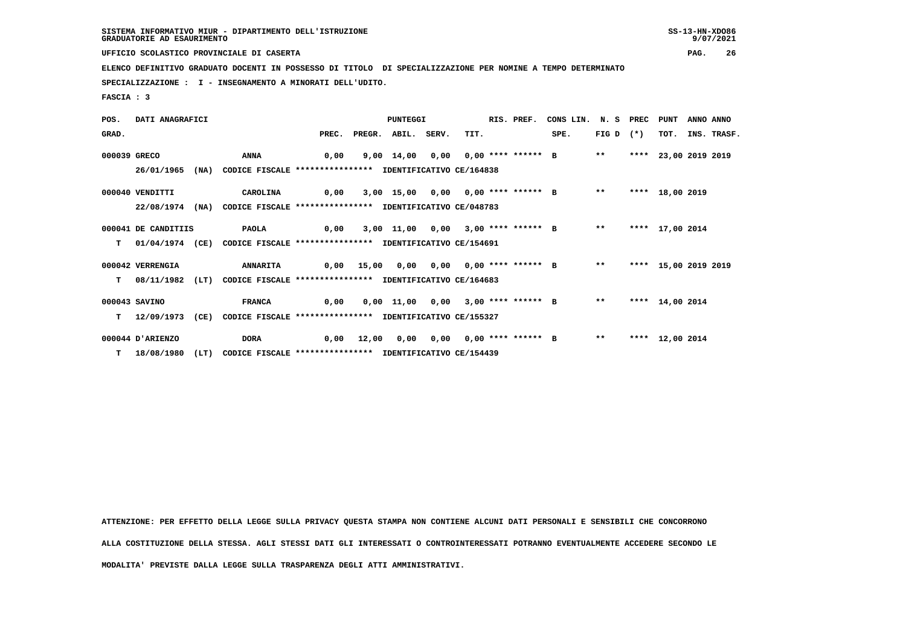SISTEMA INFORMATIVO MIUR - DIPARTIMENTO DELL'ISTRUZIONE
GRADUATORIE AD ESAURIMENTO

UFFICIO SCOLASTICO PROVINCIALE DI CASERTA

ELENCO DEFINITIVO GRADUATO DOCENTI IN POSSESSO DI TITOLO DI SPECIALIZZAZIONE PER NOMINE A TEMPO DETERMINATO

SPECIALIZZAZIONE : I - INSEGNAMENTO A MINORATI DELL'UDITO.

FASCIA : 3

| POS. GRAD. | DATI ANAGRAFICI | | PUNTEGGI PREC. | PREGR. | ABIL. | SERV. | TIT. | RIS. PREF. | CONS LIN. SPE. | N. S FIG D | PREC (*) | PUNT TOT. | ANNO INS. | ANNO TRASF. |
|---|---|---|---|---|---|---|---|---|---|---|---|---|---|---|
| 000039 | GRECO | ANNA | 0,00 | 9,00 | 14,00 | 0,00 | 0,00 | **** ****** | B | ** | **** | 23,00 | 2019 | 2019 |
| | 26/01/1965 (NA) | CODICE FISCALE **************** IDENTIFICATIVO CE/164838 | | | | | | | | | | | | |
| 000040 | VENDITTI | CAROLINA | 0,00 | 3,00 | 15,00 | 0,00 | 0,00 | **** ****** | B | ** | **** | 18,00 | 2019 | |
| | 22/08/1974 (NA) | CODICE FISCALE **************** IDENTIFICATIVO CE/048783 | | | | | | | | | | | | |
| 000041 | DE CANDITIIS | PAOLA | 0,00 | 3,00 | 11,00 | 0,00 | 3,00 | **** ****** | B | ** | **** | 17,00 | 2014 | |
| T | 01/04/1974 (CE) | CODICE FISCALE **************** IDENTIFICATIVO CE/154691 | | | | | | | | | | | | |
| 000042 | VERRENGIA | ANNARITA | 0,00 | 15,00 | 0,00 | 0,00 | 0,00 | **** ****** | B | ** | **** | 15,00 | 2019 | 2019 |
| T | 08/11/1982 (LT) | CODICE FISCALE **************** IDENTIFICATIVO CE/164683 | | | | | | | | | | | | |
| 000043 | SAVINO | FRANCA | 0,00 | 0,00 | 11,00 | 0,00 | 3,00 | **** ****** | B | ** | **** | 14,00 | 2014 | |
| T | 12/09/1973 (CE) | CODICE FISCALE **************** IDENTIFICATIVO CE/155327 | | | | | | | | | | | | |
| 000044 | D'ARIENZO | DORA | 0,00 | 12,00 | 0,00 | 0,00 | 0,00 | **** ****** | B | ** | **** | 12,00 | 2014 | |
| T | 18/08/1980 (LT) | CODICE FISCALE **************** IDENTIFICATIVO CE/154439 | | | | | | | | | | | | |

ATTENZIONE: PER EFFETTO DELLA LEGGE SULLA PRIVACY QUESTA STAMPA NON CONTIENE ALCUNI DATI PERSONALI E SENSIBILI CHE CONCORRONO ALLA COSTITUZIONE DELLA STESSA. AGLI STESSI DATI GLI INTERESSATI O CONTROINTERESSATI POTRANNO EVENTUALMENTE ACCEDERE SECONDO LE MODALITA' PREVISTE DALLA LEGGE SULLA TRASPARENZA DEGLI ATTI AMMINISTRATIVI.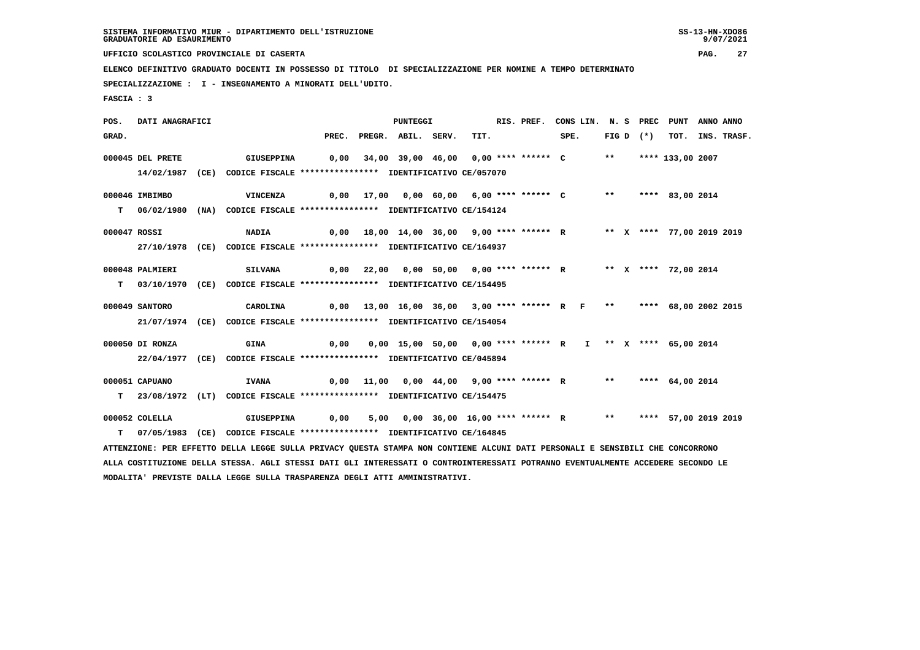SISTEMA INFORMATIVO MIUR - DIPARTIMENTO DELL'ISTRUZIONE
GRADUATORIE AD ESAURIMENTO

UFFICIO SCOLASTICO PROVINCIALE DI CASERTA

ELENCO DEFINITIVO GRADUATO DOCENTI IN POSSESSO DI TITOLO DI SPECIALIZZAZIONE PER NOMINE A TEMPO DETERMINATO

SPECIALIZZAZIONE : I - INSEGNAMENTO A MINORATI DELL'UDITO.

FASCIA : 3

| POS. GRAD. | DATI ANAGRAFICI | | PREC. | PREGR. | ABIL. | SERV. | TIT. | RIS. PREF. | CONS LIN. SPE. | N. S FIG D | PREC (*) | PUNT TOT. | ANNO INS. | ANNO TRASF. |
|---|---|---|---|---|---|---|---|---|---|---|---|---|---|---|
| 000045 | DEL PRETE | GIUSEPPINA | 0,00 | 34,00 | 39,00 | 46,00 | 0,00 | **** ****** C | | ** | **** | 133,00 | 2007 | |
| | 14/02/1987 (CE) CODICE FISCALE **************** IDENTIFICATIVO CE/057070 | | | | | | | | | | | | | |
| 000046 | IMBIMBO | VINCENZA | 0,00 | 17,00 | 0,00 | 60,00 | 6,00 | **** ****** C | | ** | **** | 83,00 | 2014 | |
| T | 06/02/1980 (NA) CODICE FISCALE **************** IDENTIFICATIVO CE/154124 | | | | | | | | | | | | | |
| 000047 | ROSSI | NADIA | 0,00 | 18,00 | 14,00 | 36,00 | 9,00 | **** ****** R | | ** X | **** | 77,00 | 2019 | 2019 |
| | 27/10/1978 (CE) CODICE FISCALE **************** IDENTIFICATIVO CE/164937 | | | | | | | | | | | | | |
| 000048 | PALMIERI | SILVANA | 0,00 | 22,00 | 0,00 | 50,00 | 0,00 | **** ****** R | | ** X | **** | 72,00 | 2014 | |
| T | 03/10/1970 (CE) CODICE FISCALE **************** IDENTIFICATIVO CE/154495 | | | | | | | | | | | | | |
| 000049 | SANTORO | CAROLINA | 0,00 | 13,00 | 16,00 | 36,00 | 3,00 | **** ****** R | F | ** | **** | 68,00 | 2002 | 2015 |
| | 21/07/1974 (CE) CODICE FISCALE **************** IDENTIFICATIVO CE/154054 | | | | | | | | | | | | | |
| 000050 | DI RONZA | GINA | 0,00 | 0,00 | 15,00 | 50,00 | 0,00 | **** ****** R | I | ** X | **** | 65,00 | 2014 | |
| | 22/04/1977 (CE) CODICE FISCALE **************** IDENTIFICATIVO CE/045894 | | | | | | | | | | | | | |
| 000051 | CAPUANO | IVANA | 0,00 | 11,00 | 0,00 | 44,00 | 9,00 | **** ****** R | | ** | **** | 64,00 | 2014 | |
| T | 23/08/1972 (LT) CODICE FISCALE **************** IDENTIFICATIVO CE/154475 | | | | | | | | | | | | | |
| 000052 | COLELLA | GIUSEPPINA | 0,00 | 5,00 | 0,00 | 36,00 | 16,00 | **** ****** R | | ** | **** | 57,00 | 2019 | 2019 |
| T | 07/05/1983 (CE) CODICE FISCALE **************** IDENTIFICATIVO CE/164845 | | | | | | | | | | | | | |

ATTENZIONE: PER EFFETTO DELLA LEGGE SULLA PRIVACY QUESTA STAMPA NON CONTIENE ALCUNI DATI PERSONALI E SENSIBILI CHE CONCORRONO ALLA COSTITUZIONE DELLA STESSA. AGLI STESSI DATI GLI INTERESSATI O CONTROINTERESSATI POTRANNO EVENTUALMENTE ACCEDERE SECONDO LE MODALITA' PREVISTE DALLA LEGGE SULLA TRASPARENZA DEGLI ATTI AMMINISTRATIVI.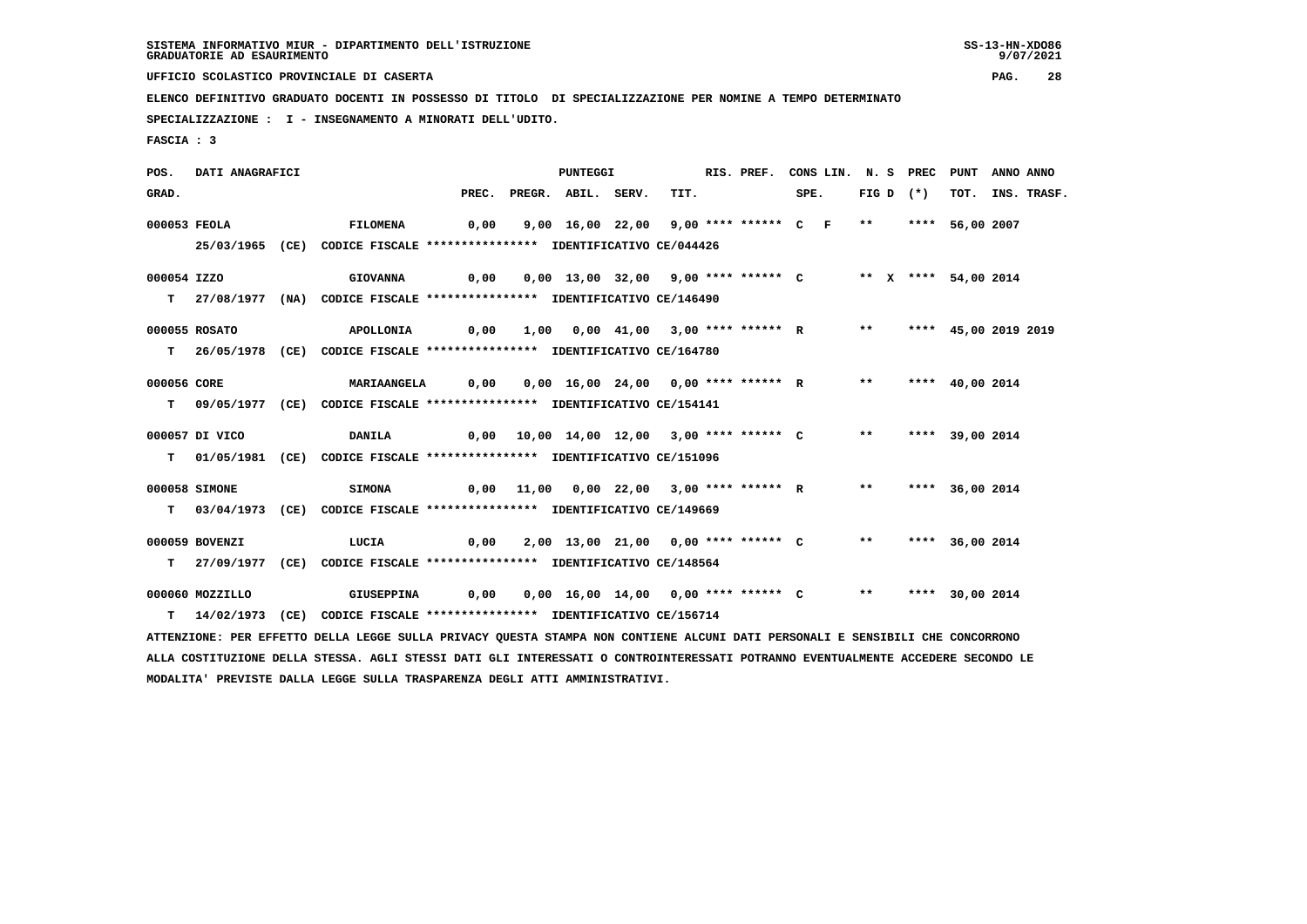SISTEMA INFORMATIVO MIUR - DIPARTIMENTO DELL'ISTRUZIONE
GRADUATORIE AD ESAURIMENTO

UFFICIO SCOLASTICO PROVINCIALE DI CASERTA

ELENCO DEFINITIVO GRADUATO DOCENTI IN POSSESSO DI TITOLO DI SPECIALIZZAZIONE PER NOMINE A TEMPO DETERMINATO

SPECIALIZZAZIONE : I - INSEGNAMENTO A MINORATI DELL'UDITO.

FASCIA : 3

| POS. GRAD. | DATI ANAGRAFICI | | PREC. | PREGR. | ABIL. | SERV. | TIT. | RIS. PREF. | CONS LIN. SPE. | N. S FIG D | PREC (*) | PUNT TOT. | ANNO INS. | ANNO TRASF. |
|---|---|---|---|---|---|---|---|---|---|---|---|---|---|---|
| 000053 | FEOLA | FILOMENA | 0,00 | 9,00 | 16,00 | 22,00 | 9,00 | **** ****** | C F | ** | **** | 56,00 | 2007 | |
| | 25/03/1965 (CE) | CODICE FISCALE **************** IDENTIFICATIVO CE/044426 | | | | | | | | | | | | |
| 000054 | IZZO | GIOVANNA | 0,00 | 0,00 | 13,00 | 32,00 | 9,00 | **** ****** | C | ** X | **** | 54,00 | 2014 | |
| T | 27/08/1977 (NA) | CODICE FISCALE **************** IDENTIFICATIVO CE/146490 | | | | | | | | | | | | |
| 000055 | ROSATO | APOLLONIA | 0,00 | 1,00 | 0,00 | 41,00 | 3,00 | **** ****** | R | ** | **** | 45,00 | 2019 | 2019 |
| T | 26/05/1978 (CE) | CODICE FISCALE **************** IDENTIFICATIVO CE/164780 | | | | | | | | | | | | |
| 000056 | CORE | MARIAANGELA | 0,00 | 0,00 | 16,00 | 24,00 | 0,00 | **** ****** | R | ** | **** | 40,00 | 2014 | |
| T | 09/05/1977 (CE) | CODICE FISCALE **************** IDENTIFICATIVO CE/154141 | | | | | | | | | | | | |
| 000057 | DI VICO | DANILA | 0,00 | 10,00 | 14,00 | 12,00 | 3,00 | **** ****** | C | ** | **** | 39,00 | 2014 | |
| T | 01/05/1981 (CE) | CODICE FISCALE **************** IDENTIFICATIVO CE/151096 | | | | | | | | | | | | |
| 000058 | SIMONE | SIMONA | 0,00 | 11,00 | 0,00 | 22,00 | 3,00 | **** ****** | R | ** | **** | 36,00 | 2014 | |
| T | 03/04/1973 (CE) | CODICE FISCALE **************** IDENTIFICATIVO CE/149669 | | | | | | | | | | | | |
| 000059 | BOVENZI | LUCIA | 0,00 | 2,00 | 13,00 | 21,00 | 0,00 | **** ****** | C | ** | **** | 36,00 | 2014 | |
| T | 27/09/1977 (CE) | CODICE FISCALE **************** IDENTIFICATIVO CE/148564 | | | | | | | | | | | | |
| 000060 | MOZZILLO | GIUSEPPINA | 0,00 | 0,00 | 16,00 | 14,00 | 0,00 | **** ****** | C | ** | **** | 30,00 | 2014 | |
| T | 14/02/1973 (CE) | CODICE FISCALE **************** IDENTIFICATIVO CE/156714 | | | | | | | | | | | | |

ATTENZIONE: PER EFFETTO DELLA LEGGE SULLA PRIVACY QUESTA STAMPA NON CONTIENE ALCUNI DATI PERSONALI E SENSIBILI CHE CONCORRONO ALLA COSTITUZIONE DELLA STESSA. AGLI STESSI DATI GLI INTERESSATI O CONTROINTERESSATI POTRANNO EVENTUALMENTE ACCEDERE SECONDO LE MODALITA' PREVISTE DALLA LEGGE SULLA TRASPARENZA DEGLI ATTI AMMINISTRATIVI.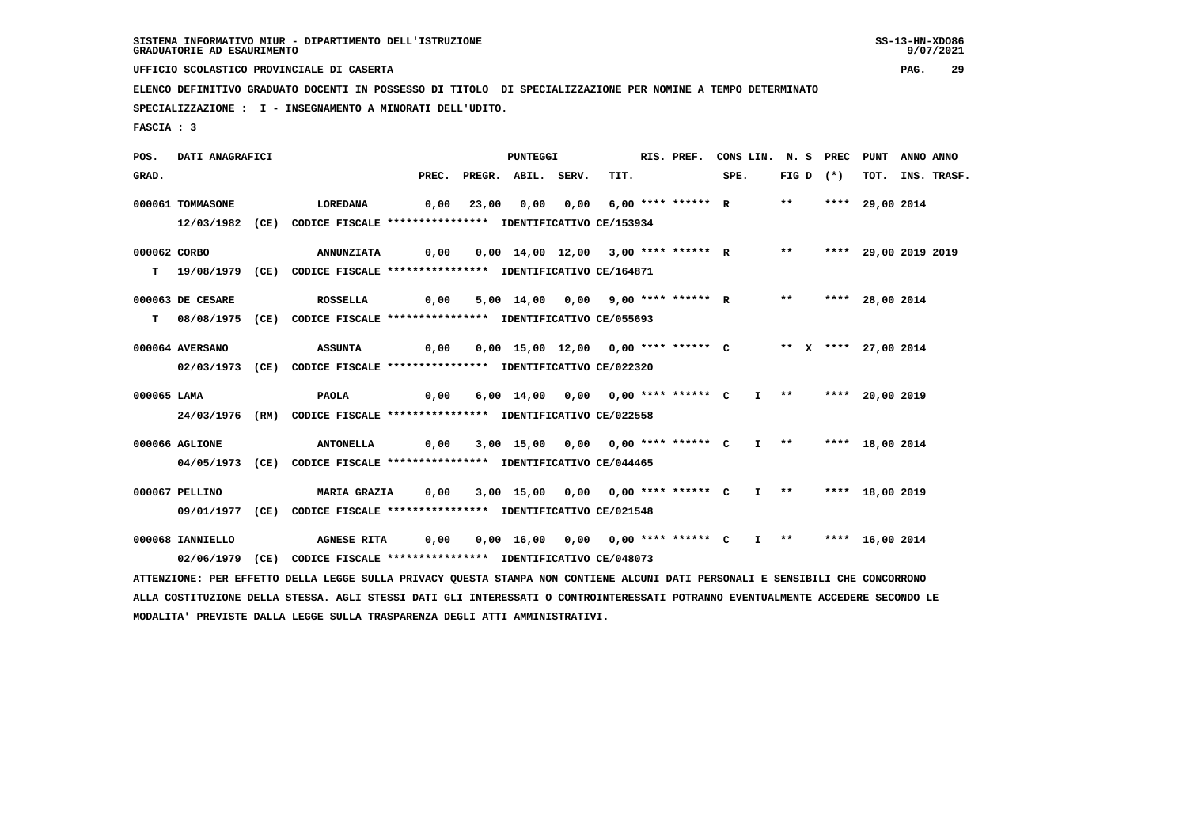SISTEMA INFORMATIVO MIUR - DIPARTIMENTO DELL'ISTRUZIONE
GRADUATORIE AD ESAURIMENTO

UFFICIO SCOLASTICO PROVINCIALE DI CASERTA

ELENCO DEFINITIVO GRADUATO DOCENTI IN POSSESSO DI TITOLO DI SPECIALIZZAZIONE PER NOMINE A TEMPO DETERMINATO

SPECIALIZZAZIONE : I - INSEGNAMENTO A MINORATI DELL'UDITO.

FASCIA : 3

| POS. GRAD. | DATI ANAGRAFICI | | PREC. | PREGR. | ABIL. | SERV. | TIT. | RIS. PREF. | CONS LIN. SPE. | N. S FIG D | PREC (*) | PUNT TOT. | ANNO INS. | ANNO TRASF. |
|---|---|---|---|---|---|---|---|---|---|---|---|---|---|---|
| 000061 | TOMMASONE | LOREDANA | 0,00 | 23,00 | 0,00 | 0,00 | 6,00 | **** ****** R | | ** | **** | 29,00 | 2014 | |
| | 12/03/1982 (CE) CODICE FISCALE **************** IDENTIFICATIVO CE/153934 | | | | | | | | | | | | | |
| 000062 | CORBO | ANNUNZIATA | 0,00 | 0,00 | 14,00 | 12,00 | 3,00 | **** ****** R | | ** | **** | 29,00 | 2019 | 2019 |
| T | 19/08/1979 (CE) CODICE FISCALE **************** IDENTIFICATIVO CE/164871 | | | | | | | | | | | | | |
| 000063 | DE CESARE | ROSSELLA | 0,00 | 5,00 | 14,00 | 0,00 | 9,00 | **** ****** R | | ** | **** | 28,00 | 2014 | |
| T | 08/08/1975 (CE) CODICE FISCALE **************** IDENTIFICATIVO CE/055693 | | | | | | | | | | | | | |
| 000064 | AVERSANO | ASSUNTA | 0,00 | 0,00 | 15,00 | 12,00 | 0,00 | **** ****** C | | ** X | **** | 27,00 | 2014 | |
| | 02/03/1973 (CE) CODICE FISCALE **************** IDENTIFICATIVO CE/022320 | | | | | | | | | | | | | |
| 000065 | LAMA | PAOLA | 0,00 | 6,00 | 14,00 | 0,00 | 0,00 | **** ****** C | I | ** | **** | 20,00 | 2019 | |
| | 24/03/1976 (RM) CODICE FISCALE **************** IDENTIFICATIVO CE/022558 | | | | | | | | | | | | | |
| 000066 | AGLIONE | ANTONELLA | 0,00 | 3,00 | 15,00 | 0,00 | 0,00 | **** ****** C | I | ** | **** | 18,00 | 2014 | |
| | 04/05/1973 (CE) CODICE FISCALE **************** IDENTIFICATIVO CE/044465 | | | | | | | | | | | | | |
| 000067 | PELLINO | MARIA GRAZIA | 0,00 | 3,00 | 15,00 | 0,00 | 0,00 | **** ****** C | I | ** | **** | 18,00 | 2019 | |
| | 09/01/1977 (CE) CODICE FISCALE **************** IDENTIFICATIVO CE/021548 | | | | | | | | | | | | | |
| 000068 | IANNIELLO | AGNESE RITA | 0,00 | 0,00 | 16,00 | 0,00 | 0,00 | **** ****** C | I | ** | **** | 16,00 | 2014 | |
| | 02/06/1979 (CE) CODICE FISCALE **************** IDENTIFICATIVO CE/048073 | | | | | | | | | | | | | |

ATTENZIONE: PER EFFETTO DELLA LEGGE SULLA PRIVACY QUESTA STAMPA NON CONTIENE ALCUNI DATI PERSONALI E SENSIBILI CHE CONCORRONO ALLA COSTITUZIONE DELLA STESSA. AGLI STESSI DATI GLI INTERESSATI O CONTROINTERESSATI POTRANNO EVENTUALMENTE ACCEDERE SECONDO LE MODALITA' PREVISTE DALLA LEGGE SULLA TRASPARENZA DEGLI ATTI AMMINISTRATIVI.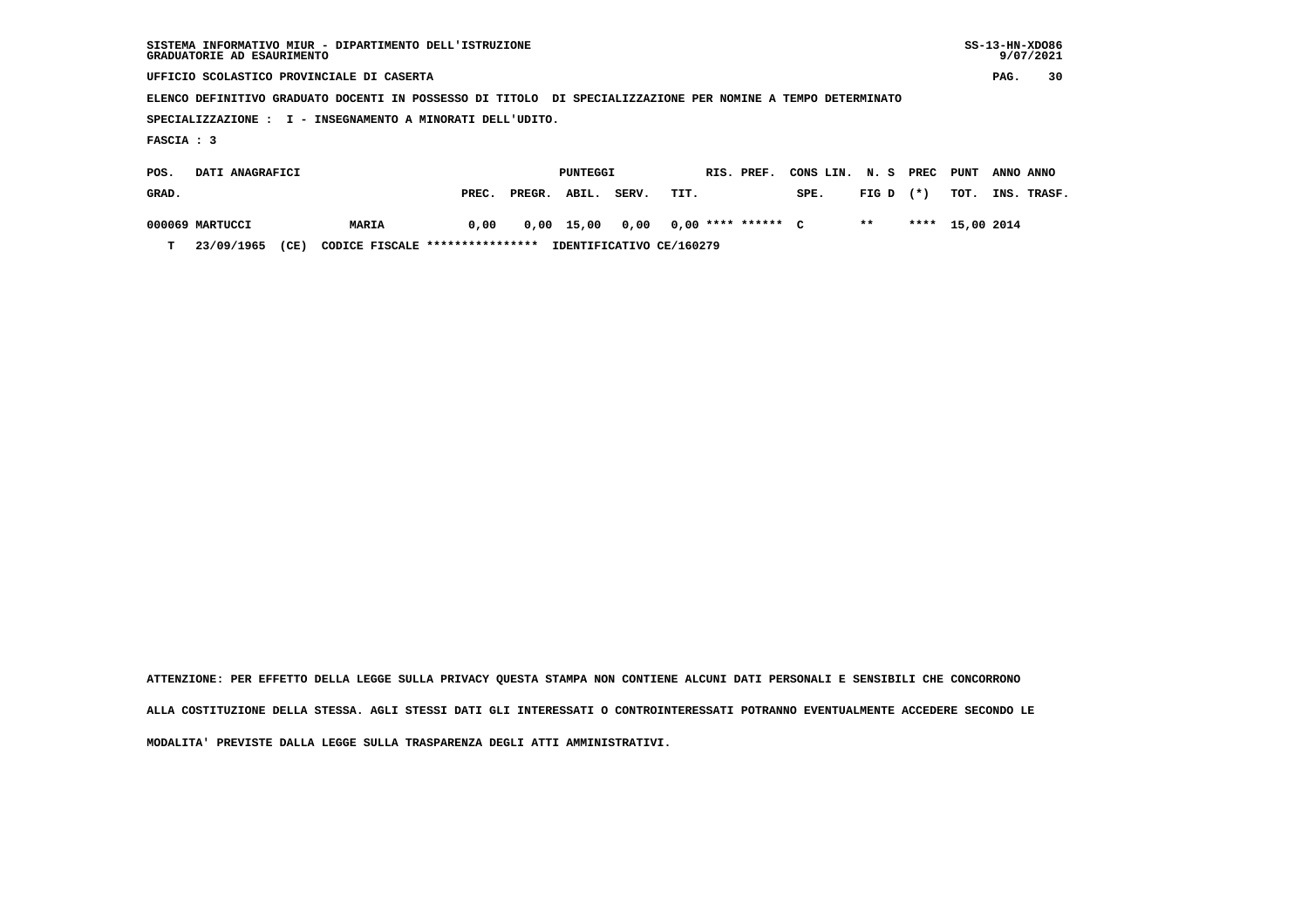SISTEMA INFORMATIVO MIUR - DIPARTIMENTO DELL'ISTRUZIONE
GRADUATORIE AD ESAURIMENTO

UFFICIO SCOLASTICO PROVINCIALE DI CASERTA

ELENCO DEFINITIVO GRADUATO DOCENTI IN POSSESSO DI TITOLO DI SPECIALIZZAZIONE PER NOMINE A TEMPO DETERMINATO

SPECIALIZZAZIONE : I - INSEGNAMENTO A MINORATI DELL'UDITO.

FASCIA : 3

| POS. GRAD. | DATI ANAGRAFICI | | PUNTEGGI PREC. | PREGR. | ABIL. | SERV. | TIT. | RIS. | PREF. | CONS LIN. SPE. | N. S FIG D | PREC (*) | PUNT TOT. | ANNO INS. | ANNO TRASF. |
|---|---|---|---|---|---|---|---|---|---|---|---|---|---|---|---|
| 000069 | MARTUCCI | MARIA | 0,00 | 0,00 | 15,00 | 0,00 | 0,00 | **** | ****** | C | ** | **** | 15,00 | 2014 | |
| T | 23/09/1965 (CE) | CODICE FISCALE **************** | IDENTIFICATIVO CE/160279 | | | | | | | | | | | | |

ATTENZIONE: PER EFFETTO DELLA LEGGE SULLA PRIVACY QUESTA STAMPA NON CONTIENE ALCUNI DATI PERSONALI E SENSIBILI CHE CONCORRONO ALLA COSTITUZIONE DELLA STESSA. AGLI STESSI DATI GLI INTERESSATI O CONTROINTERESSATI POTRANNO EVENTUALMENTE ACCEDERE SECONDO LE MODALITA' PREVISTE DALLA LEGGE SULLA TRASPARENZA DEGLI ATTI AMMINISTRATIVI.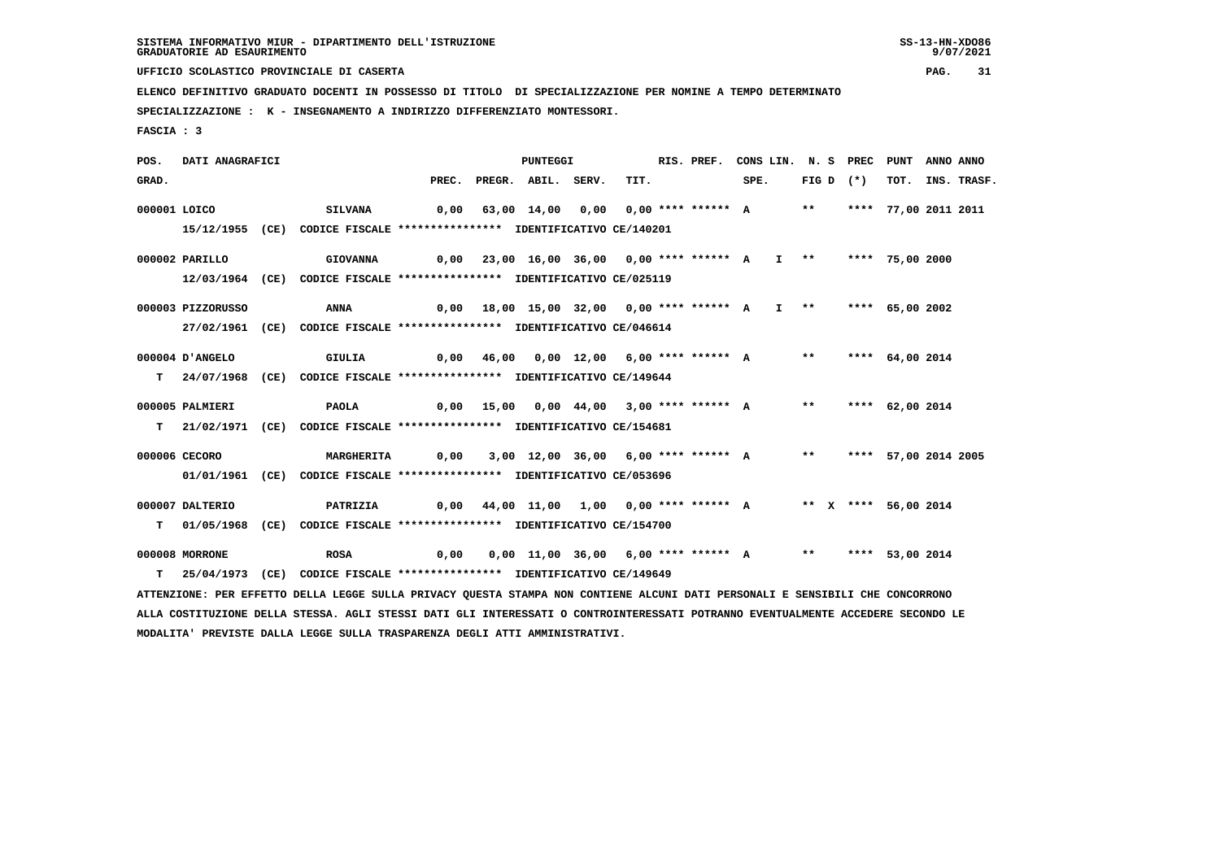SISTEMA INFORMATIVO MIUR - DIPARTIMENTO DELL'ISTRUZIONE
GRADUATORIE AD ESAURIMENTO

UFFICIO SCOLASTICO PROVINCIALE DI CASERTA

ELENCO DEFINITIVO GRADUATO DOCENTI IN POSSESSO DI TITOLO DI SPECIALIZZAZIONE PER NOMINE A TEMPO DETERMINATO

SPECIALIZZAZIONE : K - INSEGNAMENTO A INDIRIZZO DIFFERENZIATO MONTESSORI.

FASCIA : 3

| POS. GRAD. | DATI ANAGRAFICI | | PREC. | PREGR. | ABIL. | SERV. | TIT. | RIS. PREF. | CONS LIN. SPE. | N. S FIG D | PREC (*) | PUNT TOT. | ANNO INS. | ANNO TRASF. |
|---|---|---|---|---|---|---|---|---|---|---|---|---|---|---|
| 000001 | LOICO | SILVANA | 0,00 | 63,00 | 14,00 | 0,00 | 0,00 | **** ****** A | | ** | **** | 77,00 | 2011 | 2011 |
| | 15/12/1955 (CE) CODICE FISCALE **************** IDENTIFICATIVO CE/140201 | | | | | | | | | | | | | |
| 000002 | PARILLO | GIOVANNA | 0,00 | 23,00 | 16,00 | 36,00 | 0,00 | **** ****** A | I | ** | **** | 75,00 | 2000 | |
| | 12/03/1964 (CE) CODICE FISCALE **************** IDENTIFICATIVO CE/025119 | | | | | | | | | | | | | |
| 000003 | PIZZORUSSO | ANNA | 0,00 | 18,00 | 15,00 | 32,00 | 0,00 | **** ****** A | I | ** | **** | 65,00 | 2002 | |
| | 27/02/1961 (CE) CODICE FISCALE **************** IDENTIFICATIVO CE/046614 | | | | | | | | | | | | | |
| 000004 | D'ANGELO | GIULIA | 0,00 | 46,00 | 0,00 | 12,00 | 6,00 | **** ****** A | | ** | **** | 64,00 | 2014 | |
| T | 24/07/1968 (CE) CODICE FISCALE **************** IDENTIFICATIVO CE/149644 | | | | | | | | | | | | | |
| 000005 | PALMIERI | PAOLA | 0,00 | 15,00 | 0,00 | 44,00 | 3,00 | **** ****** A | | ** | **** | 62,00 | 2014 | |
| T | 21/02/1971 (CE) CODICE FISCALE **************** IDENTIFICATIVO CE/154681 | | | | | | | | | | | | | |
| 000006 | CECORO | MARGHERITA | 0,00 | 3,00 | 12,00 | 36,00 | 6,00 | **** ****** A | | ** | **** | 57,00 | 2014 | 2005 |
| | 01/01/1961 (CE) CODICE FISCALE **************** IDENTIFICATIVO CE/053696 | | | | | | | | | | | | | |
| 000007 | DALTERIO | PATRIZIA | 0,00 | 44,00 | 11,00 | 1,00 | 0,00 | **** ****** A | | ** X | **** | 56,00 | 2014 | |
| T | 01/05/1968 (CE) CODICE FISCALE **************** IDENTIFICATIVO CE/154700 | | | | | | | | | | | | | |
| 000008 | MORRONE | ROSA | 0,00 | 0,00 | 11,00 | 36,00 | 6,00 | **** ****** A | | ** | **** | 53,00 | 2014 | |
| T | 25/04/1973 (CE) CODICE FISCALE **************** IDENTIFICATIVO CE/149649 | | | | | | | | | | | | | |

ATTENZIONE: PER EFFETTO DELLA LEGGE SULLA PRIVACY QUESTA STAMPA NON CONTIENE ALCUNI DATI PERSONALI E SENSIBILI CHE CONCORRONO ALLA COSTITUZIONE DELLA STESSA. AGLI STESSI DATI GLI INTERESSATI O CONTROINTERESSATI POTRANNO EVENTUALMENTE ACCEDERE SECONDO LE MODALITA' PREVISTE DALLA LEGGE SULLA TRASPARENZA DEGLI ATTI AMMINISTRATIVI.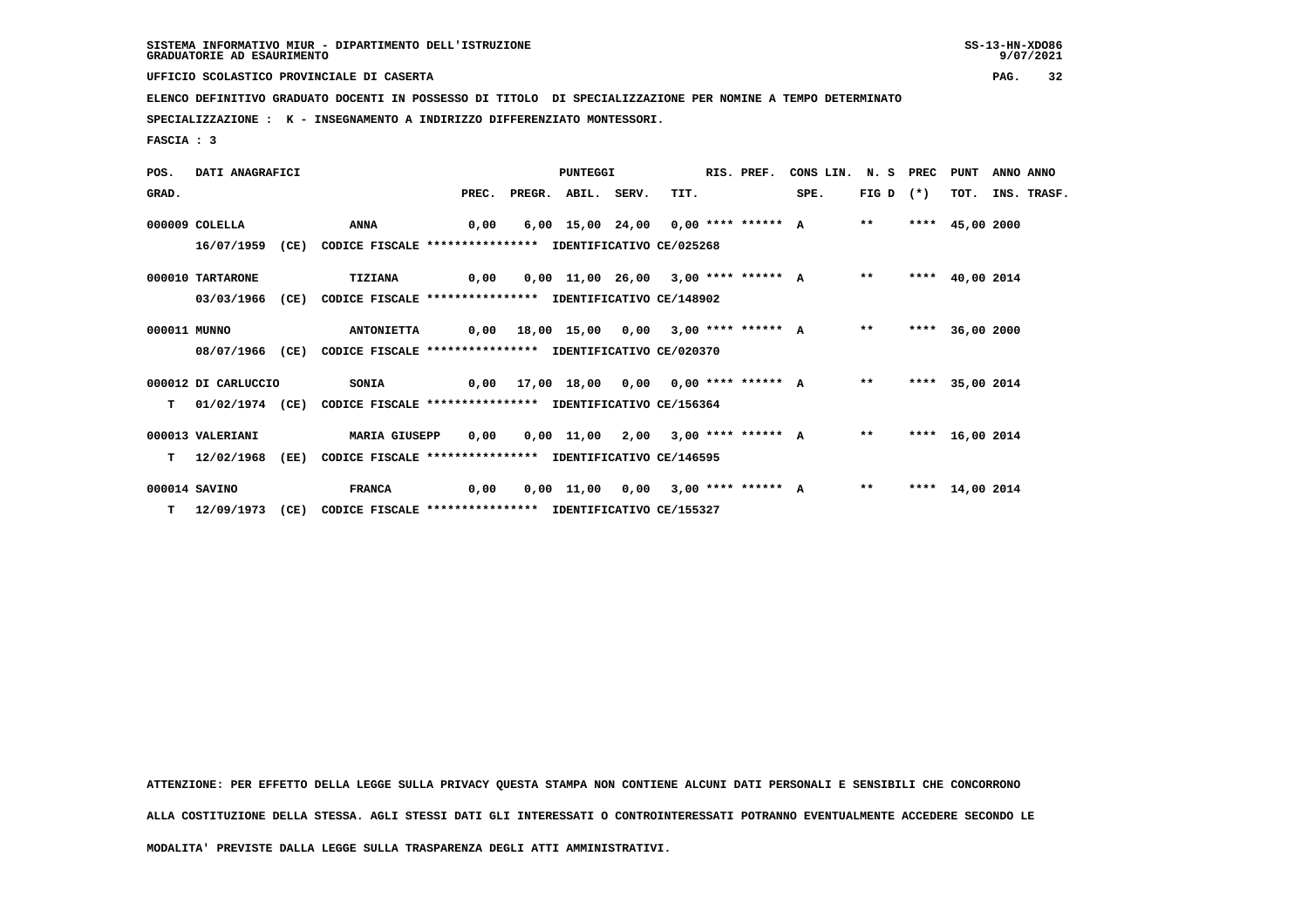SISTEMA INFORMATIVO MIUR - DIPARTIMENTO DELL'ISTRUZIONE
GRADUATORIE AD ESAURIMENTO

UFFICIO SCOLASTICO PROVINCIALE DI CASERTA

ELENCO DEFINITIVO GRADUATO DOCENTI IN POSSESSO DI TITOLO DI SPECIALIZZAZIONE PER NOMINE A TEMPO DETERMINATO

SPECIALIZZAZIONE : K - INSEGNAMENTO A INDIRIZZO DIFFERENZIATO MONTESSORI.

FASCIA : 3

| POS. GRAD. | DATI ANAGRAFICI | | PREC. | PREGR. | ABIL. | SERV. | TIT. | RIS. PREF. | CONS LIN. SPE. | N. S FIG D | PREC (*) | PUNT TOT. | ANNO INS. | ANNO TRASF. |
|---|---|---|---|---|---|---|---|---|---|---|---|---|---|---|
| 000009 | COLELLA | ANNA | 0,00 | 6,00 | 15,00 | 24,00 | 0,00 | **** ****** A | | ** | **** | 45,00 | 2000 | |
| | 16/07/1959 (CE) | CODICE FISCALE **************** IDENTIFICATIVO CE/025268 | | | | | | | | | | | | |
| 000010 | TARTARONE | TIZIANA | 0,00 | 0,00 | 11,00 | 26,00 | 3,00 | **** ****** A | | ** | **** | 40,00 | 2014 | |
| | 03/03/1966 (CE) | CODICE FISCALE **************** IDENTIFICATIVO CE/148902 | | | | | | | | | | | | |
| 000011 | MUNNO | ANTONIETTA | 0,00 | 18,00 | 15,00 | 0,00 | 3,00 | **** ****** A | | ** | **** | 36,00 | 2000 | |
| | 08/07/1966 (CE) | CODICE FISCALE **************** IDENTIFICATIVO CE/020370 | | | | | | | | | | | | |
| 000012 | DI CARLUCCIO | SONIA | 0,00 | 17,00 | 18,00 | 0,00 | 0,00 | **** ****** A | | ** | **** | 35,00 | 2014 | |
| T | 01/02/1974 (CE) | CODICE FISCALE **************** IDENTIFICATIVO CE/156364 | | | | | | | | | | | | |
| 000013 | VALERIANI | MARIA GIUSEPP | 0,00 | 0,00 | 11,00 | 2,00 | 3,00 | **** ****** A | | ** | **** | 16,00 | 2014 | |
| T | 12/02/1968 (EE) | CODICE FISCALE **************** IDENTIFICATIVO CE/146595 | | | | | | | | | | | | |
| 000014 | SAVINO | FRANCA | 0,00 | 0,00 | 11,00 | 0,00 | 3,00 | **** ****** A | | ** | **** | 14,00 | 2014 | |
| T | 12/09/1973 (CE) | CODICE FISCALE **************** IDENTIFICATIVO CE/155327 | | | | | | | | | | | | |

ATTENZIONE: PER EFFETTO DELLA LEGGE SULLA PRIVACY QUESTA STAMPA NON CONTIENE ALCUNI DATI PERSONALI E SENSIBILI CHE CONCORRONO ALLA COSTITUZIONE DELLA STESSA. AGLI STESSI DATI GLI INTERESSATI O CONTROINTERESSATI POTRANNO EVENTUALMENTE ACCEDERE SECONDO LE MODALITA' PREVISTE DALLA LEGGE SULLA TRASPARENZA DEGLI ATTI AMMINISTRATIVI.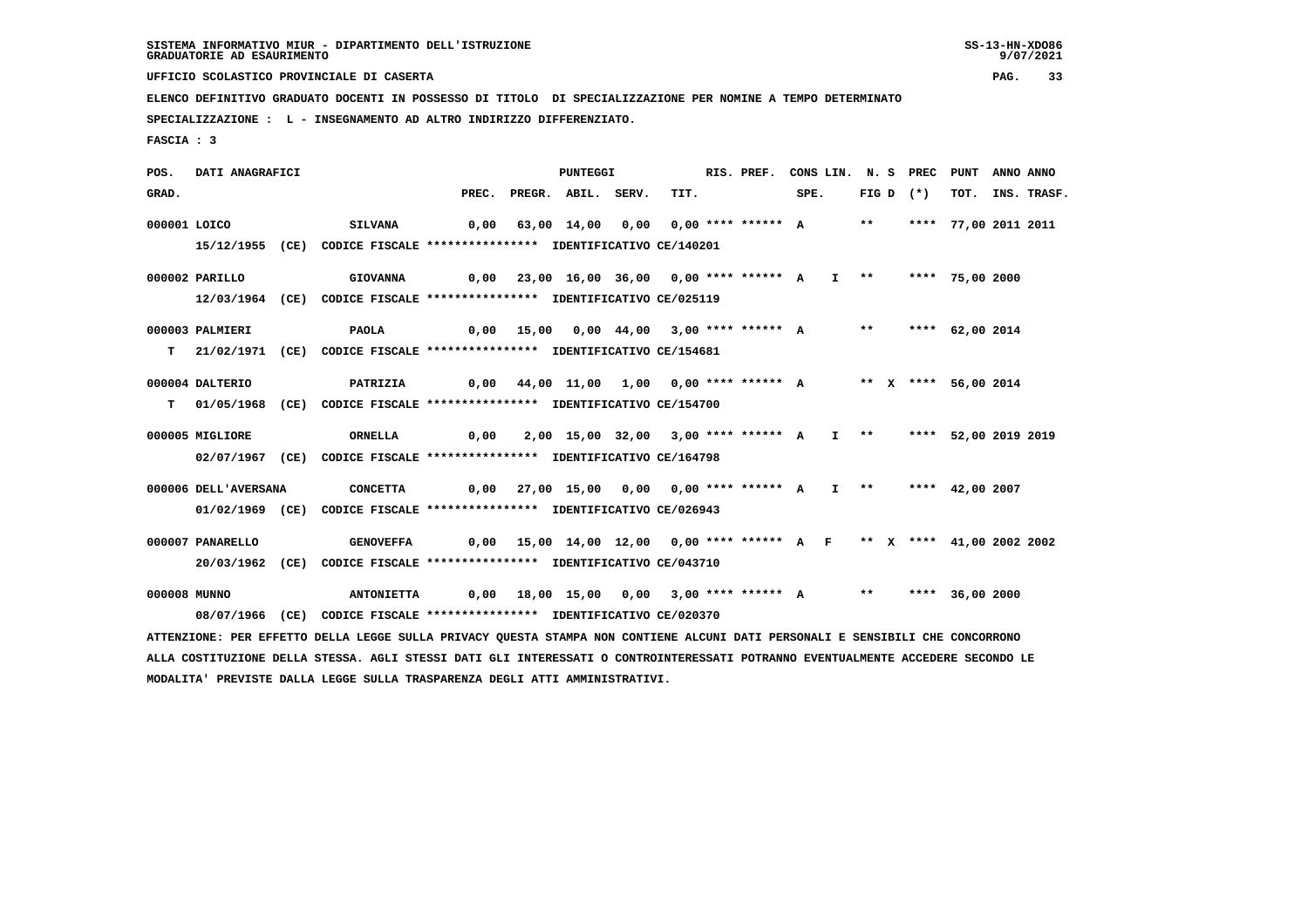SISTEMA INFORMATIVO MIUR - DIPARTIMENTO DELL'ISTRUZIONE
GRADUATORIE AD ESAURIMENTO

UFFICIO SCOLASTICO PROVINCIALE DI CASERTA

ELENCO DEFINITIVO GRADUATO DOCENTI IN POSSESSO DI TITOLO DI SPECIALIZZAZIONE PER NOMINE A TEMPO DETERMINATO

SPECIALIZZAZIONE : L - INSEGNAMENTO AD ALTRO INDIRIZZO DIFFERENZIATO.

FASCIA : 3

| POS. GRAD. | DATI ANAGRAFICI | | PREC. | PREGR. | ABIL. | SERV. | TIT. | RIS. PREF. | CONS LIN. SPE. | N. S FIG D | PREC (*) | PUNT TOT. | ANNO INS. | ANNO TRASF. |
|---|---|---|---|---|---|---|---|---|---|---|---|---|---|---|
| 000001 | LOICO | SILVANA | 0,00 | 63,00 | 14,00 | 0,00 | 0,00 | **** ****** | A | ** | **** | 77,00 | 2011 | 2011 |
| | 15/12/1955 (CE) CODICE FISCALE **************** IDENTIFICATIVO CE/140201 | | | | | | | | | | | | | |
| 000002 | PARILLO | GIOVANNA | 0,00 | 23,00 | 16,00 | 36,00 | 0,00 | **** ****** | A I | ** | **** | 75,00 | 2000 | |
| | 12/03/1964 (CE) CODICE FISCALE **************** IDENTIFICATIVO CE/025119 | | | | | | | | | | | | | |
| 000003 | PALMIERI | PAOLA | 0,00 | 15,00 | 0,00 | 44,00 | 3,00 | **** ****** | A | ** | **** | 62,00 | 2014 | |
| T | 21/02/1971 (CE) CODICE FISCALE **************** IDENTIFICATIVO CE/154681 | | | | | | | | | | | | | |
| 000004 | DALTERIO | PATRIZIA | 0,00 | 44,00 | 11,00 | 1,00 | 0,00 | **** ****** | A | ** X | **** | 56,00 | 2014 | |
| T | 01/05/1968 (CE) CODICE FISCALE **************** IDENTIFICATIVO CE/154700 | | | | | | | | | | | | | |
| 000005 | MIGLIORE | ORNELLA | 0,00 | 2,00 | 15,00 | 32,00 | 3,00 | **** ****** | A I | ** | **** | 52,00 | 2019 | 2019 |
| | 02/07/1967 (CE) CODICE FISCALE **************** IDENTIFICATIVO CE/164798 | | | | | | | | | | | | | |
| 000006 | DELL'AVERSANA | CONCETTA | 0,00 | 27,00 | 15,00 | 0,00 | 0,00 | **** ****** | A I | ** | **** | 42,00 | 2007 | |
| | 01/02/1969 (CE) CODICE FISCALE **************** IDENTIFICATIVO CE/026943 | | | | | | | | | | | | | |
| 000007 | PANARELLO | GENOVEFFA | 0,00 | 15,00 | 14,00 | 12,00 | 0,00 | **** ****** | A F | ** X | **** | 41,00 | 2002 | 2002 |
| | 20/03/1962 (CE) CODICE FISCALE **************** IDENTIFICATIVO CE/043710 | | | | | | | | | | | | | |
| 000008 | MUNNO | ANTONIETTA | 0,00 | 18,00 | 15,00 | 0,00 | 3,00 | **** ****** | A | ** | **** | 36,00 | 2000 | |
| | 08/07/1966 (CE) CODICE FISCALE **************** IDENTIFICATIVO CE/020370 | | | | | | | | | | | | | |

ATTENZIONE: PER EFFETTO DELLA LEGGE SULLA PRIVACY QUESTA STAMPA NON CONTIENE ALCUNI DATI PERSONALI E SENSIBILI CHE CONCORRONO ALLA COSTITUZIONE DELLA STESSA. AGLI STESSI DATI GLI INTERESSATI O CONTROINTERESSATI POTRANNO EVENTUALMENTE ACCEDERE SECONDO LE MODALITA' PREVISTE DALLA LEGGE SULLA TRASPARENZA DEGLI ATTI AMMINISTRATIVI.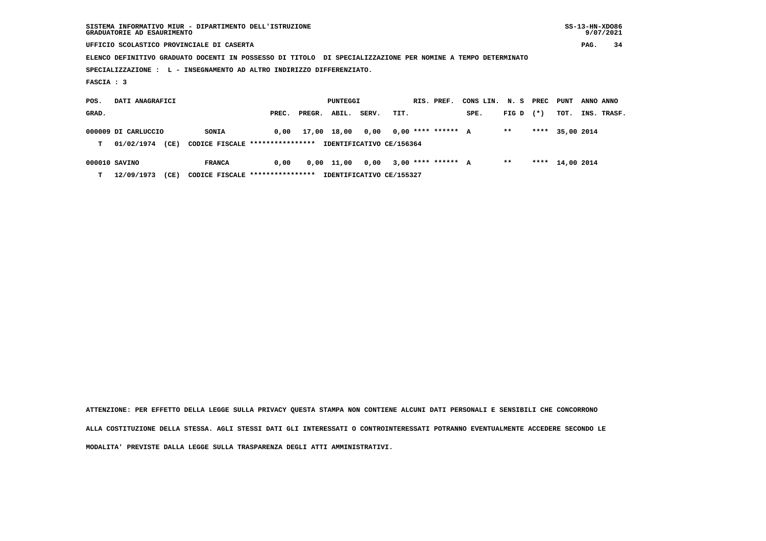UFFICIO SCOLASTICO PROVINCIALE DI CASERTA

ELENCO DEFINITIVO GRADUATO DOCENTI IN POSSESSO DI TITOLO DI SPECIALIZZAZIONE PER NOMINE A TEMPO DETERMINATO

SPECIALIZZAZIONE : L - INSEGNAMENTO AD ALTRO INDIRIZZO DIFFERENZIATO.

FASCIA : 3

| POS. GRAD. | DATI ANAGRAFICI | | PUNTEGGI PREC. | PREGR. | ABIL. | SERV. | TIT. | RIS. PREF. | CONS LIN. SPE. | N. S FIG D | PREC (*) | PUNT TOT. | ANNO INS. | ANNO TRASF. |
|---|---|---|---|---|---|---|---|---|---|---|---|---|---|---|
| 000009 | DI CARLUCCIO | SONIA | 0,00 | 17,00 | 18,00 | 0,00 | 0,00 | **** ****** | A | ** | **** | 35,00 | 2014 | |
| T | 01/02/1974 (CE) | CODICE FISCALE **************** | IDENTIFICATIVO CE/156364 | | | | | | | | | | | |
| 000010 | SAVINO | FRANCA | 0,00 | 0,00 | 11,00 | 0,00 | 3,00 | **** ****** | A | ** | **** | 14,00 | 2014 | |
| T | 12/09/1973 (CE) | CODICE FISCALE **************** | IDENTIFICATIVO CE/155327 | | | | | | | | | | | |

ATTENZIONE: PER EFFETTO DELLA LEGGE SULLA PRIVACY QUESTA STAMPA NON CONTIENE ALCUNI DATI PERSONALI E SENSIBILI CHE CONCORRONO ALLA COSTITUZIONE DELLA STESSA. AGLI STESSI DATI GLI INTERESSATI O CONTROINTERESSATI POTRANNO EVENTUALMENTE ACCEDERE SECONDO LE MODALITA' PREVISTE DALLA LEGGE SULLA TRASPARENZA DEGLI ATTI AMMINISTRATIVI.